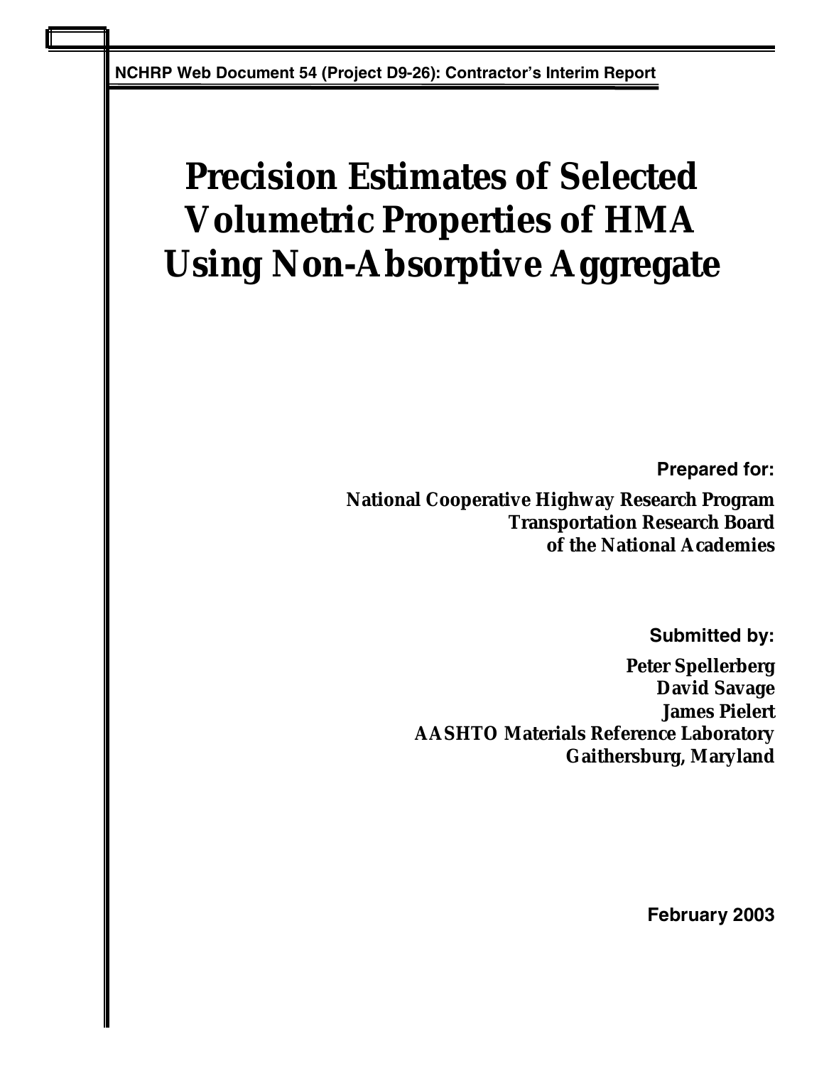**NCHRP Web Document 54 (Project D9-26): Contractor's Interim Report**

# Precision Estimates of Selected Volumetric Properties of HMA Using Non-Absorptive Aggregate

**Prepared for:**

**National Cooperative Highway Research Program**
**Transportation Research Board**
**of the National Academies**

**Submitted by:**

**Peter Spellerberg**
**David Savage**
**James Pielert**
**AASHTO Materials Reference Laboratory**
**Gaithersburg, Maryland**

**February 2003**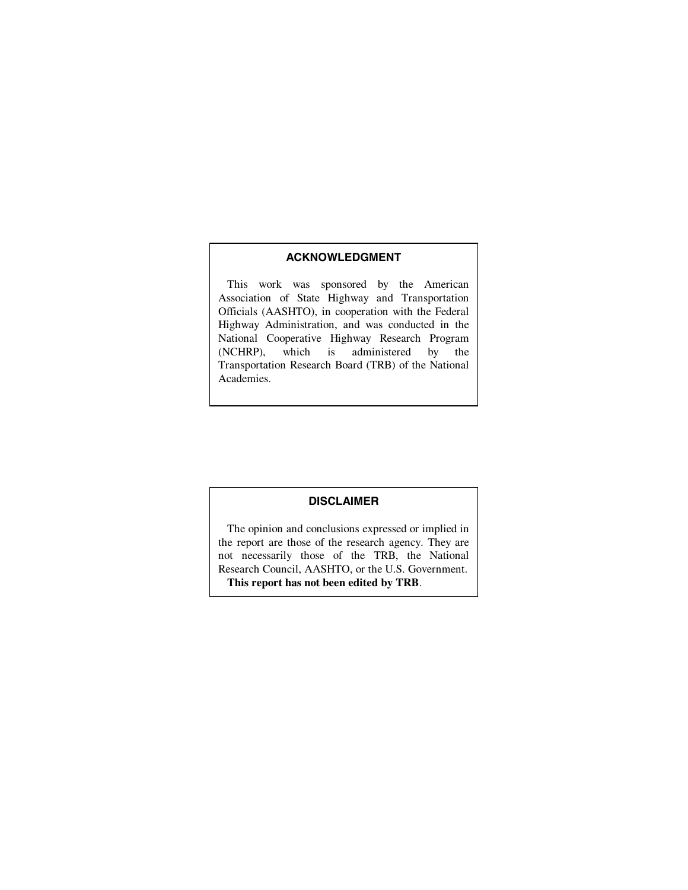## ACKNOWLEDGMENT

This work was sponsored by the American Association of State Highway and Transportation Officials (AASHTO), in cooperation with the Federal Highway Administration, and was conducted in the National Cooperative Highway Research Program (NCHRP), which is administered by the Transportation Research Board (TRB) of the National Academies.

## DISCLAIMER

The opinion and conclusions expressed or implied in the report are those of the research agency. They are not necessarily those of the TRB, the National Research Council, AASHTO, or the U.S. Government.
**This report has not been edited by TRB**.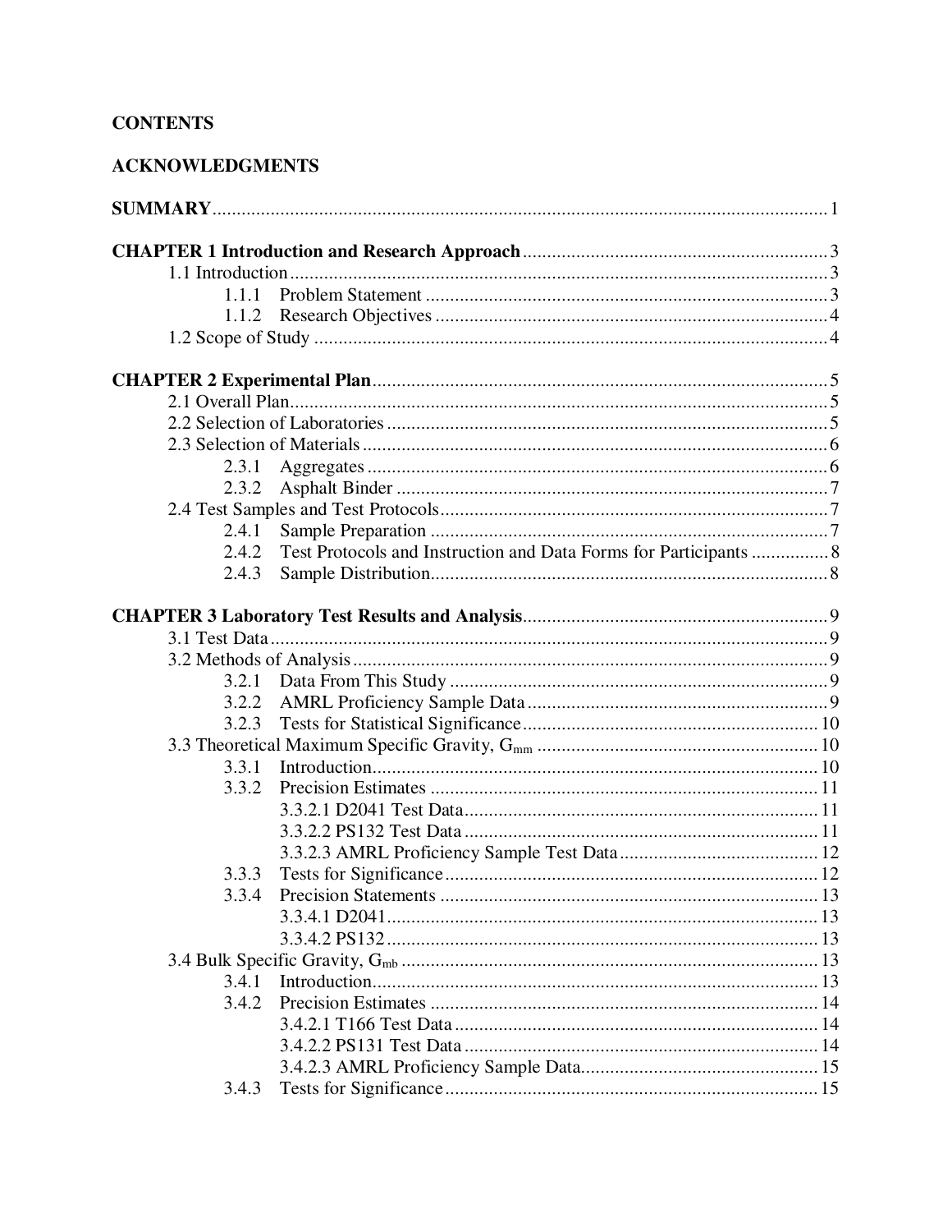# CONTENTS

## ACKNOWLEDGMENTS

**SUMMARY** ... 1

**CHAPTER 1 Introduction and Research Approach** ... 3
- 1.1 Introduction ... 3
  - 1.1.1 Problem Statement ... 3
  - 1.1.2 Research Objectives ... 4
- 1.2 Scope of Study ... 4

**CHAPTER 2 Experimental Plan** ... 5
- 2.1 Overall Plan ... 5
- 2.2 Selection of Laboratories ... 5
- 2.3 Selection of Materials ... 6
  - 2.3.1 Aggregates ... 6
  - 2.3.2 Asphalt Binder ... 7
- 2.4 Test Samples and Test Protocols ... 7
  - 2.4.1 Sample Preparation ... 7
  - 2.4.2 Test Protocols and Instruction and Data Forms for Participants ... 8
  - 2.4.3 Sample Distribution ... 8

**CHAPTER 3 Laboratory Test Results and Analysis** ... 9
- 3.1 Test Data ... 9
- 3.2 Methods of Analysis ... 9
  - 3.2.1 Data From This Study ... 9
  - 3.2.2 AMRL Proficiency Sample Data ... 9
  - 3.2.3 Tests for Statistical Significance ... 10
- 3.3 Theoretical Maximum Specific Gravity, $G_{mm}$ ... 10
  - 3.3.1 Introduction ... 10
  - 3.3.2 Precision Estimates ... 11
    - 3.3.2.1 D2041 Test Data ... 11
    - 3.3.2.2 PS132 Test Data ... 11
    - 3.3.2.3 AMRL Proficiency Sample Test Data ... 12
  - 3.3.3 Tests for Significance ... 12
  - 3.3.4 Precision Statements ... 13
    - 3.3.4.1 D2041 ... 13
    - 3.3.4.2 PS132 ... 13
- 3.4 Bulk Specific Gravity, $G_{mb}$ ... 13
  - 3.4.1 Introduction ... 13
  - 3.4.2 Precision Estimates ... 14
    - 3.4.2.1 T166 Test Data ... 14
    - 3.4.2.2 PS131 Test Data ... 14
    - 3.4.2.3 AMRL Proficiency Sample Data ... 15
  - 3.4.3 Tests for Significance ... 15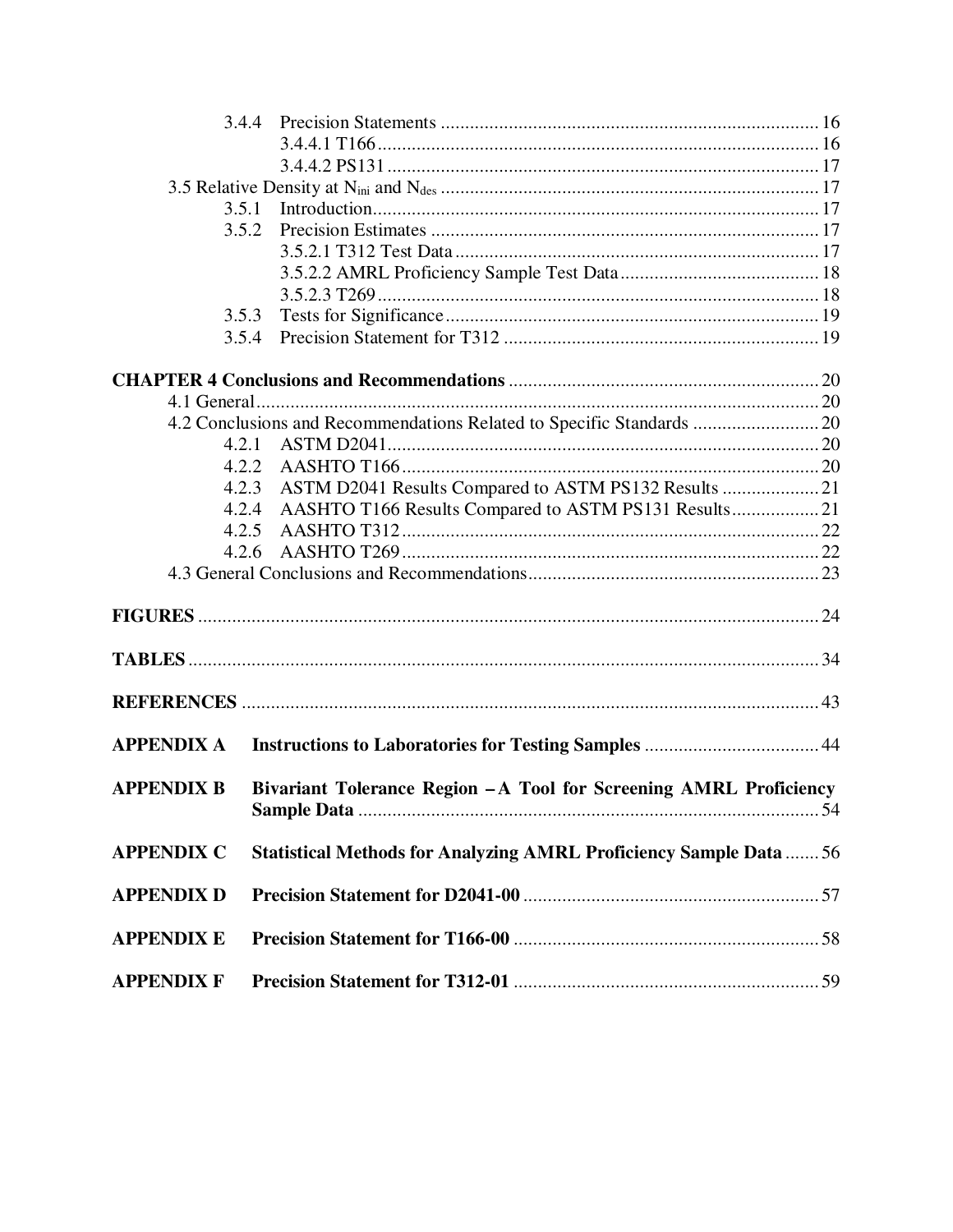- 3.4.4 Precision Statements ........................................................................ 16
  - 3.4.4.1 T166 ........................................................................ 16
  - 3.4.4.2 PS131 ........................................................................ 17
- 3.5 Relative Density at $N_{ini}$ and $N_{des}$ ........................................................................ 17
  - 3.5.1 Introduction ........................................................................ 17
  - 3.5.2 Precision Estimates ........................................................................ 17
    - 3.5.2.1 T312 Test Data ........................................................................ 17
    - 3.5.2.2 AMRL Proficiency Sample Test Data ........................................................................ 18
    - 3.5.2.3 T269 ........................................................................ 18
  - 3.5.3 Tests for Significance ........................................................................ 19
  - 3.5.4 Precision Statement for T312 ........................................................................ 19

**CHAPTER 4 Conclusions and Recommendations** ........................................................................ 20

- 4.1 General ........................................................................ 20
- 4.2 Conclusions and Recommendations Related to Specific Standards ........................................................................ 20
  - 4.2.1 ASTM D2041 ........................................................................ 20
  - 4.2.2 AASHTO T166 ........................................................................ 20
  - 4.2.3 ASTM D2041 Results Compared to ASTM PS132 Results ........................................................................ 21
  - 4.2.4 AASHTO T166 Results Compared to ASTM PS131 Results ........................................................................ 21
  - 4.2.5 AASHTO T312 ........................................................................ 22
  - 4.2.6 AASHTO T269 ........................................................................ 22
- 4.3 General Conclusions and Recommendations ........................................................................ 23

**FIGURES** ........................................................................ 24

**TABLES** ........................................................................ 34

**REFERENCES** ........................................................................ 43

**APPENDIX A Instructions to Laboratories for Testing Samples** ........................................................................ 44

**APPENDIX B Bivariant Tolerance Region – A Tool for Screening AMRL Proficiency Sample Data** ........................................................................ 54

**APPENDIX C Statistical Methods for Analyzing AMRL Proficiency Sample Data** ........................................................................ 56

**APPENDIX D Precision Statement for D2041-00** ........................................................................ 57

**APPENDIX E Precision Statement for T166-00** ........................................................................ 58

**APPENDIX F Precision Statement for T312-01** ........................................................................ 59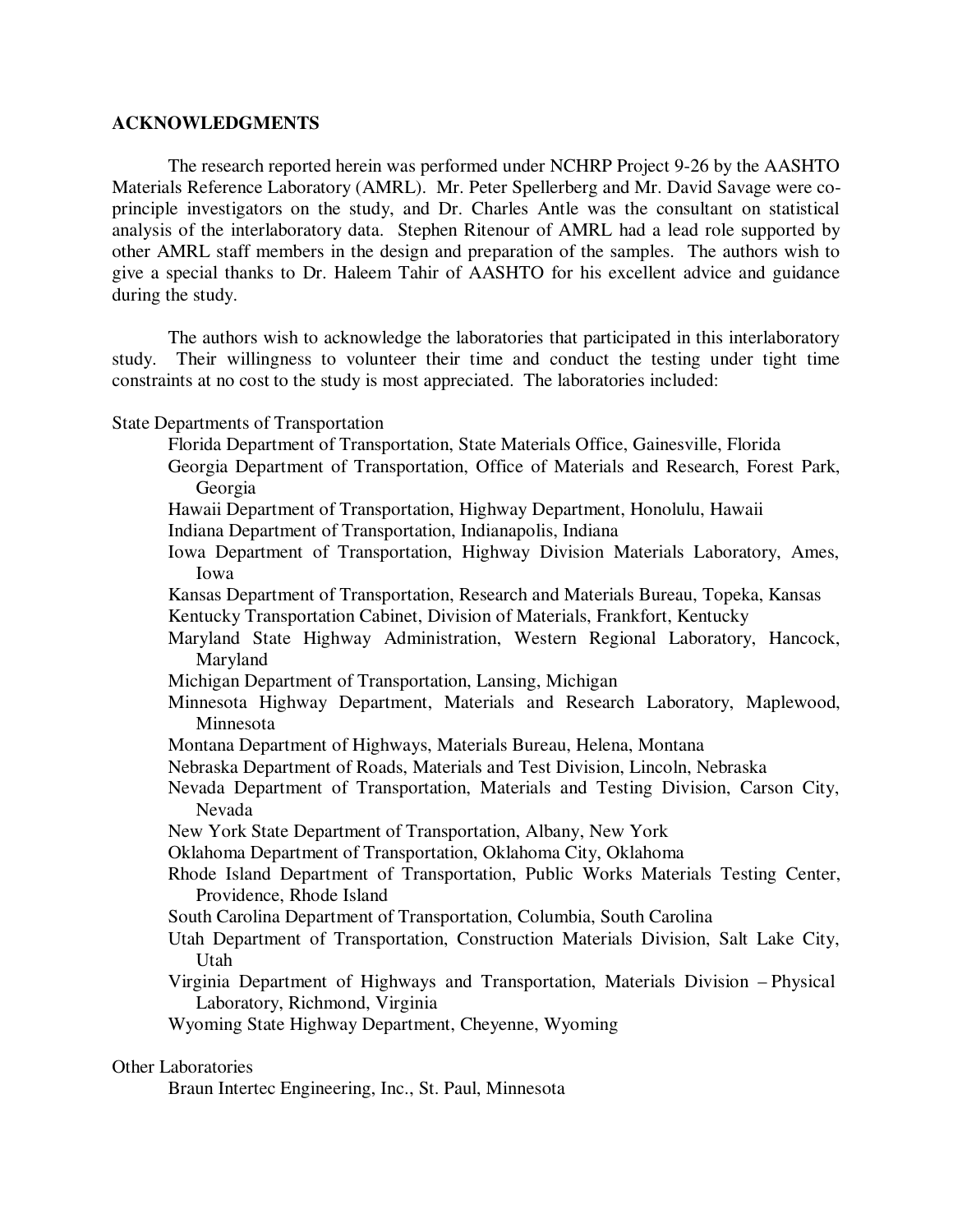## ACKNOWLEDGMENTS

The research reported herein was performed under NCHRP Project 9-26 by the AASHTO Materials Reference Laboratory (AMRL). Mr. Peter Spellerberg and Mr. David Savage were co-principle investigators on the study, and Dr. Charles Antle was the consultant on statistical analysis of the interlaboratory data. Stephen Ritenour of AMRL had a lead role supported by other AMRL staff members in the design and preparation of the samples. The authors wish to give a special thanks to Dr. Haleem Tahir of AASHTO for his excellent advice and guidance during the study.

The authors wish to acknowledge the laboratories that participated in this interlaboratory study. Their willingness to volunteer their time and conduct the testing under tight time constraints at no cost to the study is most appreciated. The laboratories included:

State Departments of Transportation

- Florida Department of Transportation, State Materials Office, Gainesville, Florida
- Georgia Department of Transportation, Office of Materials and Research, Forest Park, Georgia
- Hawaii Department of Transportation, Highway Department, Honolulu, Hawaii
- Indiana Department of Transportation, Indianapolis, Indiana
- Iowa Department of Transportation, Highway Division Materials Laboratory, Ames, Iowa
- Kansas Department of Transportation, Research and Materials Bureau, Topeka, Kansas
- Kentucky Transportation Cabinet, Division of Materials, Frankfort, Kentucky
- Maryland State Highway Administration, Western Regional Laboratory, Hancock, Maryland
- Michigan Department of Transportation, Lansing, Michigan
- Minnesota Highway Department, Materials and Research Laboratory, Maplewood, Minnesota
- Montana Department of Highways, Materials Bureau, Helena, Montana
- Nebraska Department of Roads, Materials and Test Division, Lincoln, Nebraska
- Nevada Department of Transportation, Materials and Testing Division, Carson City, Nevada
- New York State Department of Transportation, Albany, New York
- Oklahoma Department of Transportation, Oklahoma City, Oklahoma
- Rhode Island Department of Transportation, Public Works Materials Testing Center, Providence, Rhode Island
- South Carolina Department of Transportation, Columbia, South Carolina
- Utah Department of Transportation, Construction Materials Division, Salt Lake City, Utah
- Virginia Department of Highways and Transportation, Materials Division – Physical Laboratory, Richmond, Virginia
- Wyoming State Highway Department, Cheyenne, Wyoming

Other Laboratories

- Braun Intertec Engineering, Inc., St. Paul, Minnesota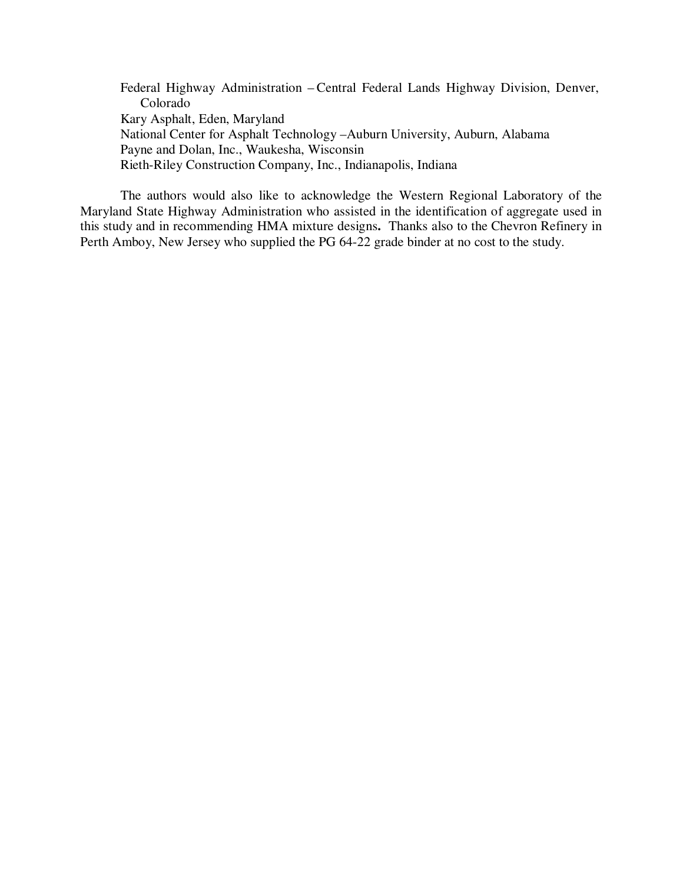Federal Highway Administration – Central Federal Lands Highway Division, Denver, Colorado
Kary Asphalt, Eden, Maryland
National Center for Asphalt Technology – Auburn University, Auburn, Alabama
Payne and Dolan, Inc., Waukesha, Wisconsin
Rieth-Riley Construction Company, Inc., Indianapolis, Indiana

The authors would also like to acknowledge the Western Regional Laboratory of the Maryland State Highway Administration who assisted in the identification of aggregate used in this study and in recommending HMA mixture designs. Thanks also to the Chevron Refinery in Perth Amboy, New Jersey who supplied the PG 64-22 grade binder at no cost to the study.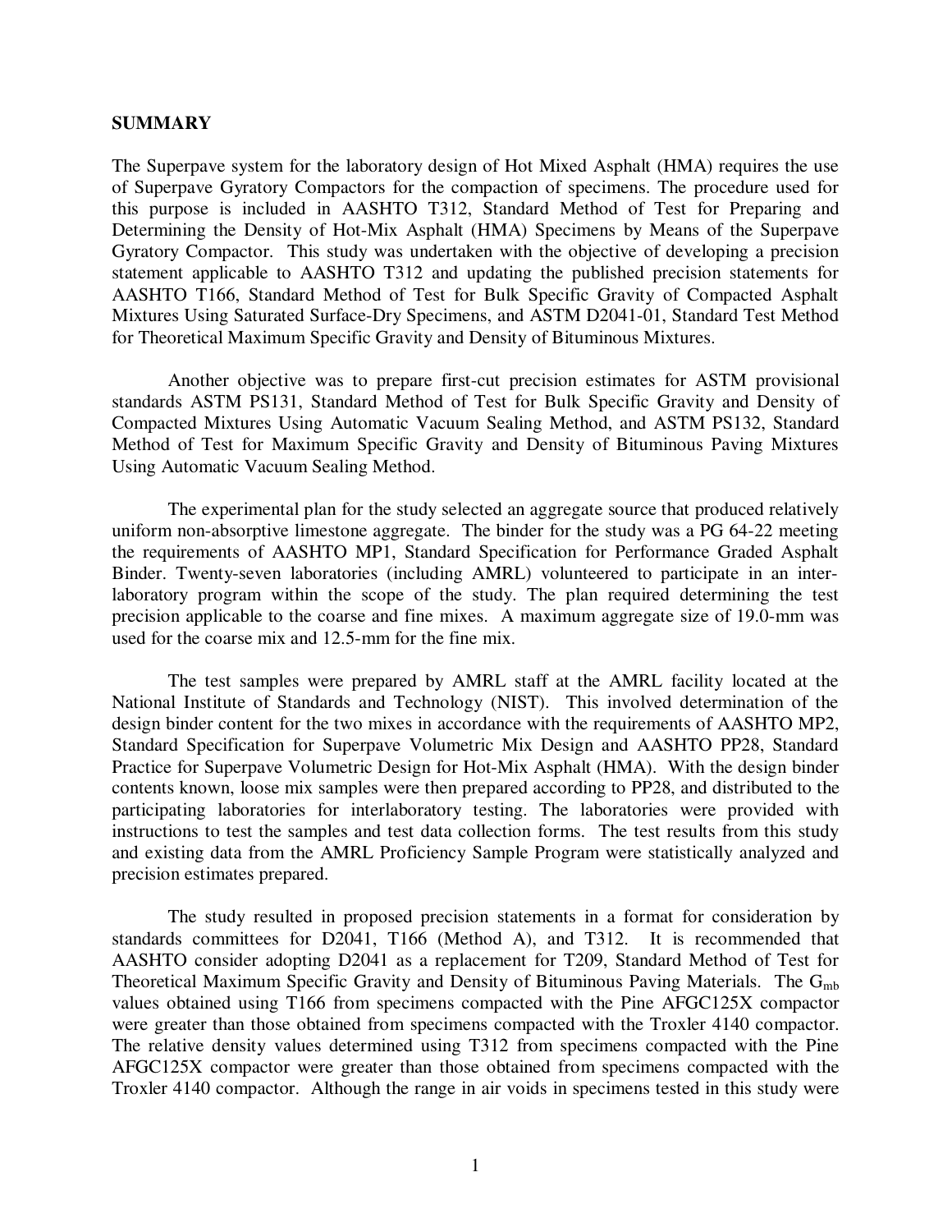## SUMMARY

The Superpave system for the laboratory design of Hot Mixed Asphalt (HMA) requires the use of Superpave Gyratory Compactors for the compaction of specimens. The procedure used for this purpose is included in AASHTO T312, Standard Method of Test for Preparing and Determining the Density of Hot-Mix Asphalt (HMA) Specimens by Means of the Superpave Gyratory Compactor. This study was undertaken with the objective of developing a precision statement applicable to AASHTO T312 and updating the published precision statements for AASHTO T166, Standard Method of Test for Bulk Specific Gravity of Compacted Asphalt Mixtures Using Saturated Surface-Dry Specimens, and ASTM D2041-01, Standard Test Method for Theoretical Maximum Specific Gravity and Density of Bituminous Mixtures.

Another objective was to prepare first-cut precision estimates for ASTM provisional standards ASTM PS131, Standard Method of Test for Bulk Specific Gravity and Density of Compacted Mixtures Using Automatic Vacuum Sealing Method, and ASTM PS132, Standard Method of Test for Maximum Specific Gravity and Density of Bituminous Paving Mixtures Using Automatic Vacuum Sealing Method.

The experimental plan for the study selected an aggregate source that produced relatively uniform non-absorptive limestone aggregate. The binder for the study was a PG 64-22 meeting the requirements of AASHTO MP1, Standard Specification for Performance Graded Asphalt Binder. Twenty-seven laboratories (including AMRL) volunteered to participate in an inter-laboratory program within the scope of the study. The plan required determining the test precision applicable to the coarse and fine mixes. A maximum aggregate size of 19.0-mm was used for the coarse mix and 12.5-mm for the fine mix.

The test samples were prepared by AMRL staff at the AMRL facility located at the National Institute of Standards and Technology (NIST). This involved determination of the design binder content for the two mixes in accordance with the requirements of AASHTO MP2, Standard Specification for Superpave Volumetric Mix Design and AASHTO PP28, Standard Practice for Superpave Volumetric Design for Hot-Mix Asphalt (HMA). With the design binder contents known, loose mix samples were then prepared according to PP28, and distributed to the participating laboratories for interlaboratory testing. The laboratories were provided with instructions to test the samples and test data collection forms. The test results from this study and existing data from the AMRL Proficiency Sample Program were statistically analyzed and precision estimates prepared.

The study resulted in proposed precision statements in a format for consideration by standards committees for D2041, T166 (Method A), and T312. It is recommended that AASHTO consider adopting D2041 as a replacement for T209, Standard Method of Test for Theoretical Maximum Specific Gravity and Density of Bituminous Paving Materials. The $G_{mb}$ values obtained using T166 from specimens compacted with the Pine AFGC125X compactor were greater than those obtained from specimens compacted with the Troxler 4140 compactor. The relative density values determined using T312 from specimens compacted with the Pine AFGC125X compactor were greater than those obtained from specimens compacted with the Troxler 4140 compactor. Although the range in air voids in specimens tested in this study were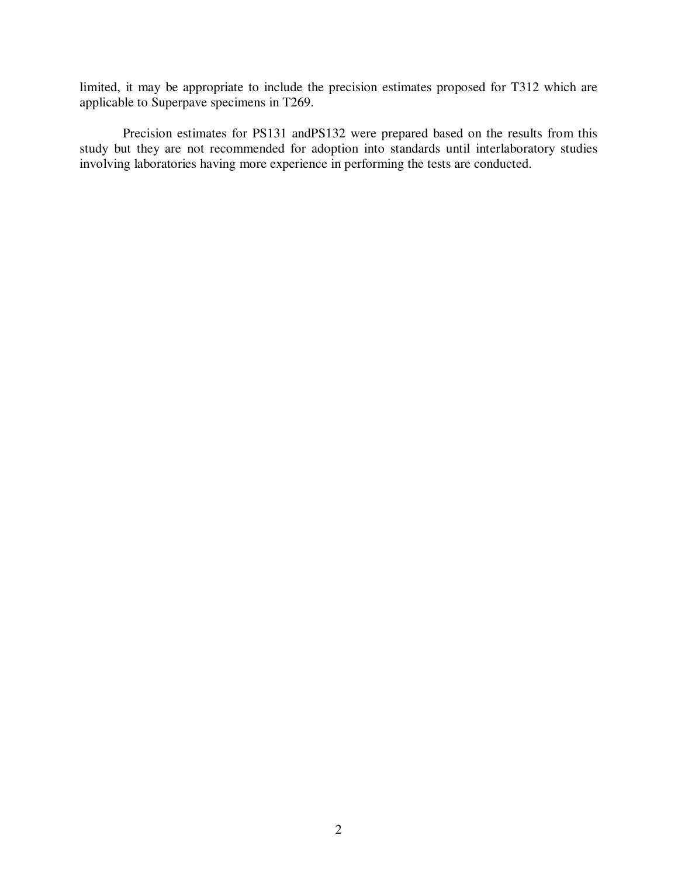limited, it may be appropriate to include the precision estimates proposed for T312 which are applicable to Superpave specimens in T269.

Precision estimates for PS131 andPS132 were prepared based on the results from this study but they are not recommended for adoption into standards until interlaboratory studies involving laboratories having more experience in performing the tests are conducted.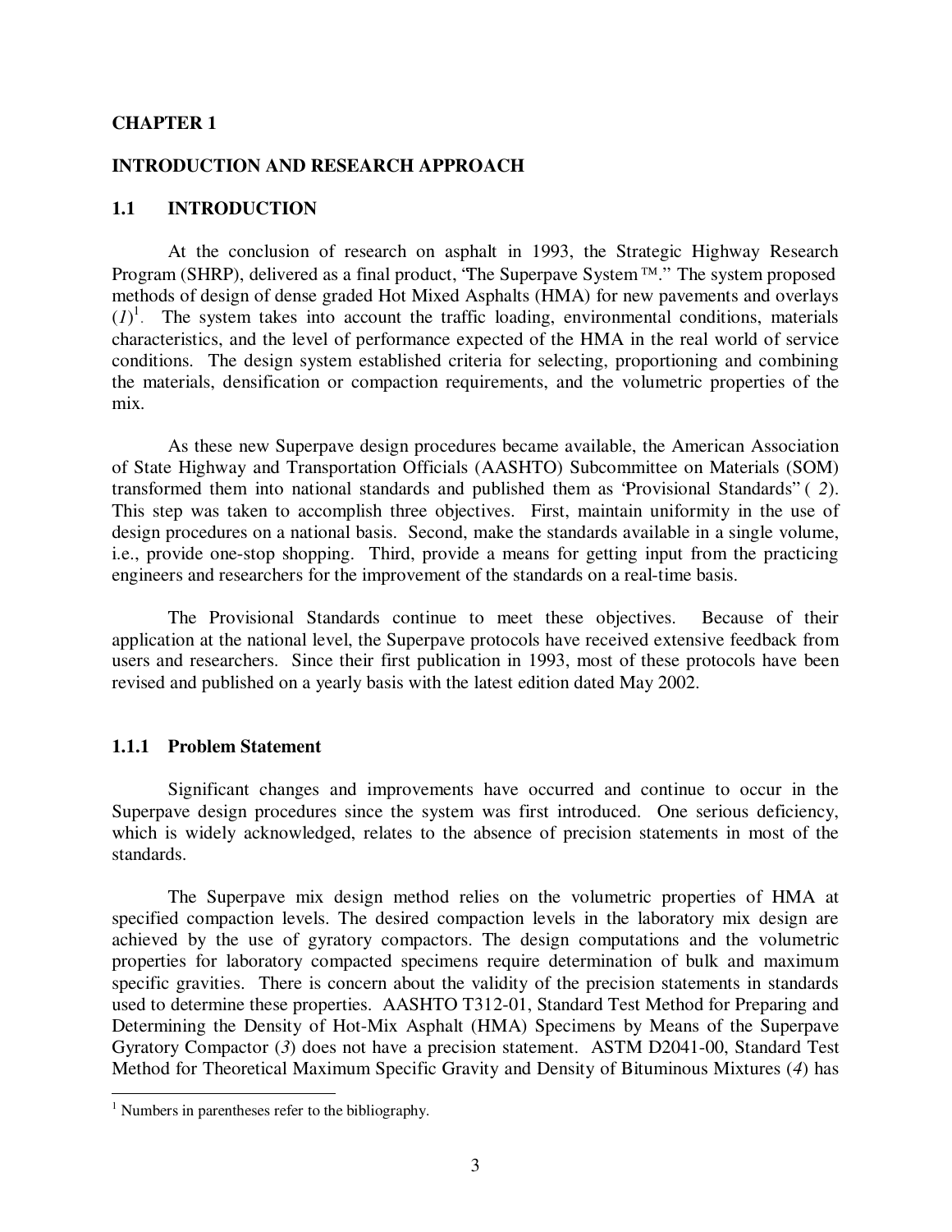# CHAPTER 1

# INTRODUCTION AND RESEARCH APPROACH

## 1.1 INTRODUCTION

At the conclusion of research on asphalt in 1993, the Strategic Highway Research Program (SHRP), delivered as a final product, "The Superpave System™." The system proposed methods of design of dense graded Hot Mixed Asphalts (HMA) for new pavements and overlays (*1*)[1]. The system takes into account the traffic loading, environmental conditions, materials characteristics, and the level of performance expected of the HMA in the real world of service conditions. The design system established criteria for selecting, proportioning and combining the materials, densification or compaction requirements, and the volumetric properties of the mix.

As these new Superpave design procedures became available, the American Association of State Highway and Transportation Officials (AASHTO) Subcommittee on Materials (SOM) transformed them into national standards and published them as 'Provisional Standards" ( *2*). This step was taken to accomplish three objectives. First, maintain uniformity in the use of design procedures on a national basis. Second, make the standards available in a single volume, i.e., provide one-stop shopping. Third, provide a means for getting input from the practicing engineers and researchers for the improvement of the standards on a real-time basis.

The Provisional Standards continue to meet these objectives. Because of their application at the national level, the Superpave protocols have received extensive feedback from users and researchers. Since their first publication in 1993, most of these protocols have been revised and published on a yearly basis with the latest edition dated May 2002.

### 1.1.1 Problem Statement

Significant changes and improvements have occurred and continue to occur in the Superpave design procedures since the system was first introduced. One serious deficiency, which is widely acknowledged, relates to the absence of precision statements in most of the standards.

The Superpave mix design method relies on the volumetric properties of HMA at specified compaction levels. The desired compaction levels in the laboratory mix design are achieved by the use of gyratory compactors. The design computations and the volumetric properties for laboratory compacted specimens require determination of bulk and maximum specific gravities. There is concern about the validity of the precision statements in standards used to determine these properties. AASHTO T312-01, Standard Test Method for Preparing and Determining the Density of Hot-Mix Asphalt (HMA) Specimens by Means of the Superpave Gyratory Compactor (*3*) does not have a precision statement. ASTM D2041-00, Standard Test Method for Theoretical Maximum Specific Gravity and Density of Bituminous Mixtures (*4*) has

[1] Numbers in parentheses refer to the bibliography.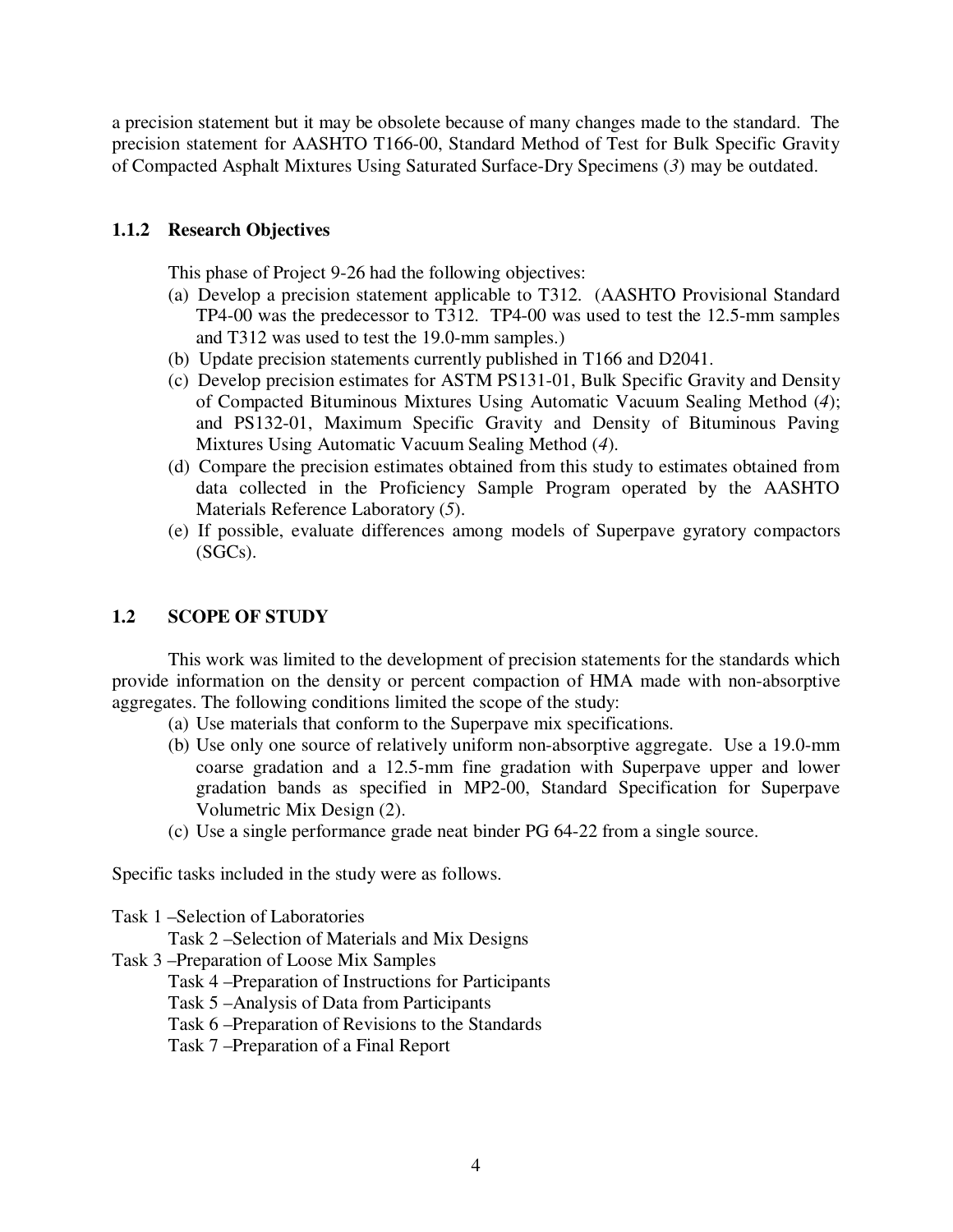a precision statement but it may be obsolete because of many changes made to the standard. The precision statement for AASHTO T166-00, Standard Method of Test for Bulk Specific Gravity of Compacted Asphalt Mixtures Using Saturated Surface-Dry Specimens (*3*) may be outdated.

### 1.1.2 Research Objectives

This phase of Project 9-26 had the following objectives:

(a) Develop a precision statement applicable to T312. (AASHTO Provisional Standard TP4-00 was the predecessor to T312. TP4-00 was used to test the 12.5-mm samples and T312 was used to test the 19.0-mm samples.)
(b) Update precision statements currently published in T166 and D2041.
(c) Develop precision estimates for ASTM PS131-01, Bulk Specific Gravity and Density of Compacted Bituminous Mixtures Using Automatic Vacuum Sealing Method (*4*); and PS132-01, Maximum Specific Gravity and Density of Bituminous Paving Mixtures Using Automatic Vacuum Sealing Method (*4*).
(d) Compare the precision estimates obtained from this study to estimates obtained from data collected in the Proficiency Sample Program operated by the AASHTO Materials Reference Laboratory (*5*).
(e) If possible, evaluate differences among models of Superpave gyratory compactors (SGCs).

## 1.2 SCOPE OF STUDY

This work was limited to the development of precision statements for the standards which provide information on the density or percent compaction of HMA made with non-absorptive aggregates. The following conditions limited the scope of the study:

(a) Use materials that conform to the Superpave mix specifications.
(b) Use only one source of relatively uniform non-absorptive aggregate. Use a 19.0-mm coarse gradation and a 12.5-mm fine gradation with Superpave upper and lower gradation bands as specified in MP2-00, Standard Specification for Superpave Volumetric Mix Design (2).
(c) Use a single performance grade neat binder PG 64-22 from a single source.

Specific tasks included in the study were as follows.

Task 1 –Selection of Laboratories
Task 2 –Selection of Materials and Mix Designs
Task 3 –Preparation of Loose Mix Samples
Task 4 –Preparation of Instructions for Participants
Task 5 –Analysis of Data from Participants
Task 6 –Preparation of Revisions to the Standards
Task 7 –Preparation of a Final Report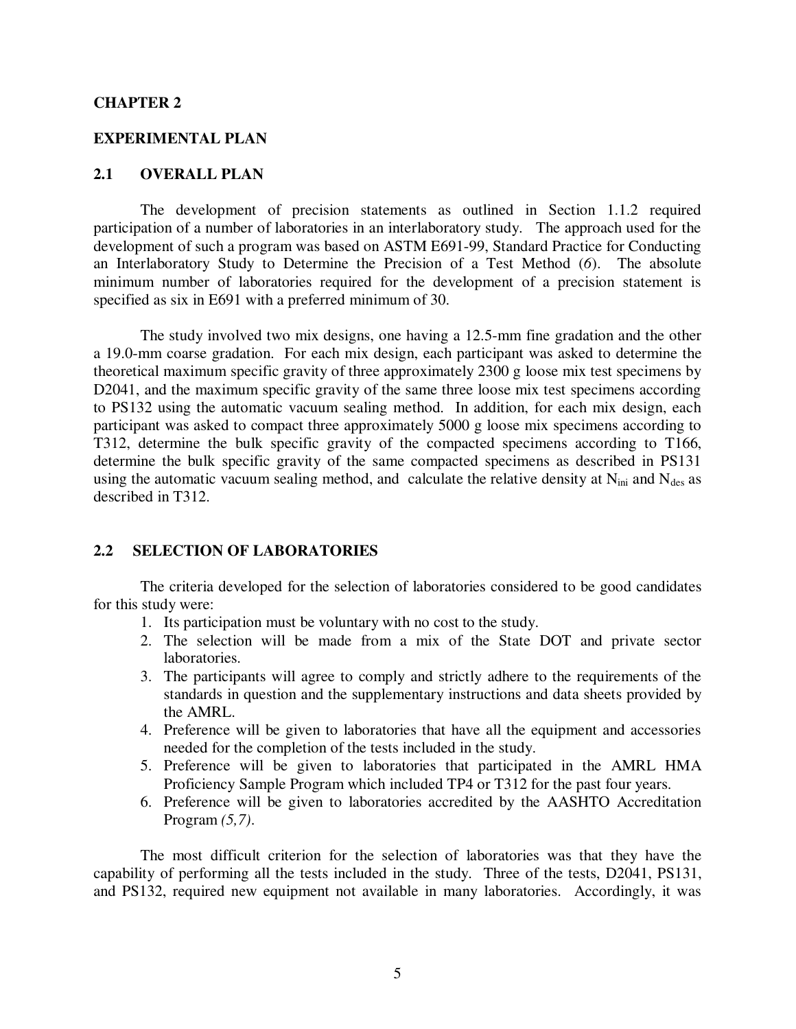# CHAPTER 2

# EXPERIMENTAL PLAN

## 2.1 OVERALL PLAN

The development of precision statements as outlined in Section 1.1.2 required participation of a number of laboratories in an interlaboratory study. The approach used for the development of such a program was based on ASTM E691-99, Standard Practice for Conducting an Interlaboratory Study to Determine the Precision of a Test Method (*6*). The absolute minimum number of laboratories required for the development of a precision statement is specified as six in E691 with a preferred minimum of 30.

The study involved two mix designs, one having a 12.5-mm fine gradation and the other a 19.0-mm coarse gradation. For each mix design, each participant was asked to determine the theoretical maximum specific gravity of three approximately 2300 g loose mix test specimens by D2041, and the maximum specific gravity of the same three loose mix test specimens according to PS132 using the automatic vacuum sealing method. In addition, for each mix design, each participant was asked to compact three approximately 5000 g loose mix specimens according to T312, determine the bulk specific gravity of the compacted specimens according to T166, determine the bulk specific gravity of the same compacted specimens as described in PS131 using the automatic vacuum sealing method, and calculate the relative density at $N_{ini}$ and $N_{des}$ as described in T312.

## 2.2 SELECTION OF LABORATORIES

The criteria developed for the selection of laboratories considered to be good candidates for this study were:

1. Its participation must be voluntary with no cost to the study.
2. The selection will be made from a mix of the State DOT and private sector laboratories.
3. The participants will agree to comply and strictly adhere to the requirements of the standards in question and the supplementary instructions and data sheets provided by the AMRL.
4. Preference will be given to laboratories that have all the equipment and accessories needed for the completion of the tests included in the study.
5. Preference will be given to laboratories that participated in the AMRL HMA Proficiency Sample Program which included TP4 or T312 for the past four years.
6. Preference will be given to laboratories accredited by the AASHTO Accreditation Program *(5,7)*.

The most difficult criterion for the selection of laboratories was that they have the capability of performing all the tests included in the study. Three of the tests, D2041, PS131, and PS132, required new equipment not available in many laboratories. Accordingly, it was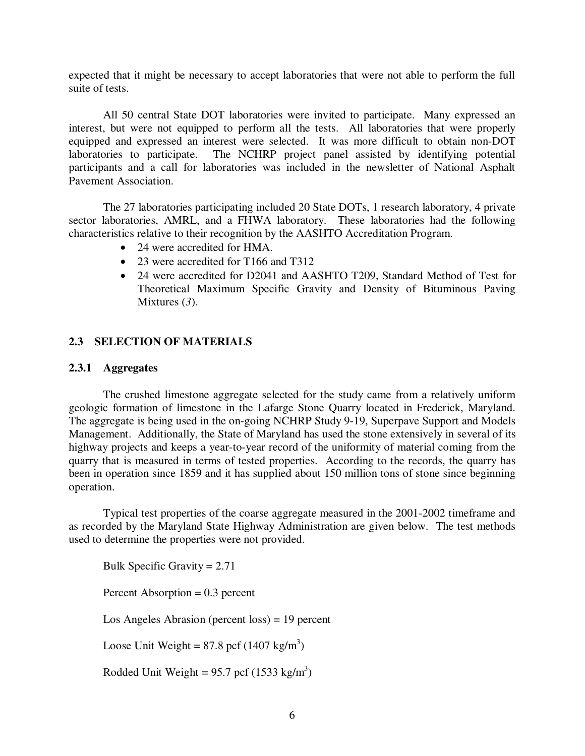expected that it might be necessary to accept laboratories that were not able to perform the full suite of tests.

All 50 central State DOT laboratories were invited to participate. Many expressed an interest, but were not equipped to perform all the tests. All laboratories that were properly equipped and expressed an interest were selected. It was more difficult to obtain non-DOT laboratories to participate. The NCHRP project panel assisted by identifying potential participants and a call for laboratories was included in the newsletter of National Asphalt Pavement Association.

The 27 laboratories participating included 20 State DOTs, 1 research laboratory, 4 private sector laboratories, AMRL, and a FHWA laboratory. These laboratories had the following characteristics relative to their recognition by the AASHTO Accreditation Program.

- 24 were accredited for HMA.
- 23 were accredited for T166 and T312
- 24 were accredited for D2041 and AASHTO T209, Standard Method of Test for Theoretical Maximum Specific Gravity and Density of Bituminous Paving Mixtures (*3*).

## 2.3 SELECTION OF MATERIALS

### 2.3.1 Aggregates

The crushed limestone aggregate selected for the study came from a relatively uniform geologic formation of limestone in the Lafarge Stone Quarry located in Frederick, Maryland. The aggregate is being used in the on-going NCHRP Study 9-19, Superpave Support and Models Management. Additionally, the State of Maryland has used the stone extensively in several of its highway projects and keeps a year-to-year record of the uniformity of material coming from the quarry that is measured in terms of tested properties. According to the records, the quarry has been in operation since 1859 and it has supplied about 150 million tons of stone since beginning operation.

Typical test properties of the coarse aggregate measured in the 2001-2002 timeframe and as recorded by the Maryland State Highway Administration are given below. The test methods used to determine the properties were not provided.

Bulk Specific Gravity = 2.71

Percent Absorption = 0.3 percent

Los Angeles Abrasion (percent loss) = 19 percent

Loose Unit Weight = 87.8 pcf (1407 kg/m$^3$)

Rodded Unit Weight = 95.7 pcf (1533 kg/m$^3$)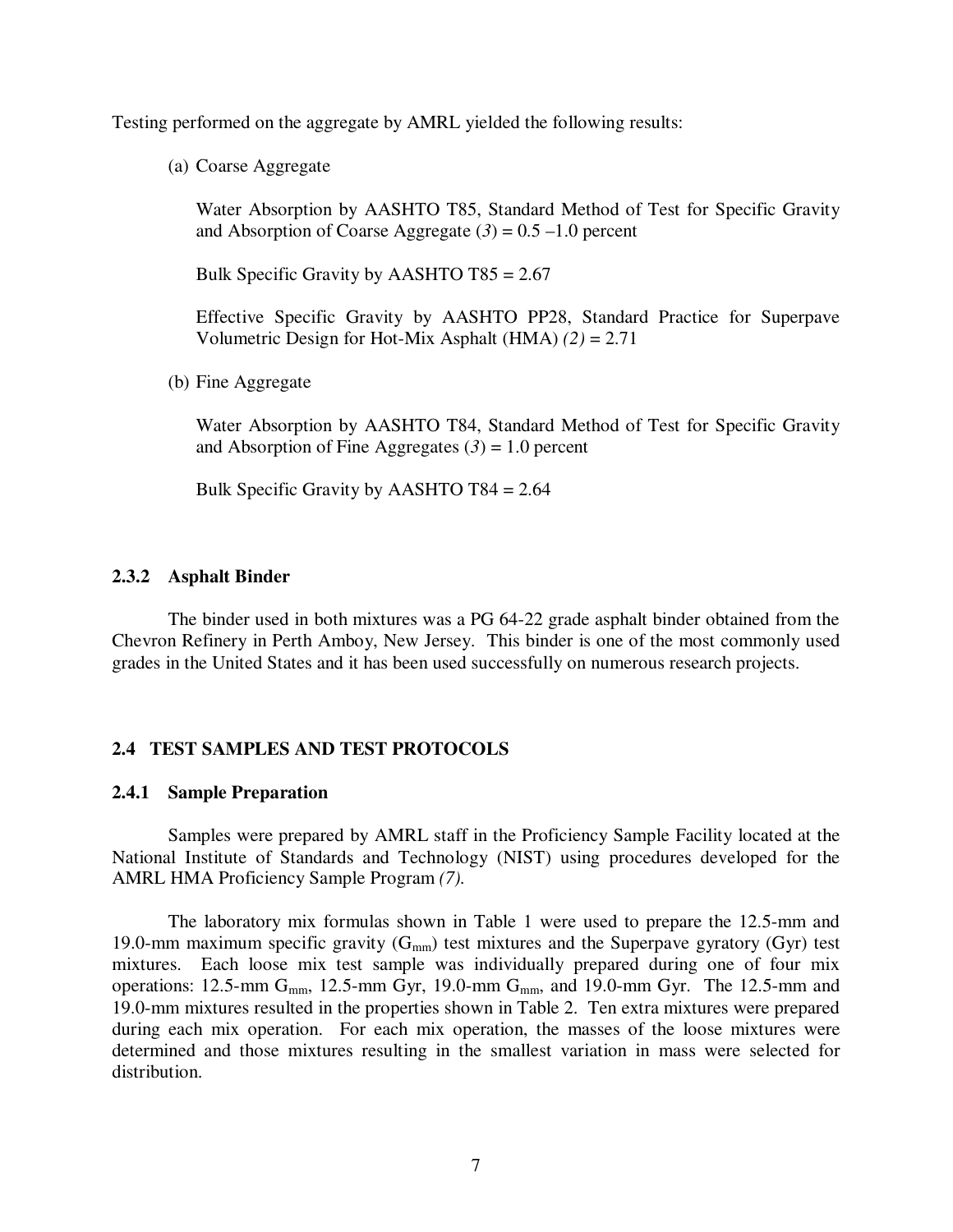Testing performed on the aggregate by AMRL yielded the following results:

(a) Coarse Aggregate

Water Absorption by AASHTO T85, Standard Method of Test for Specific Gravity and Absorption of Coarse Aggregate (*3*) = 0.5 –1.0 percent

Bulk Specific Gravity by AASHTO T85 = 2.67

Effective Specific Gravity by AASHTO PP28, Standard Practice for Superpave Volumetric Design for Hot-Mix Asphalt (HMA) *(2)* = 2.71

(b) Fine Aggregate

Water Absorption by AASHTO T84, Standard Method of Test for Specific Gravity and Absorption of Fine Aggregates (*3*) = 1.0 percent

Bulk Specific Gravity by AASHTO T84 = 2.64

### 2.3.2 Asphalt Binder

The binder used in both mixtures was a PG 64-22 grade asphalt binder obtained from the Chevron Refinery in Perth Amboy, New Jersey. This binder is one of the most commonly used grades in the United States and it has been used successfully on numerous research projects.

## 2.4 TEST SAMPLES AND TEST PROTOCOLS

### 2.4.1 Sample Preparation

Samples were prepared by AMRL staff in the Proficiency Sample Facility located at the National Institute of Standards and Technology (NIST) using procedures developed for the AMRL HMA Proficiency Sample Program *(7).*

The laboratory mix formulas shown in Table 1 were used to prepare the 12.5-mm and 19.0-mm maximum specific gravity ($G_{mm}$) test mixtures and the Superpave gyratory (Gyr) test mixtures. Each loose mix test sample was individually prepared during one of four mix operations: 12.5-mm $G_{mm}$, 12.5-mm Gyr, 19.0-mm $G_{mm}$, and 19.0-mm Gyr. The 12.5-mm and 19.0-mm mixtures resulted in the properties shown in Table 2. Ten extra mixtures were prepared during each mix operation. For each mix operation, the masses of the loose mixtures were determined and those mixtures resulting in the smallest variation in mass were selected for distribution.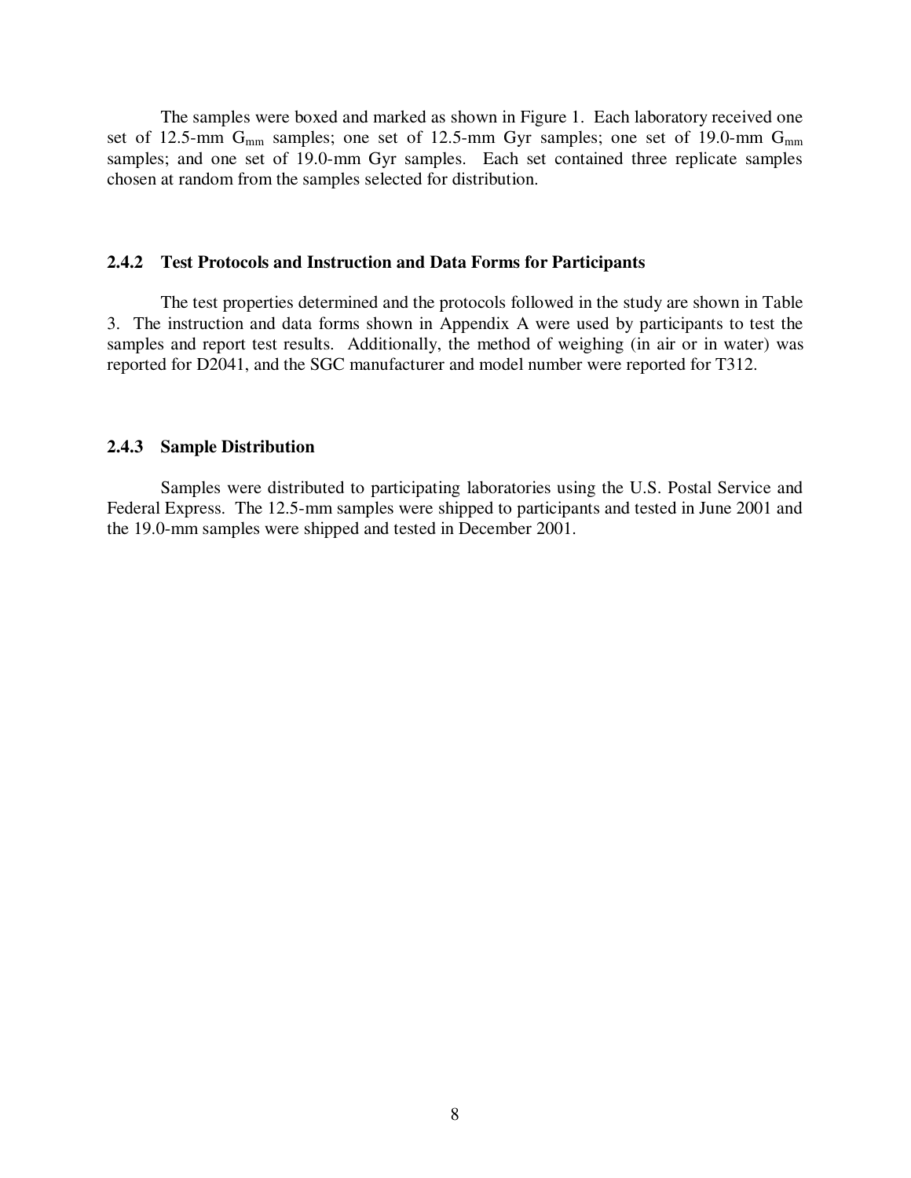The samples were boxed and marked as shown in Figure 1. Each laboratory received one set of 12.5-mm $G_{mm}$ samples; one set of 12.5-mm Gyr samples; one set of 19.0-mm $G_{mm}$ samples; and one set of 19.0-mm Gyr samples. Each set contained three replicate samples chosen at random from the samples selected for distribution.

### 2.4.2 Test Protocols and Instruction and Data Forms for Participants

The test properties determined and the protocols followed in the study are shown in Table 3. The instruction and data forms shown in Appendix A were used by participants to test the samples and report test results. Additionally, the method of weighing (in air or in water) was reported for D2041, and the SGC manufacturer and model number were reported for T312.

### 2.4.3 Sample Distribution

Samples were distributed to participating laboratories using the U.S. Postal Service and Federal Express. The 12.5-mm samples were shipped to participants and tested in June 2001 and the 19.0-mm samples were shipped and tested in December 2001.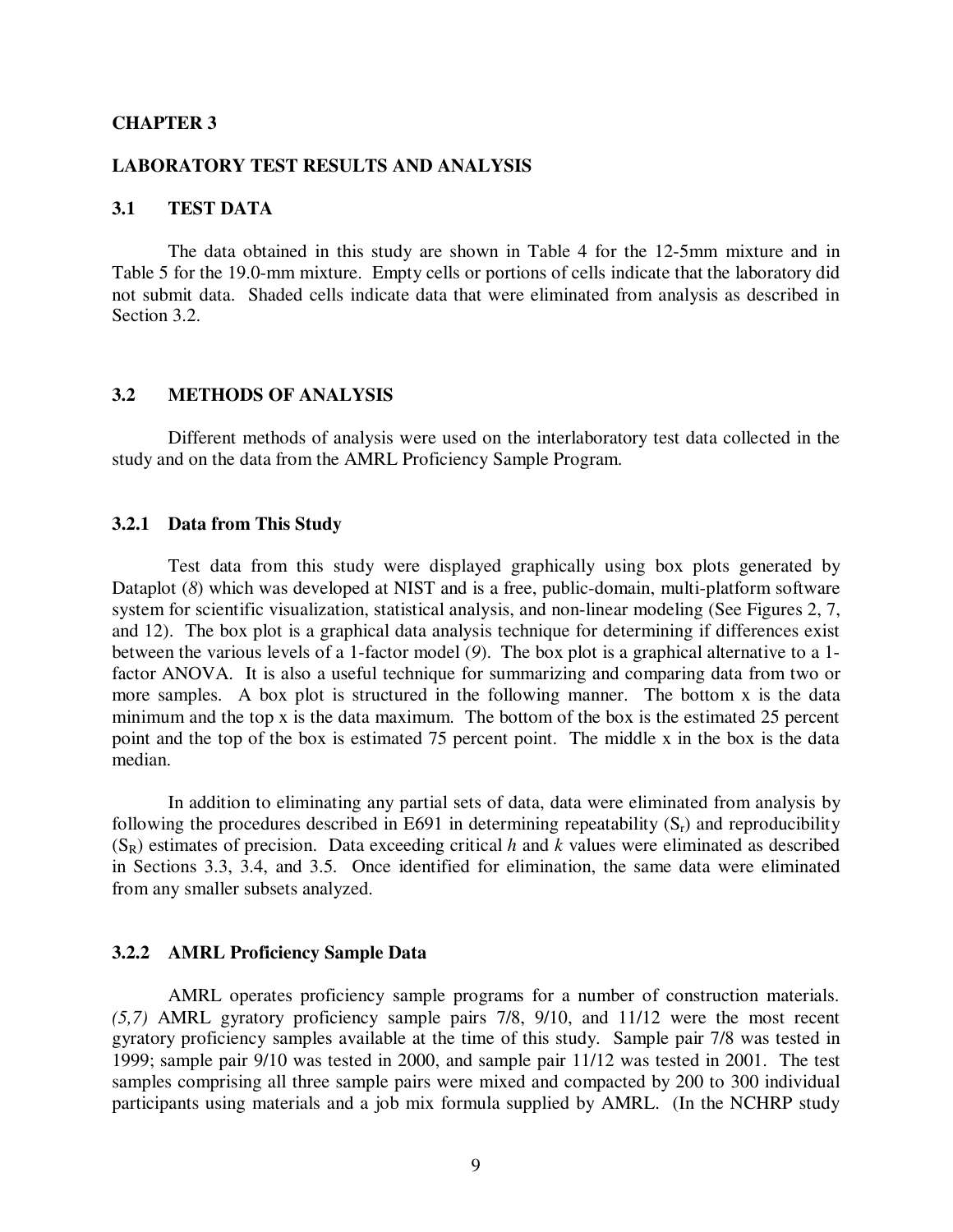# CHAPTER 3

# LABORATORY TEST RESULTS AND ANALYSIS

## 3.1 TEST DATA

The data obtained in this study are shown in Table 4 for the 12-5mm mixture and in Table 5 for the 19.0-mm mixture. Empty cells or portions of cells indicate that the laboratory did not submit data. Shaded cells indicate data that were eliminated from analysis as described in Section 3.2.

## 3.2 METHODS OF ANALYSIS

Different methods of analysis were used on the interlaboratory test data collected in the study and on the data from the AMRL Proficiency Sample Program.

### 3.2.1 Data from This Study

Test data from this study were displayed graphically using box plots generated by Dataplot (*8*) which was developed at NIST and is a free, public-domain, multi-platform software system for scientific visualization, statistical analysis, and non-linear modeling (See Figures 2, 7, and 12). The box plot is a graphical data analysis technique for determining if differences exist between the various levels of a 1-factor model (*9*). The box plot is a graphical alternative to a 1-factor ANOVA. It is also a useful technique for summarizing and comparing data from two or more samples. A box plot is structured in the following manner. The bottom x is the data minimum and the top x is the data maximum. The bottom of the box is the estimated 25 percent point and the top of the box is estimated 75 percent point. The middle x in the box is the data median.

In addition to eliminating any partial sets of data, data were eliminated from analysis by following the procedures described in E691 in determining repeatability ($S_r$) and reproducibility ($S_R$) estimates of precision. Data exceeding critical *h* and *k* values were eliminated as described in Sections 3.3, 3.4, and 3.5. Once identified for elimination, the same data were eliminated from any smaller subsets analyzed.

### 3.2.2 AMRL Proficiency Sample Data

AMRL operates proficiency sample programs for a number of construction materials. *(5,7)* AMRL gyratory proficiency sample pairs 7/8, 9/10, and 11/12 were the most recent gyratory proficiency samples available at the time of this study. Sample pair 7/8 was tested in 1999; sample pair 9/10 was tested in 2000, and sample pair 11/12 was tested in 2001. The test samples comprising all three sample pairs were mixed and compacted by 200 to 300 individual participants using materials and a job mix formula supplied by AMRL. (In the NCHRP study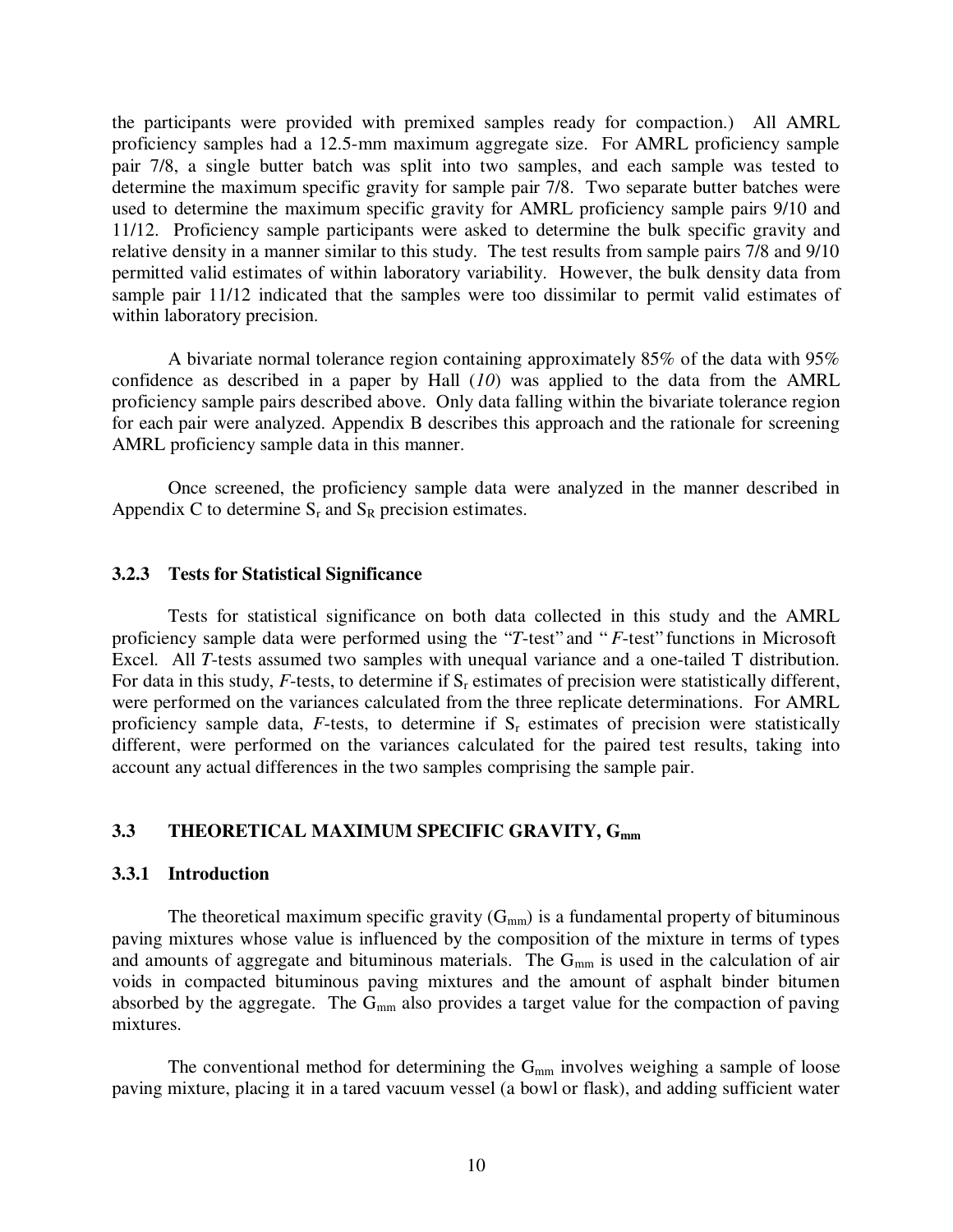the participants were provided with premixed samples ready for compaction.) All AMRL proficiency samples had a 12.5-mm maximum aggregate size. For AMRL proficiency sample pair 7/8, a single butter batch was split into two samples, and each sample was tested to determine the maximum specific gravity for sample pair 7/8. Two separate butter batches were used to determine the maximum specific gravity for AMRL proficiency sample pairs 9/10 and 11/12. Proficiency sample participants were asked to determine the bulk specific gravity and relative density in a manner similar to this study. The test results from sample pairs 7/8 and 9/10 permitted valid estimates of within laboratory variability. However, the bulk density data from sample pair 11/12 indicated that the samples were too dissimilar to permit valid estimates of within laboratory precision.

A bivariate normal tolerance region containing approximately 85% of the data with 95% confidence as described in a paper by Hall (*10*) was applied to the data from the AMRL proficiency sample pairs described above. Only data falling within the bivariate tolerance region for each pair were analyzed. Appendix B describes this approach and the rationale for screening AMRL proficiency sample data in this manner.

Once screened, the proficiency sample data were analyzed in the manner described in Appendix C to determine $S_r$ and $S_R$ precision estimates.

### 3.2.3 Tests for Statistical Significance

Tests for statistical significance on both data collected in this study and the AMRL proficiency sample data were performed using the "*T*-test" and "*F*-test" functions in Microsoft Excel. All *T*-tests assumed two samples with unequal variance and a one-tailed T distribution. For data in this study, *F*-tests, to determine if $S_r$ estimates of precision were statistically different, were performed on the variances calculated from the three replicate determinations. For AMRL proficiency sample data, *F*-tests, to determine if $S_r$ estimates of precision were statistically different, were performed on the variances calculated for the paired test results, taking into account any actual differences in the two samples comprising the sample pair.

## 3.3 THEORETICAL MAXIMUM SPECIFIC GRAVITY, $G_{mm}$

### 3.3.1 Introduction

The theoretical maximum specific gravity ($G_{mm}$) is a fundamental property of bituminous paving mixtures whose value is influenced by the composition of the mixture in terms of types and amounts of aggregate and bituminous materials. The $G_{mm}$ is used in the calculation of air voids in compacted bituminous paving mixtures and the amount of asphalt binder bitumen absorbed by the aggregate. The $G_{mm}$ also provides a target value for the compaction of paving mixtures.

The conventional method for determining the $G_{mm}$ involves weighing a sample of loose paving mixture, placing it in a tared vacuum vessel (a bowl or flask), and adding sufficient water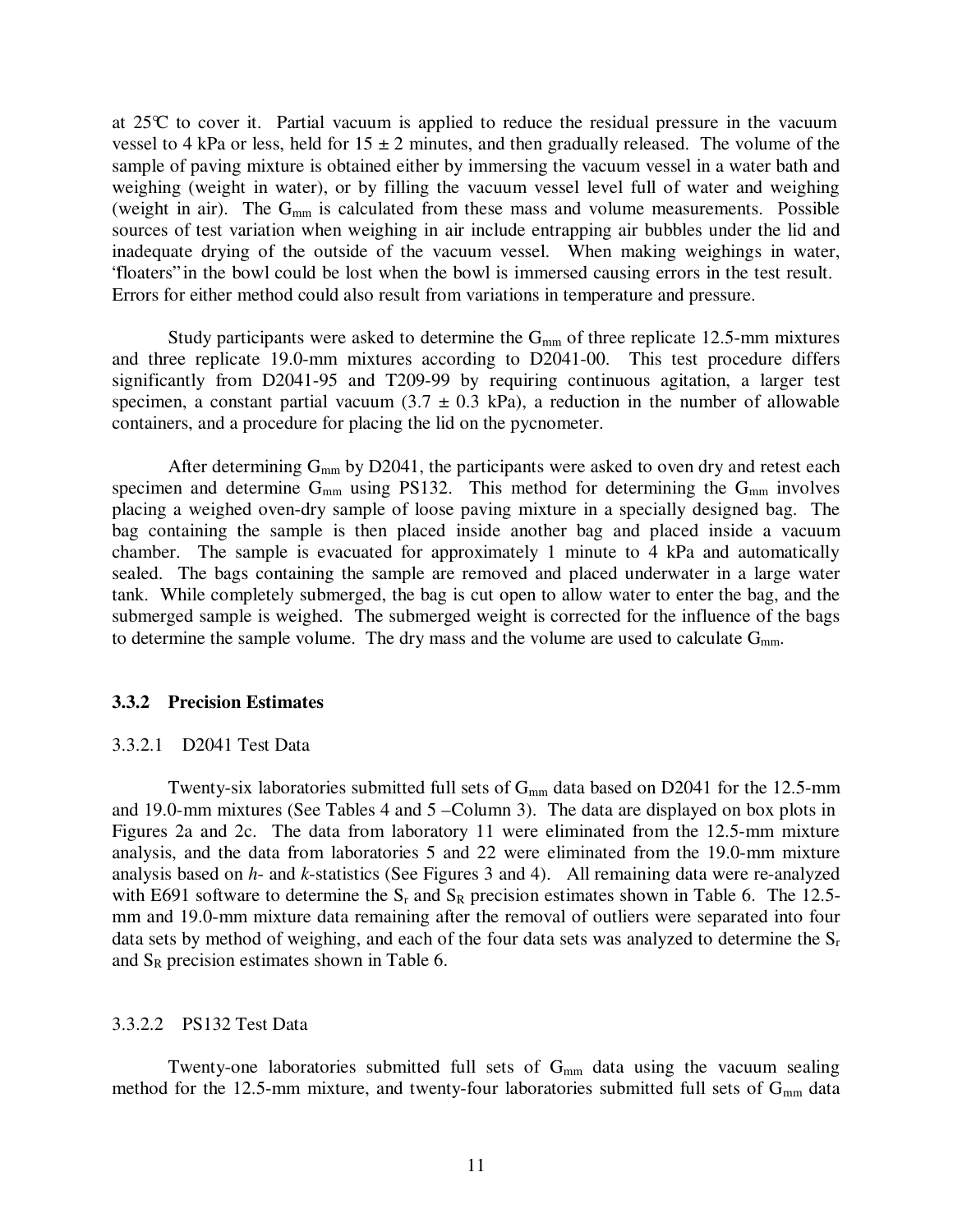at 25°C to cover it. Partial vacuum is applied to reduce the residual pressure in the vacuum vessel to 4 kPa or less, held for 15 ± 2 minutes, and then gradually released. The volume of the sample of paving mixture is obtained either by immersing the vacuum vessel in a water bath and weighing (weight in water), or by filling the vacuum vessel level full of water and weighing (weight in air). The $G_{mm}$ is calculated from these mass and volume measurements. Possible sources of test variation when weighing in air include entrapping air bubbles under the lid and inadequate drying of the outside of the vacuum vessel. When making weighings in water, 'floaters' in the bowl could be lost when the bowl is immersed causing errors in the test result. Errors for either method could also result from variations in temperature and pressure.

Study participants were asked to determine the $G_{mm}$ of three replicate 12.5-mm mixtures and three replicate 19.0-mm mixtures according to D2041-00. This test procedure differs significantly from D2041-95 and T209-99 by requiring continuous agitation, a larger test specimen, a constant partial vacuum (3.7 ± 0.3 kPa), a reduction in the number of allowable containers, and a procedure for placing the lid on the pycnometer.

After determining $G_{mm}$ by D2041, the participants were asked to oven dry and retest each specimen and determine $G_{mm}$ using PS132. This method for determining the $G_{mm}$ involves placing a weighed oven-dry sample of loose paving mixture in a specially designed bag. The bag containing the sample is then placed inside another bag and placed inside a vacuum chamber. The sample is evacuated for approximately 1 minute to 4 kPa and automatically sealed. The bags containing the sample are removed and placed underwater in a large water tank. While completely submerged, the bag is cut open to allow water to enter the bag, and the submerged sample is weighed. The submerged weight is corrected for the influence of the bags to determine the sample volume. The dry mass and the volume are used to calculate $G_{mm}$.

### 3.3.2 Precision Estimates

#### 3.3.2.1 D2041 Test Data

Twenty-six laboratories submitted full sets of $G_{mm}$ data based on D2041 for the 12.5-mm and 19.0-mm mixtures (See Tables 4 and 5 –Column 3). The data are displayed on box plots in Figures 2a and 2c. The data from laboratory 11 were eliminated from the 12.5-mm mixture analysis, and the data from laboratories 5 and 22 were eliminated from the 19.0-mm mixture analysis based on *h*- and *k*-statistics (See Figures 3 and 4). All remaining data were re-analyzed with E691 software to determine the $S_r$ and $S_R$ precision estimates shown in Table 6. The 12.5-mm and 19.0-mm mixture data remaining after the removal of outliers were separated into four data sets by method of weighing, and each of the four data sets was analyzed to determine the $S_r$ and $S_R$ precision estimates shown in Table 6.

#### 3.3.2.2 PS132 Test Data

Twenty-one laboratories submitted full sets of $G_{mm}$ data using the vacuum sealing method for the 12.5-mm mixture, and twenty-four laboratories submitted full sets of $G_{mm}$ data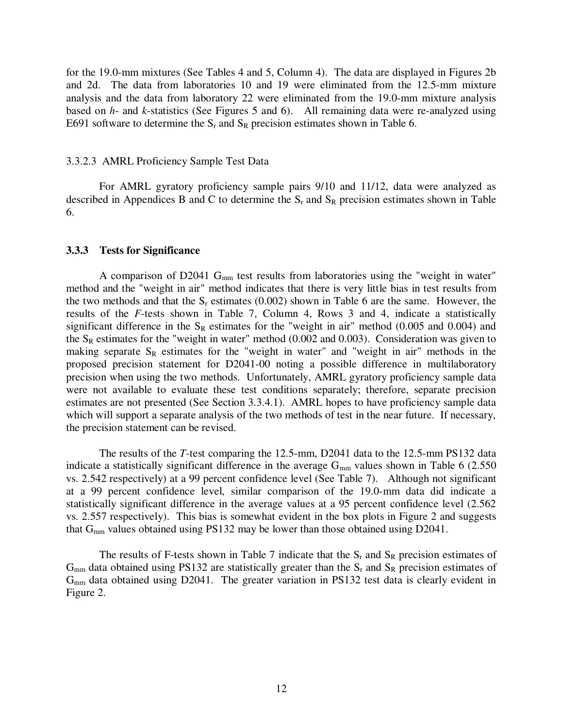for the 19.0-mm mixtures (See Tables 4 and 5, Column 4). The data are displayed in Figures 2b and 2d. The data from laboratories 10 and 19 were eliminated from the 12.5-mm mixture analysis and the data from laboratory 22 were eliminated from the 19.0-mm mixture analysis based on *h*- and *k*-statistics (See Figures 5 and 6). All remaining data were re-analyzed using E691 software to determine the $S_r$ and $S_R$ precision estimates shown in Table 6.

#### 3.3.2.3 AMRL Proficiency Sample Test Data

For AMRL gyratory proficiency sample pairs 9/10 and 11/12, data were analyzed as described in Appendices B and C to determine the $S_r$ and $S_R$ precision estimates shown in Table 6.

### 3.3.3 Tests for Significance

A comparison of D2041 $G_{mm}$ test results from laboratories using the "weight in water" method and the "weight in air" method indicates that there is very little bias in test results from the two methods and that the $S_r$ estimates (0.002) shown in Table 6 are the same. However, the results of the *F*-tests shown in Table 7, Column 4, Rows 3 and 4, indicate a statistically significant difference in the $S_R$ estimates for the "weight in air" method (0.005 and 0.004) and the $S_R$ estimates for the "weight in water" method (0.002 and 0.003). Consideration was given to making separate $S_R$ estimates for the "weight in water" and "weight in air" methods in the proposed precision statement for D2041-00 noting a possible difference in multilaboratory precision when using the two methods. Unfortunately, AMRL gyratory proficiency sample data were not available to evaluate these test conditions separately; therefore, separate precision estimates are not presented (See Section 3.3.4.1). AMRL hopes to have proficiency sample data which will support a separate analysis of the two methods of test in the near future. If necessary, the precision statement can be revised.

The results of the *T*-test comparing the 12.5-mm, D2041 data to the 12.5-mm PS132 data indicate a statistically significant difference in the average $G_{mm}$ values shown in Table 6 (2.550 vs. 2.542 respectively) at a 99 percent confidence level (See Table 7). Although not significant at a 99 percent confidence level, similar comparison of the 19.0-mm data did indicate a statistically significant difference in the average values at a 95 percent confidence level (2.562 vs. 2.557 respectively). This bias is somewhat evident in the box plots in Figure 2 and suggests that $G_{mm}$ values obtained using PS132 may be lower than those obtained using D2041.

The results of F-tests shown in Table 7 indicate that the $S_r$ and $S_R$ precision estimates of $G_{mm}$ data obtained using PS132 are statistically greater than the $S_r$ and $S_R$ precision estimates of $G_{mm}$ data obtained using D2041. The greater variation in PS132 test data is clearly evident in Figure 2.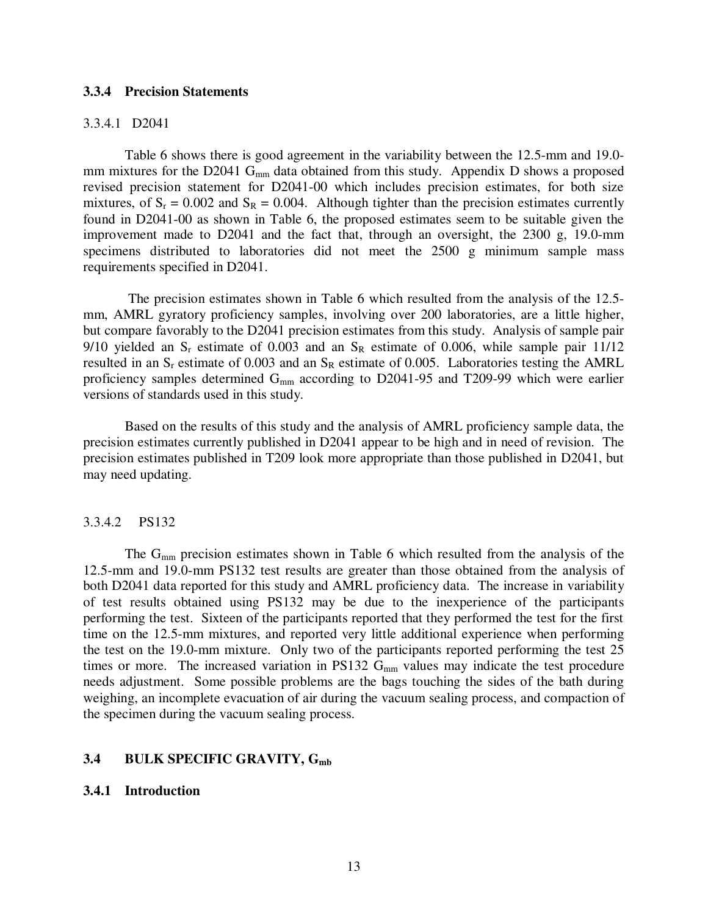### 3.3.4 Precision Statements

#### 3.3.4.1 D2041

Table 6 shows there is good agreement in the variability between the 12.5-mm and 19.0-mm mixtures for the D2041 $G_{mm}$ data obtained from this study. Appendix D shows a proposed revised precision statement for D2041-00 which includes precision estimates, for both size mixtures, of $S_r = 0.002$ and $S_R = 0.004$. Although tighter than the precision estimates currently found in D2041-00 as shown in Table 6, the proposed estimates seem to be suitable given the improvement made to D2041 and the fact that, through an oversight, the 2300 g, 19.0-mm specimens distributed to laboratories did not meet the 2500 g minimum sample mass requirements specified in D2041.

The precision estimates shown in Table 6 which resulted from the analysis of the 12.5-mm, AMRL gyratory proficiency samples, involving over 200 laboratories, are a little higher, but compare favorably to the D2041 precision estimates from this study. Analysis of sample pair 9/10 yielded an $S_r$ estimate of 0.003 and an $S_R$ estimate of 0.006, while sample pair 11/12 resulted in an $S_r$ estimate of 0.003 and an $S_R$ estimate of 0.005. Laboratories testing the AMRL proficiency samples determined $G_{mm}$ according to D2041-95 and T209-99 which were earlier versions of standards used in this study.

Based on the results of this study and the analysis of AMRL proficiency sample data, the precision estimates currently published in D2041 appear to be high and in need of revision. The precision estimates published in T209 look more appropriate than those published in D2041, but may need updating.

#### 3.3.4.2 PS132

The $G_{mm}$ precision estimates shown in Table 6 which resulted from the analysis of the 12.5-mm and 19.0-mm PS132 test results are greater than those obtained from the analysis of both D2041 data reported for this study and AMRL proficiency data. The increase in variability of test results obtained using PS132 may be due to the inexperience of the participants performing the test. Sixteen of the participants reported that they performed the test for the first time on the 12.5-mm mixtures, and reported very little additional experience when performing the test on the 19.0-mm mixture. Only two of the participants reported performing the test 25 times or more. The increased variation in PS132 $G_{mm}$ values may indicate the test procedure needs adjustment. Some possible problems are the bags touching the sides of the bath during weighing, an incomplete evacuation of air during the vacuum sealing process, and compaction of the specimen during the vacuum sealing process.

## 3.4 BULK SPECIFIC GRAVITY, $G_{mb}$

### 3.4.1 Introduction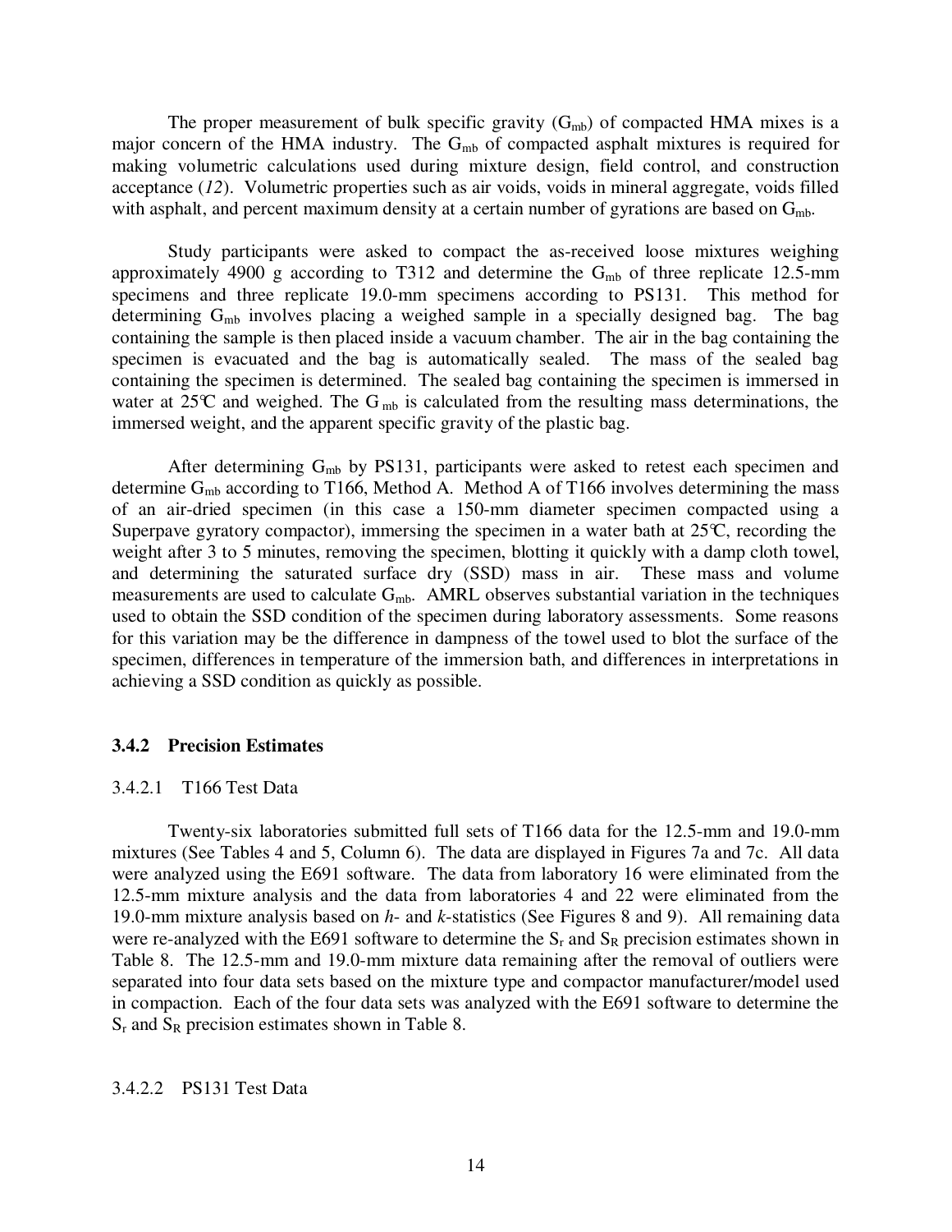The proper measurement of bulk specific gravity ($G_{mb}$) of compacted HMA mixes is a major concern of the HMA industry. The $G_{mb}$ of compacted asphalt mixtures is required for making volumetric calculations used during mixture design, field control, and construction acceptance (*12*). Volumetric properties such as air voids, voids in mineral aggregate, voids filled with asphalt, and percent maximum density at a certain number of gyrations are based on $G_{mb}$.

Study participants were asked to compact the as-received loose mixtures weighing approximately 4900 g according to T312 and determine the $G_{mb}$ of three replicate 12.5-mm specimens and three replicate 19.0-mm specimens according to PS131. This method for determining $G_{mb}$ involves placing a weighed sample in a specially designed bag. The bag containing the sample is then placed inside a vacuum chamber. The air in the bag containing the specimen is evacuated and the bag is automatically sealed. The mass of the sealed bag containing the specimen is determined. The sealed bag containing the specimen is immersed in water at 25°C and weighed. The $G_{mb}$ is calculated from the resulting mass determinations, the immersed weight, and the apparent specific gravity of the plastic bag.

After determining $G_{mb}$ by PS131, participants were asked to retest each specimen and determine $G_{mb}$ according to T166, Method A. Method A of T166 involves determining the mass of an air-dried specimen (in this case a 150-mm diameter specimen compacted using a Superpave gyratory compactor), immersing the specimen in a water bath at 25°C, recording the weight after 3 to 5 minutes, removing the specimen, blotting it quickly with a damp cloth towel, and determining the saturated surface dry (SSD) mass in air. These mass and volume measurements are used to calculate $G_{mb}$. AMRL observes substantial variation in the techniques used to obtain the SSD condition of the specimen during laboratory assessments. Some reasons for this variation may be the difference in dampness of the towel used to blot the surface of the specimen, differences in temperature of the immersion bath, and differences in interpretations in achieving a SSD condition as quickly as possible.

### 3.4.2 Precision Estimates

#### 3.4.2.1 T166 Test Data

Twenty-six laboratories submitted full sets of T166 data for the 12.5-mm and 19.0-mm mixtures (See Tables 4 and 5, Column 6). The data are displayed in Figures 7a and 7c. All data were analyzed using the E691 software. The data from laboratory 16 were eliminated from the 12.5-mm mixture analysis and the data from laboratories 4 and 22 were eliminated from the 19.0-mm mixture analysis based on *h*- and *k*-statistics (See Figures 8 and 9). All remaining data were re-analyzed with the E691 software to determine the $S_r$ and $S_R$ precision estimates shown in Table 8. The 12.5-mm and 19.0-mm mixture data remaining after the removal of outliers were separated into four data sets based on the mixture type and compactor manufacturer/model used in compaction. Each of the four data sets was analyzed with the E691 software to determine the $S_r$ and $S_R$ precision estimates shown in Table 8.

#### 3.4.2.2 PS131 Test Data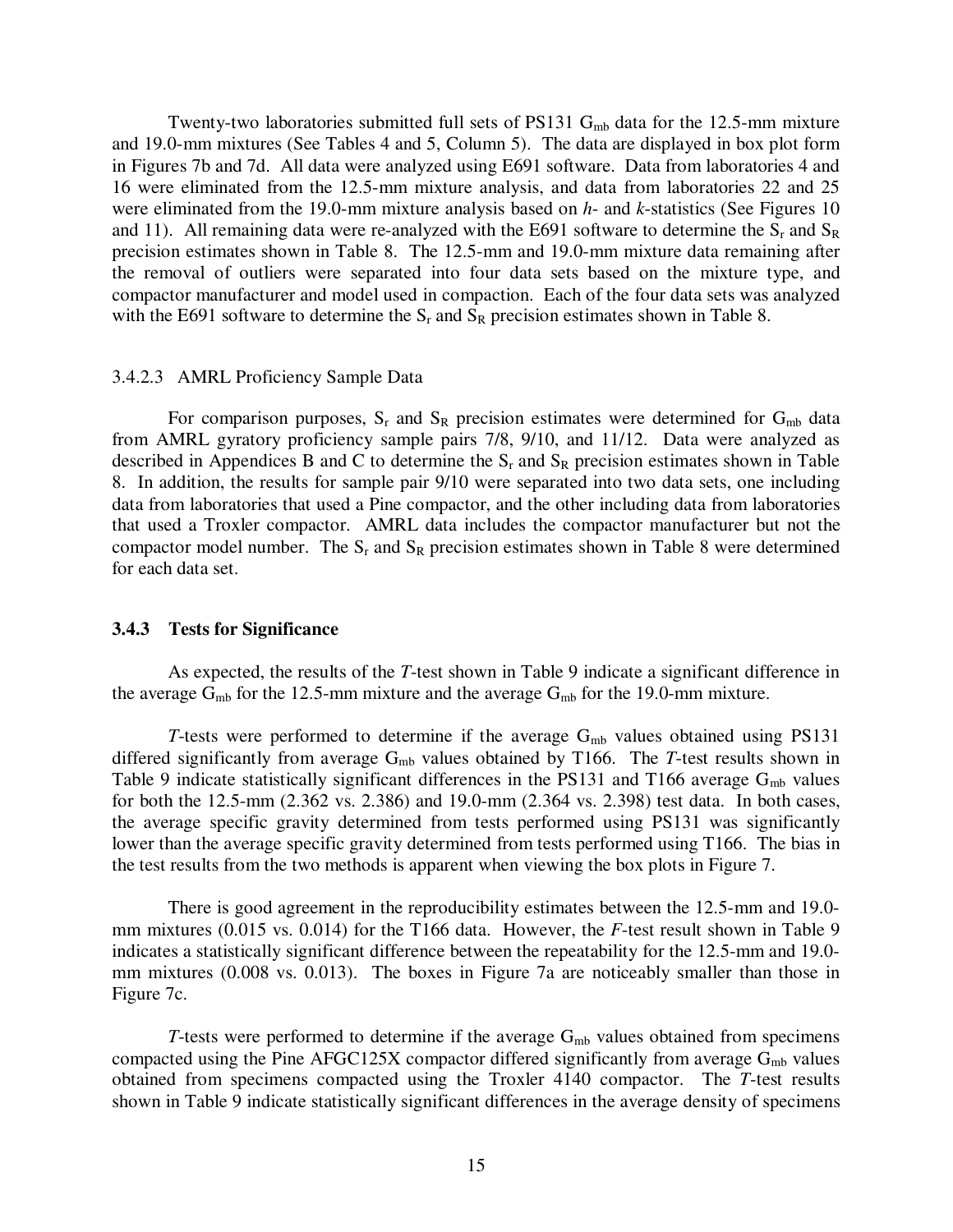Twenty-two laboratories submitted full sets of PS131 $G_{mb}$ data for the 12.5-mm mixture and 19.0-mm mixtures (See Tables 4 and 5, Column 5). The data are displayed in box plot form in Figures 7b and 7d. All data were analyzed using E691 software. Data from laboratories 4 and 16 were eliminated from the 12.5-mm mixture analysis, and data from laboratories 22 and 25 were eliminated from the 19.0-mm mixture analysis based on *h*- and *k*-statistics (See Figures 10 and 11). All remaining data were re-analyzed with the E691 software to determine the $S_r$ and $S_R$ precision estimates shown in Table 8. The 12.5-mm and 19.0-mm mixture data remaining after the removal of outliers were separated into four data sets based on the mixture type, and compactor manufacturer and model used in compaction. Each of the four data sets was analyzed with the E691 software to determine the $S_r$ and $S_R$ precision estimates shown in Table 8.

3.4.2.3 AMRL Proficiency Sample Data

For comparison purposes, $S_r$ and $S_R$ precision estimates were determined for $G_{mb}$ data from AMRL gyratory proficiency sample pairs 7/8, 9/10, and 11/12. Data were analyzed as described in Appendices B and C to determine the $S_r$ and $S_R$ precision estimates shown in Table 8. In addition, the results for sample pair 9/10 were separated into two data sets, one including data from laboratories that used a Pine compactor, and the other including data from laboratories that used a Troxler compactor. AMRL data includes the compactor manufacturer but not the compactor model number. The $S_r$ and $S_R$ precision estimates shown in Table 8 were determined for each data set.

### 3.4.3 Tests for Significance

As expected, the results of the *T*-test shown in Table 9 indicate a significant difference in the average $G_{mb}$ for the 12.5-mm mixture and the average $G_{mb}$ for the 19.0-mm mixture.

*T*-tests were performed to determine if the average $G_{mb}$ values obtained using PS131 differed significantly from average $G_{mb}$ values obtained by T166. The *T*-test results shown in Table 9 indicate statistically significant differences in the PS131 and T166 average $G_{mb}$ values for both the 12.5-mm (2.362 vs. 2.386) and 19.0-mm (2.364 vs. 2.398) test data. In both cases, the average specific gravity determined from tests performed using PS131 was significantly lower than the average specific gravity determined from tests performed using T166. The bias in the test results from the two methods is apparent when viewing the box plots in Figure 7.

There is good agreement in the reproducibility estimates between the 12.5-mm and 19.0-mm mixtures (0.015 vs. 0.014) for the T166 data. However, the *F*-test result shown in Table 9 indicates a statistically significant difference between the repeatability for the 12.5-mm and 19.0-mm mixtures (0.008 vs. 0.013). The boxes in Figure 7a are noticeably smaller than those in Figure 7c.

*T*-tests were performed to determine if the average $G_{mb}$ values obtained from specimens compacted using the Pine AFGC125X compactor differed significantly from average $G_{mb}$ values obtained from specimens compacted using the Troxler 4140 compactor. The *T*-test results shown in Table 9 indicate statistically significant differences in the average density of specimens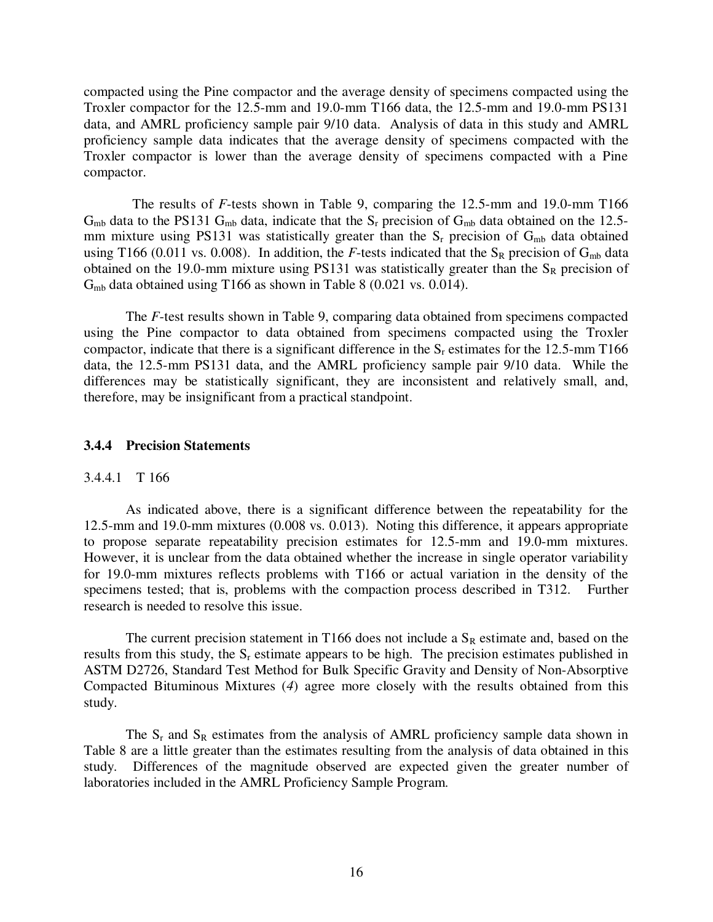compacted using the Pine compactor and the average density of specimens compacted using the Troxler compactor for the 12.5-mm and 19.0-mm T166 data, the 12.5-mm and 19.0-mm PS131 data, and AMRL proficiency sample pair 9/10 data. Analysis of data in this study and AMRL proficiency sample data indicates that the average density of specimens compacted with the Troxler compactor is lower than the average density of specimens compacted with a Pine compactor.

The results of *F*-tests shown in Table 9, comparing the 12.5-mm and 19.0-mm T166 $G_{mb}$ data to the PS131 $G_{mb}$ data, indicate that the $S_r$ precision of $G_{mb}$ data obtained on the 12.5-mm mixture using PS131 was statistically greater than the $S_r$ precision of $G_{mb}$ data obtained using T166 (0.011 vs. 0.008). In addition, the *F*-tests indicated that the $S_R$ precision of $G_{mb}$ data obtained on the 19.0-mm mixture using PS131 was statistically greater than the $S_R$ precision of $G_{mb}$ data obtained using T166 as shown in Table 8 (0.021 vs. 0.014).

The *F*-test results shown in Table 9, comparing data obtained from specimens compacted using the Pine compactor to data obtained from specimens compacted using the Troxler compactor, indicate that there is a significant difference in the $S_r$ estimates for the 12.5-mm T166 data, the 12.5-mm PS131 data, and the AMRL proficiency sample pair 9/10 data. While the differences may be statistically significant, they are inconsistent and relatively small, and, therefore, may be insignificant from a practical standpoint.

### 3.4.4 Precision Statements

#### 3.4.4.1 T 166

As indicated above, there is a significant difference between the repeatability for the 12.5-mm and 19.0-mm mixtures (0.008 vs. 0.013). Noting this difference, it appears appropriate to propose separate repeatability precision estimates for 12.5-mm and 19.0-mm mixtures. However, it is unclear from the data obtained whether the increase in single operator variability for 19.0-mm mixtures reflects problems with T166 or actual variation in the density of the specimens tested; that is, problems with the compaction process described in T312. Further research is needed to resolve this issue.

The current precision statement in T166 does not include a $S_R$ estimate and, based on the results from this study, the $S_r$ estimate appears to be high. The precision estimates published in ASTM D2726, Standard Test Method for Bulk Specific Gravity and Density of Non-Absorptive Compacted Bituminous Mixtures (*4*) agree more closely with the results obtained from this study.

The $S_r$ and $S_R$ estimates from the analysis of AMRL proficiency sample data shown in Table 8 are a little greater than the estimates resulting from the analysis of data obtained in this study. Differences of the magnitude observed are expected given the greater number of laboratories included in the AMRL Proficiency Sample Program.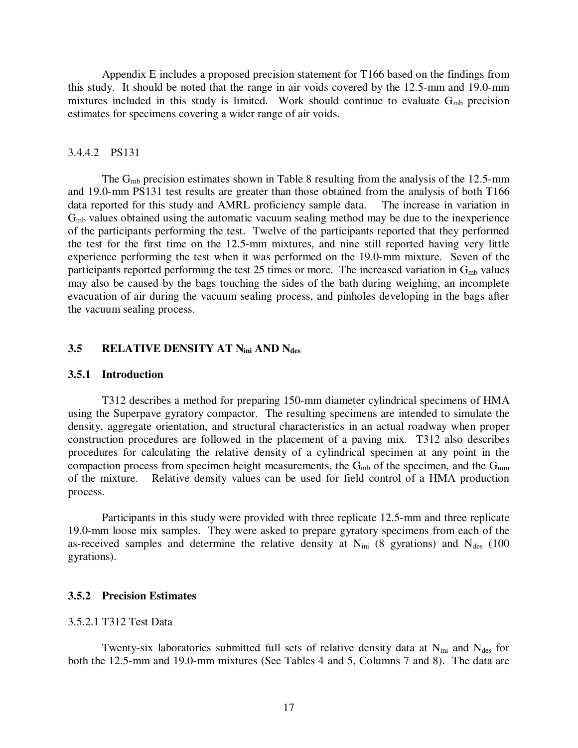Appendix E includes a proposed precision statement for T166 based on the findings from this study. It should be noted that the range in air voids covered by the 12.5-mm and 19.0-mm mixtures included in this study is limited. Work should continue to evaluate $G_{mb}$ precision estimates for specimens covering a wider range of air voids.

#### 3.4.4.2 PS131

The $G_{mb}$ precision estimates shown in Table 8 resulting from the analysis of the 12.5-mm and 19.0-mm PS131 test results are greater than those obtained from the analysis of both T166 data reported for this study and AMRL proficiency sample data. The increase in variation in $G_{mb}$ values obtained using the automatic vacuum sealing method may be due to the inexperience of the participants performing the test. Twelve of the participants reported that they performed the test for the first time on the 12.5-mm mixtures, and nine still reported having very little experience performing the test when it was performed on the 19.0-mm mixture. Seven of the participants reported performing the test 25 times or more. The increased variation in $G_{mb}$ values may also be caused by the bags touching the sides of the bath during weighing, an incomplete evacuation of air during the vacuum sealing process, and pinholes developing in the bags after the vacuum sealing process.

## 3.5 RELATIVE DENSITY AT $N_{ini}$ AND $N_{des}$

### 3.5.1 Introduction

T312 describes a method for preparing 150-mm diameter cylindrical specimens of HMA using the Superpave gyratory compactor. The resulting specimens are intended to simulate the density, aggregate orientation, and structural characteristics in an actual roadway when proper construction procedures are followed in the placement of a paving mix. T312 also describes procedures for calculating the relative density of a cylindrical specimen at any point in the compaction process from specimen height measurements, the $G_{mb}$ of the specimen, and the $G_{mm}$ of the mixture. Relative density values can be used for field control of a HMA production process.

Participants in this study were provided with three replicate 12.5-mm and three replicate 19.0-mm loose mix samples. They were asked to prepare gyratory specimens from each of the as-received samples and determine the relative density at $N_{ini}$ (8 gyrations) and $N_{des}$ (100 gyrations).

### 3.5.2 Precision Estimates

#### 3.5.2.1 T312 Test Data

Twenty-six laboratories submitted full sets of relative density data at $N_{ini}$ and $N_{des}$ for both the 12.5-mm and 19.0-mm mixtures (See Tables 4 and 5, Columns 7 and 8). The data are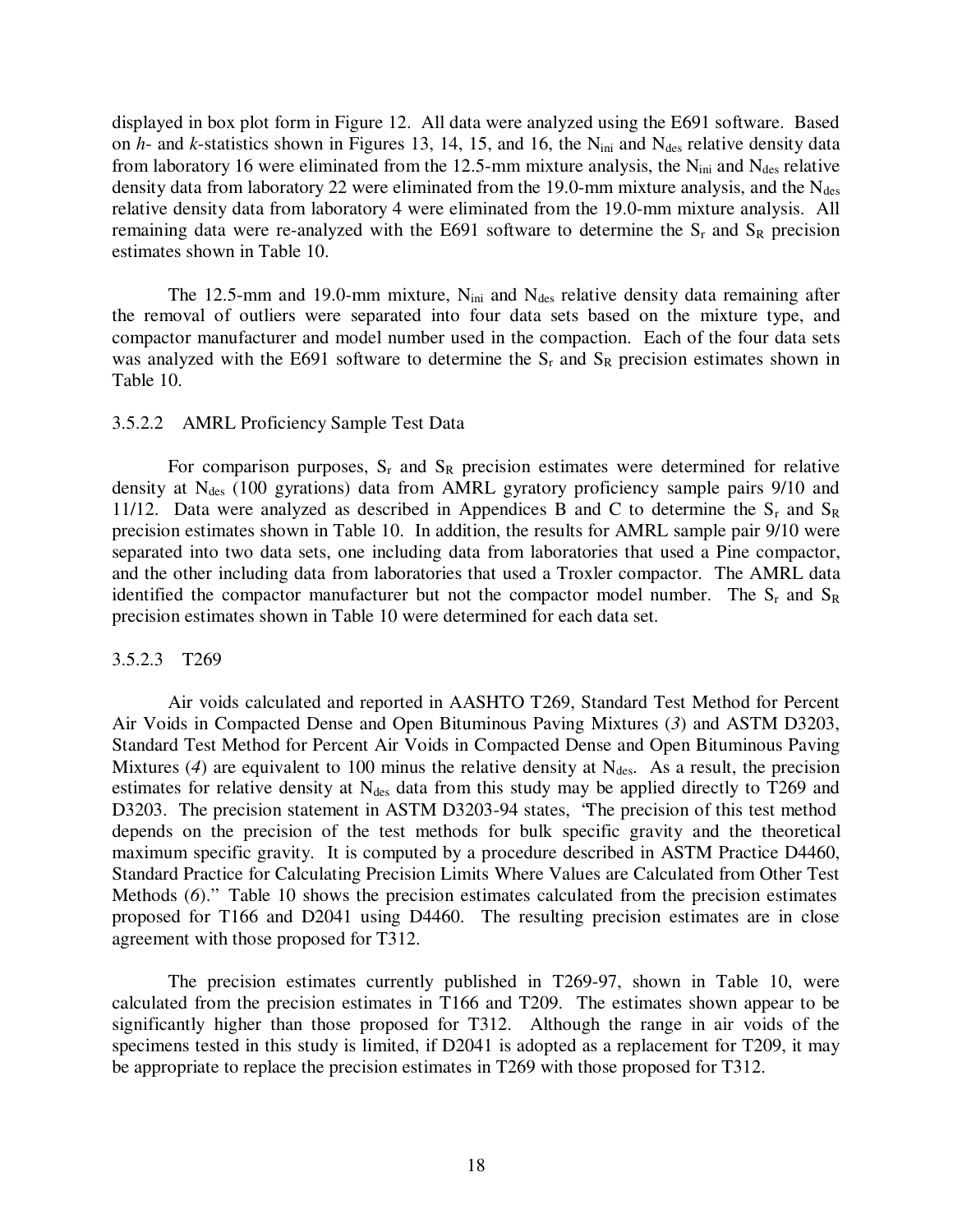displayed in box plot form in Figure 12. All data were analyzed using the E691 software. Based on *h*- and *k*-statistics shown in Figures 13, 14, 15, and 16, the $N_{ini}$ and $N_{des}$ relative density data from laboratory 16 were eliminated from the 12.5-mm mixture analysis, the $N_{ini}$ and $N_{des}$ relative density data from laboratory 22 were eliminated from the 19.0-mm mixture analysis, and the $N_{des}$ relative density data from laboratory 4 were eliminated from the 19.0-mm mixture analysis. All remaining data were re-analyzed with the E691 software to determine the $S_r$ and $S_R$ precision estimates shown in Table 10.

The 12.5-mm and 19.0-mm mixture, $N_{ini}$ and $N_{des}$ relative density data remaining after the removal of outliers were separated into four data sets based on the mixture type, and compactor manufacturer and model number used in the compaction. Each of the four data sets was analyzed with the E691 software to determine the $S_r$ and $S_R$ precision estimates shown in Table 10.

#### 3.5.2.2 AMRL Proficiency Sample Test Data

For comparison purposes, $S_r$ and $S_R$ precision estimates were determined for relative density at $N_{des}$ (100 gyrations) data from AMRL gyratory proficiency sample pairs 9/10 and 11/12. Data were analyzed as described in Appendices B and C to determine the $S_r$ and $S_R$ precision estimates shown in Table 10. In addition, the results for AMRL sample pair 9/10 were separated into two data sets, one including data from laboratories that used a Pine compactor, and the other including data from laboratories that used a Troxler compactor. The AMRL data identified the compactor manufacturer but not the compactor model number. The $S_r$ and $S_R$ precision estimates shown in Table 10 were determined for each data set.

#### 3.5.2.3 T269

Air voids calculated and reported in AASHTO T269, Standard Test Method for Percent Air Voids in Compacted Dense and Open Bituminous Paving Mixtures (*3*) and ASTM D3203, Standard Test Method for Percent Air Voids in Compacted Dense and Open Bituminous Paving Mixtures (*4*) are equivalent to 100 minus the relative density at $N_{des}$. As a result, the precision estimates for relative density at $N_{des}$ data from this study may be applied directly to T269 and D3203. The precision statement in ASTM D3203-94 states, "The precision of this test method depends on the precision of the test methods for bulk specific gravity and the theoretical maximum specific gravity. It is computed by a procedure described in ASTM Practice D4460, Standard Practice for Calculating Precision Limits Where Values are Calculated from Other Test Methods (*6*)." Table 10 shows the precision estimates calculated from the precision estimates proposed for T166 and D2041 using D4460. The resulting precision estimates are in close agreement with those proposed for T312.

The precision estimates currently published in T269-97, shown in Table 10, were calculated from the precision estimates in T166 and T209. The estimates shown appear to be significantly higher than those proposed for T312. Although the range in air voids of the specimens tested in this study is limited, if D2041 is adopted as a replacement for T209, it may be appropriate to replace the precision estimates in T269 with those proposed for T312.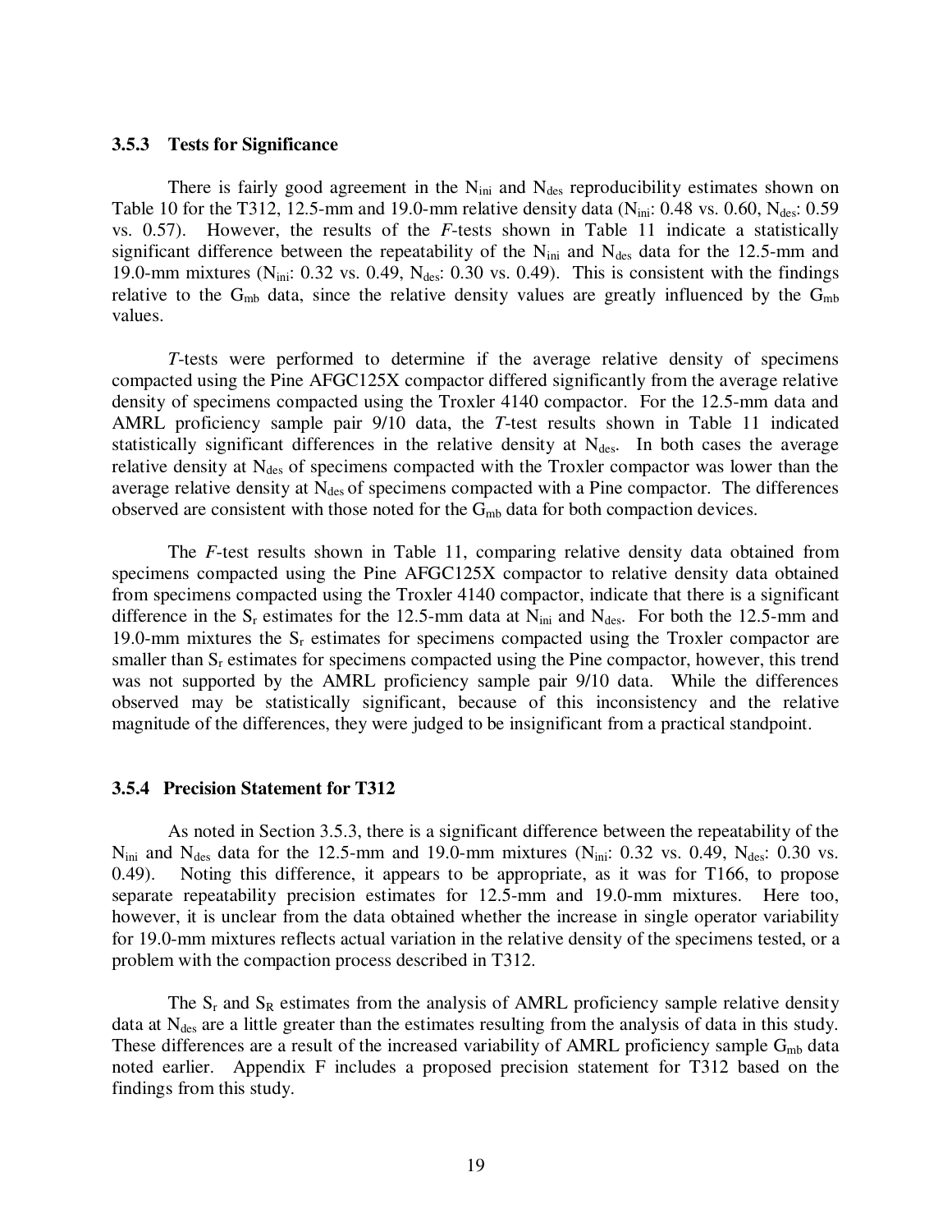### 3.5.3 Tests for Significance

There is fairly good agreement in the $N_{ini}$ and $N_{des}$ reproducibility estimates shown on Table 10 for the T312, 12.5-mm and 19.0-mm relative density data ($N_{ini}$: 0.48 vs. 0.60, $N_{des}$: 0.59 vs. 0.57). However, the results of the *F*-tests shown in Table 11 indicate a statistically significant difference between the repeatability of the $N_{ini}$ and $N_{des}$ data for the 12.5-mm and 19.0-mm mixtures ($N_{ini}$: 0.32 vs. 0.49, $N_{des}$: 0.30 vs. 0.49). This is consistent with the findings relative to the $G_{mb}$ data, since the relative density values are greatly influenced by the $G_{mb}$ values.

*T*-tests were performed to determine if the average relative density of specimens compacted using the Pine AFGC125X compactor differed significantly from the average relative density of specimens compacted using the Troxler 4140 compactor. For the 12.5-mm data and AMRL proficiency sample pair 9/10 data, the *T*-test results shown in Table 11 indicated statistically significant differences in the relative density at $N_{des}$. In both cases the average relative density at $N_{des}$ of specimens compacted with the Troxler compactor was lower than the average relative density at $N_{des}$ of specimens compacted with a Pine compactor. The differences observed are consistent with those noted for the $G_{mb}$ data for both compaction devices.

The *F*-test results shown in Table 11, comparing relative density data obtained from specimens compacted using the Pine AFGC125X compactor to relative density data obtained from specimens compacted using the Troxler 4140 compactor, indicate that there is a significant difference in the $S_r$ estimates for the 12.5-mm data at $N_{ini}$ and $N_{des}$. For both the 12.5-mm and 19.0-mm mixtures the $S_r$ estimates for specimens compacted using the Troxler compactor are smaller than $S_r$ estimates for specimens compacted using the Pine compactor, however, this trend was not supported by the AMRL proficiency sample pair 9/10 data. While the differences observed may be statistically significant, because of this inconsistency and the relative magnitude of the differences, they were judged to be insignificant from a practical standpoint.

### 3.5.4 Precision Statement for T312

As noted in Section 3.5.3, there is a significant difference between the repeatability of the $N_{ini}$ and $N_{des}$ data for the 12.5-mm and 19.0-mm mixtures ($N_{ini}$: 0.32 vs. 0.49, $N_{des}$: 0.30 vs. 0.49). Noting this difference, it appears to be appropriate, as it was for T166, to propose separate repeatability precision estimates for 12.5-mm and 19.0-mm mixtures. Here too, however, it is unclear from the data obtained whether the increase in single operator variability for 19.0-mm mixtures reflects actual variation in the relative density of the specimens tested, or a problem with the compaction process described in T312.

The $S_r$ and $S_R$ estimates from the analysis of AMRL proficiency sample relative density data at $N_{des}$ are a little greater than the estimates resulting from the analysis of data in this study. These differences are a result of the increased variability of AMRL proficiency sample $G_{mb}$ data noted earlier. Appendix F includes a proposed precision statement for T312 based on the findings from this study.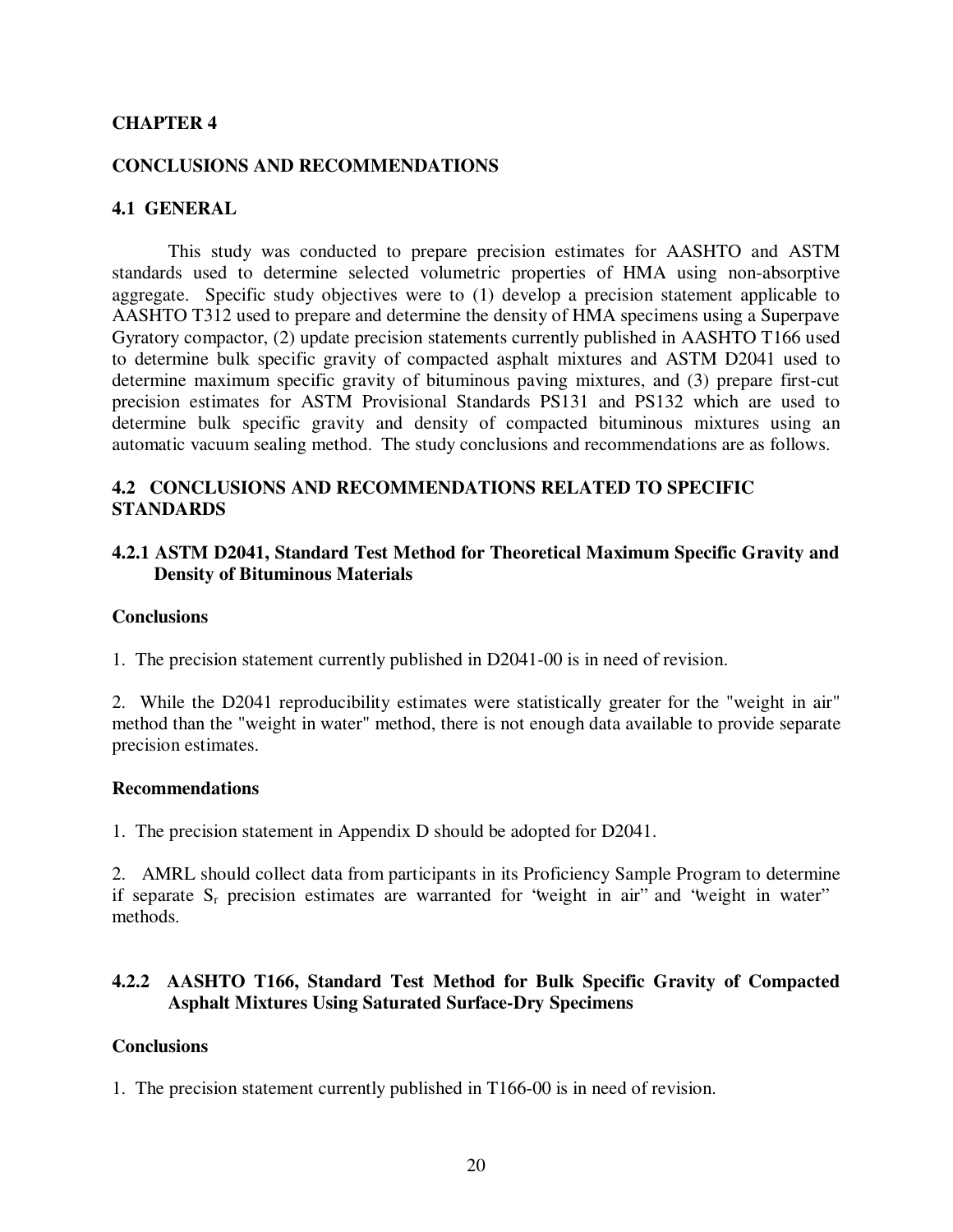# CHAPTER 4

# CONCLUSIONS AND RECOMMENDATIONS

## 4.1 GENERAL

This study was conducted to prepare precision estimates for AASHTO and ASTM standards used to determine selected volumetric properties of HMA using non-absorptive aggregate. Specific study objectives were to (1) develop a precision statement applicable to AASHTO T312 used to prepare and determine the density of HMA specimens using a Superpave Gyratory compactor, (2) update precision statements currently published in AASHTO T166 used to determine bulk specific gravity of compacted asphalt mixtures and ASTM D2041 used to determine maximum specific gravity of bituminous paving mixtures, and (3) prepare first-cut precision estimates for ASTM Provisional Standards PS131 and PS132 which are used to determine bulk specific gravity and density of compacted bituminous mixtures using an automatic vacuum sealing method. The study conclusions and recommendations are as follows.

## 4.2 CONCLUSIONS AND RECOMMENDATIONS RELATED TO SPECIFIC STANDARDS

### 4.2.1 ASTM D2041, Standard Test Method for Theoretical Maximum Specific Gravity and Density of Bituminous Materials

**Conclusions**

1. The precision statement currently published in D2041-00 is in need of revision.

2. While the D2041 reproducibility estimates were statistically greater for the "weight in air" method than the "weight in water" method, there is not enough data available to provide separate precision estimates.

**Recommendations**

1. The precision statement in Appendix D should be adopted for D2041.

2. AMRL should collect data from participants in its Proficiency Sample Program to determine if separate $S_r$ precision estimates are warranted for "weight in air" and "weight in water" methods.

### 4.2.2 AASHTO T166, Standard Test Method for Bulk Specific Gravity of Compacted Asphalt Mixtures Using Saturated Surface-Dry Specimens

**Conclusions**

1. The precision statement currently published in T166-00 is in need of revision.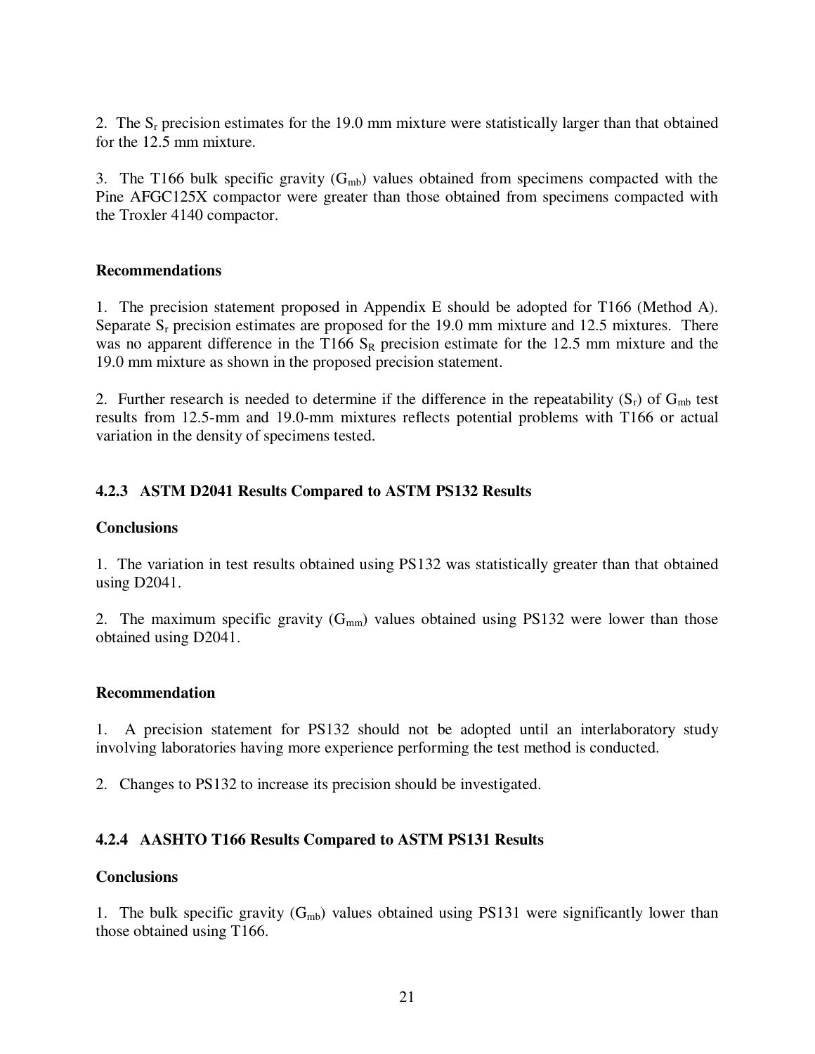2. The $S_r$ precision estimates for the 19.0 mm mixture were statistically larger than that obtained for the 12.5 mm mixture.

3. The T166 bulk specific gravity ($G_{mb}$) values obtained from specimens compacted with the Pine AFGC125X compactor were greater than those obtained from specimens compacted with the Troxler 4140 compactor.

**Recommendations**

1. The precision statement proposed in Appendix E should be adopted for T166 (Method A). Separate $S_r$ precision estimates are proposed for the 19.0 mm mixture and 12.5 mixtures. There was no apparent difference in the T166 $S_R$ precision estimate for the 12.5 mm mixture and the 19.0 mm mixture as shown in the proposed precision statement.

2. Further research is needed to determine if the difference in the repeatability ($S_r$) of $G_{mb}$ test results from 12.5-mm and 19.0-mm mixtures reflects potential problems with T166 or actual variation in the density of specimens tested.

### 4.2.3 ASTM D2041 Results Compared to ASTM PS132 Results

**Conclusions**

1. The variation in test results obtained using PS132 was statistically greater than that obtained using D2041.

2. The maximum specific gravity ($G_{mm}$) values obtained using PS132 were lower than those obtained using D2041.

**Recommendation**

1. A precision statement for PS132 should not be adopted until an interlaboratory study involving laboratories having more experience performing the test method is conducted.

2. Changes to PS132 to increase its precision should be investigated.

### 4.2.4 AASHTO T166 Results Compared to ASTM PS131 Results

**Conclusions**

1. The bulk specific gravity ($G_{mb}$) values obtained using PS131 were significantly lower than those obtained using T166.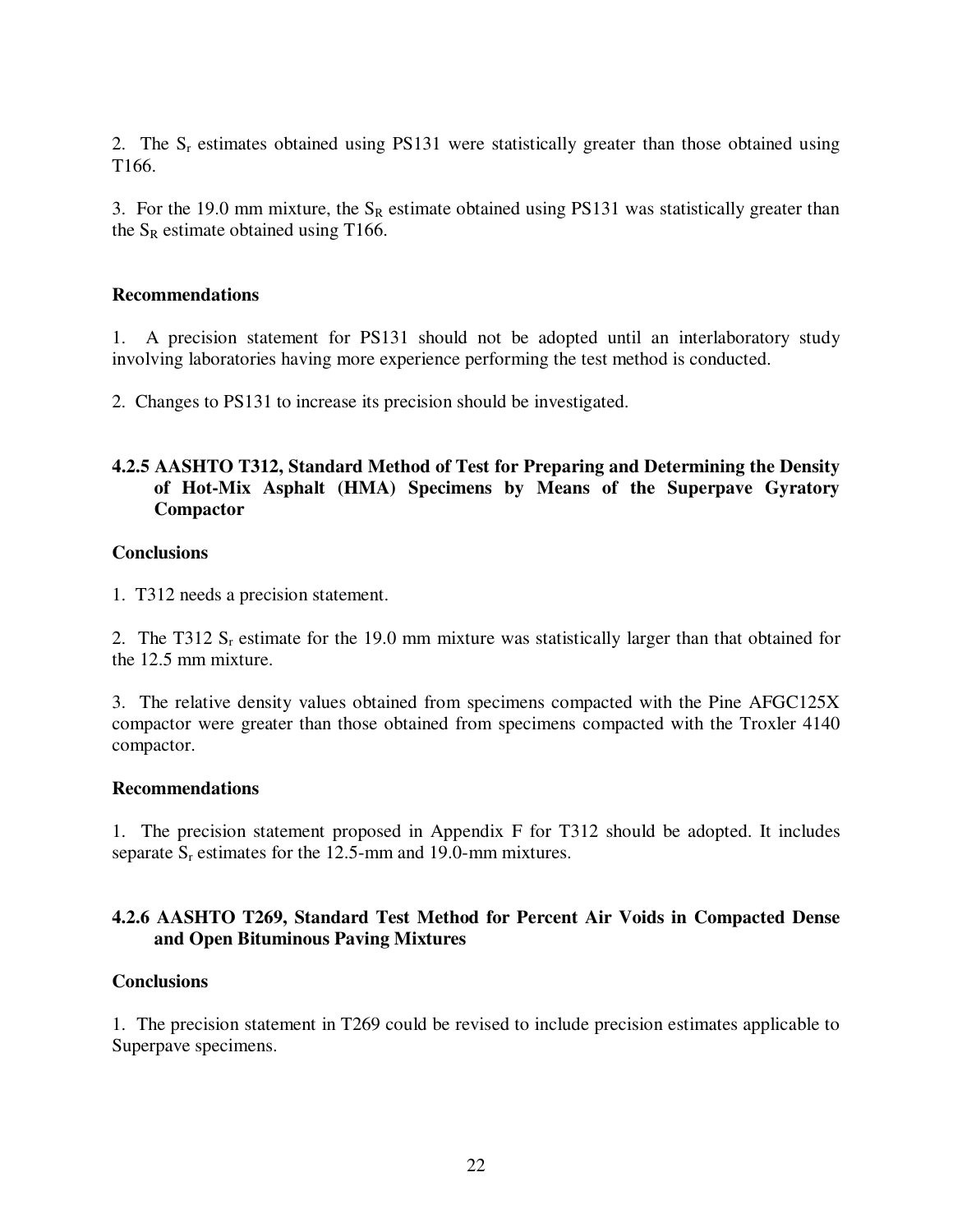2. The $S_r$ estimates obtained using PS131 were statistically greater than those obtained using T166.

3. For the 19.0 mm mixture, the $S_R$ estimate obtained using PS131 was statistically greater than the $S_R$ estimate obtained using T166.

**Recommendations**

1. A precision statement for PS131 should not be adopted until an interlaboratory study involving laboratories having more experience performing the test method is conducted.

2. Changes to PS131 to increase its precision should be investigated.

#### 4.2.5 AASHTO T312, Standard Method of Test for Preparing and Determining the Density of Hot-Mix Asphalt (HMA) Specimens by Means of the Superpave Gyratory Compactor

**Conclusions**

1. T312 needs a precision statement.

2. The T312 $S_r$ estimate for the 19.0 mm mixture was statistically larger than that obtained for the 12.5 mm mixture.

3. The relative density values obtained from specimens compacted with the Pine AFGC125X compactor were greater than those obtained from specimens compacted with the Troxler 4140 compactor.

**Recommendations**

1. The precision statement proposed in Appendix F for T312 should be adopted. It includes separate $S_r$ estimates for the 12.5-mm and 19.0-mm mixtures.

#### 4.2.6 AASHTO T269, Standard Test Method for Percent Air Voids in Compacted Dense and Open Bituminous Paving Mixtures

**Conclusions**

1. The precision statement in T269 could be revised to include precision estimates applicable to Superpave specimens.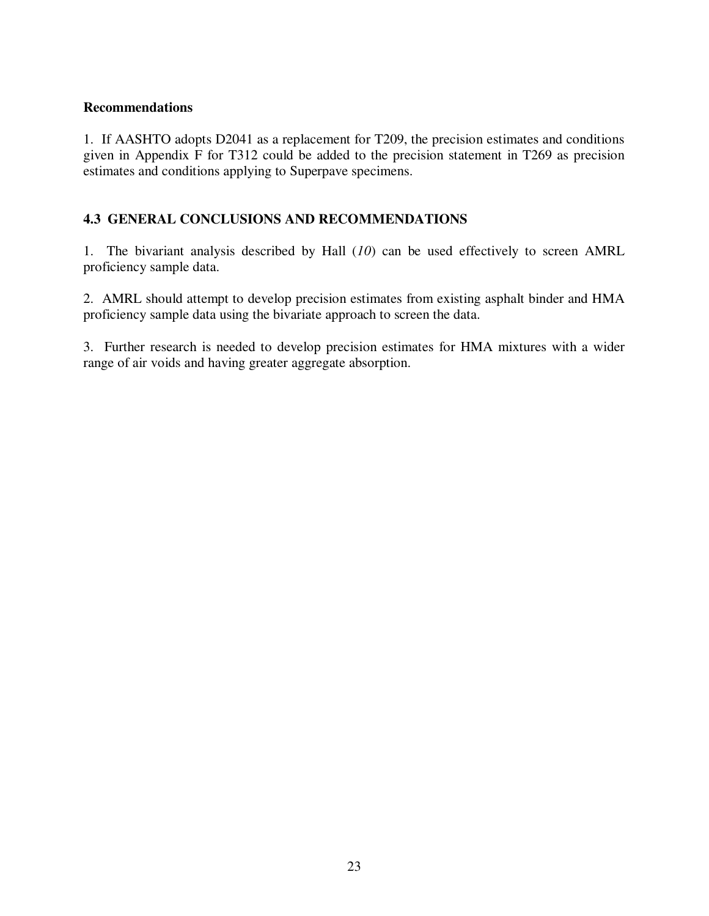**Recommendations**

1. If AASHTO adopts D2041 as a replacement for T209, the precision estimates and conditions given in Appendix F for T312 could be added to the precision statement in T269 as precision estimates and conditions applying to Superpave specimens.

## 4.3 GENERAL CONCLUSIONS AND RECOMMENDATIONS

1. The bivariant analysis described by Hall (*10*) can be used effectively to screen AMRL proficiency sample data.

2. AMRL should attempt to develop precision estimates from existing asphalt binder and HMA proficiency sample data using the bivariate approach to screen the data.

3. Further research is needed to develop precision estimates for HMA mixtures with a wider range of air voids and having greater aggregate absorption.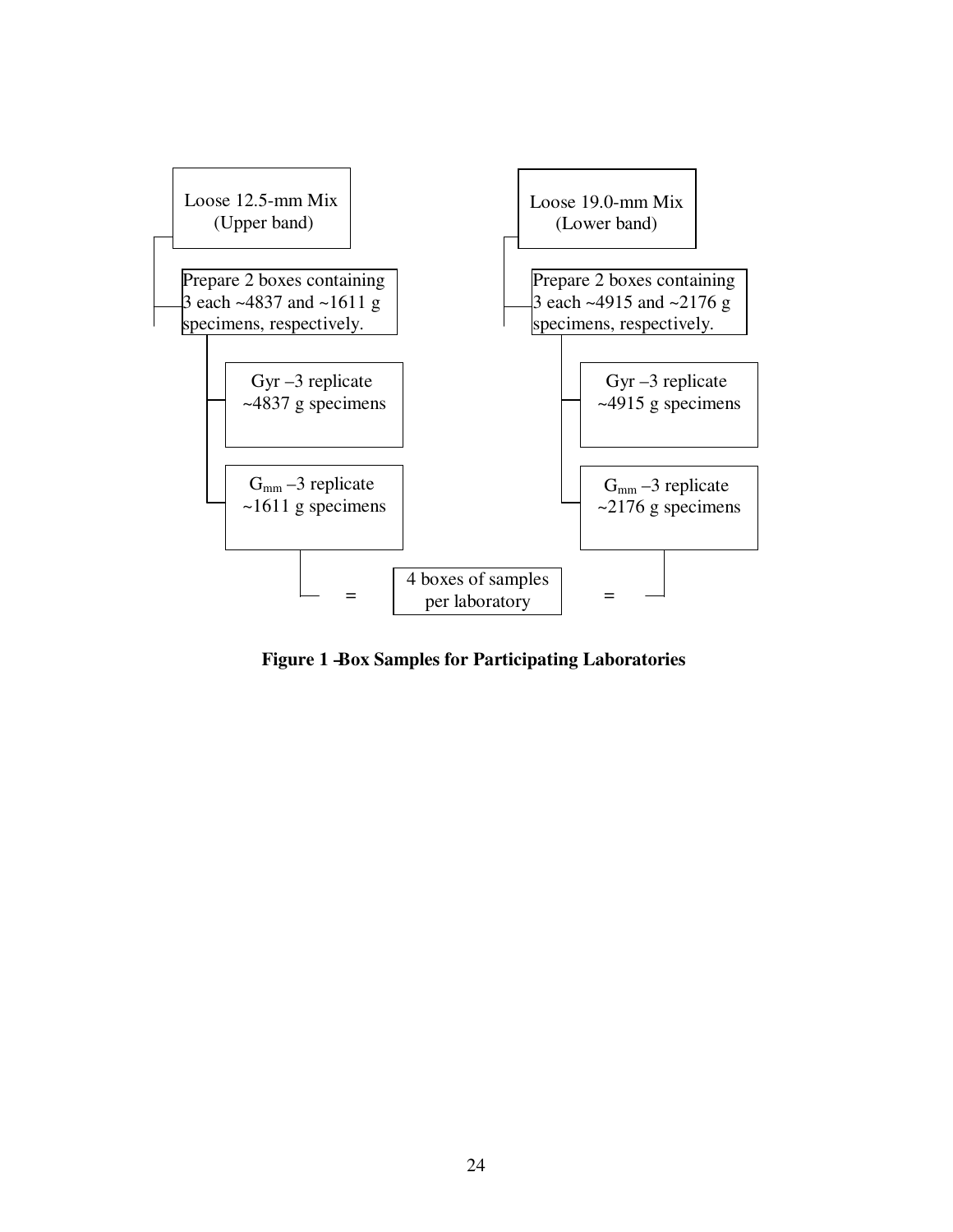Loose 12.5-mm Mix
(Upper band)

Prepare 2 boxes containing 3 each ~4837 and ~1611 g specimens, respectively.

- Gyr –3 replicate ~4837 g specimens
- $G_{mm}$ –3 replicate ~1611 g specimens

Loose 19.0-mm Mix
(Lower band)

Prepare 2 boxes containing 3 each ~4915 and ~2176 g specimens, respectively.

- Gyr –3 replicate ~4915 g specimens
- $G_{mm}$ –3 replicate ~2176 g specimens

= 4 boxes of samples per laboratory =

**Figure 1 – Box Samples for Participating Laboratories**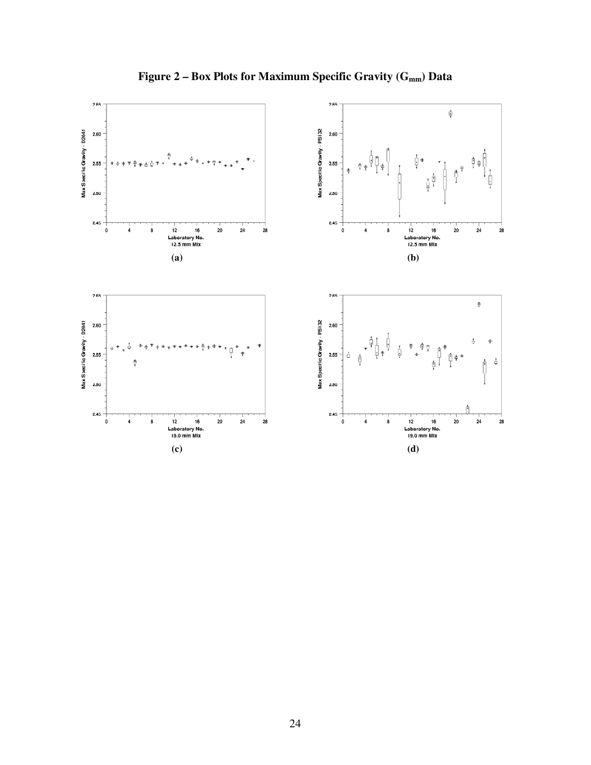# Figure 2 – Box Plots for Maximum Specific Gravity ($G_{mm}$) Data

**(a)**

**(b)**

**(c)**

**(d)**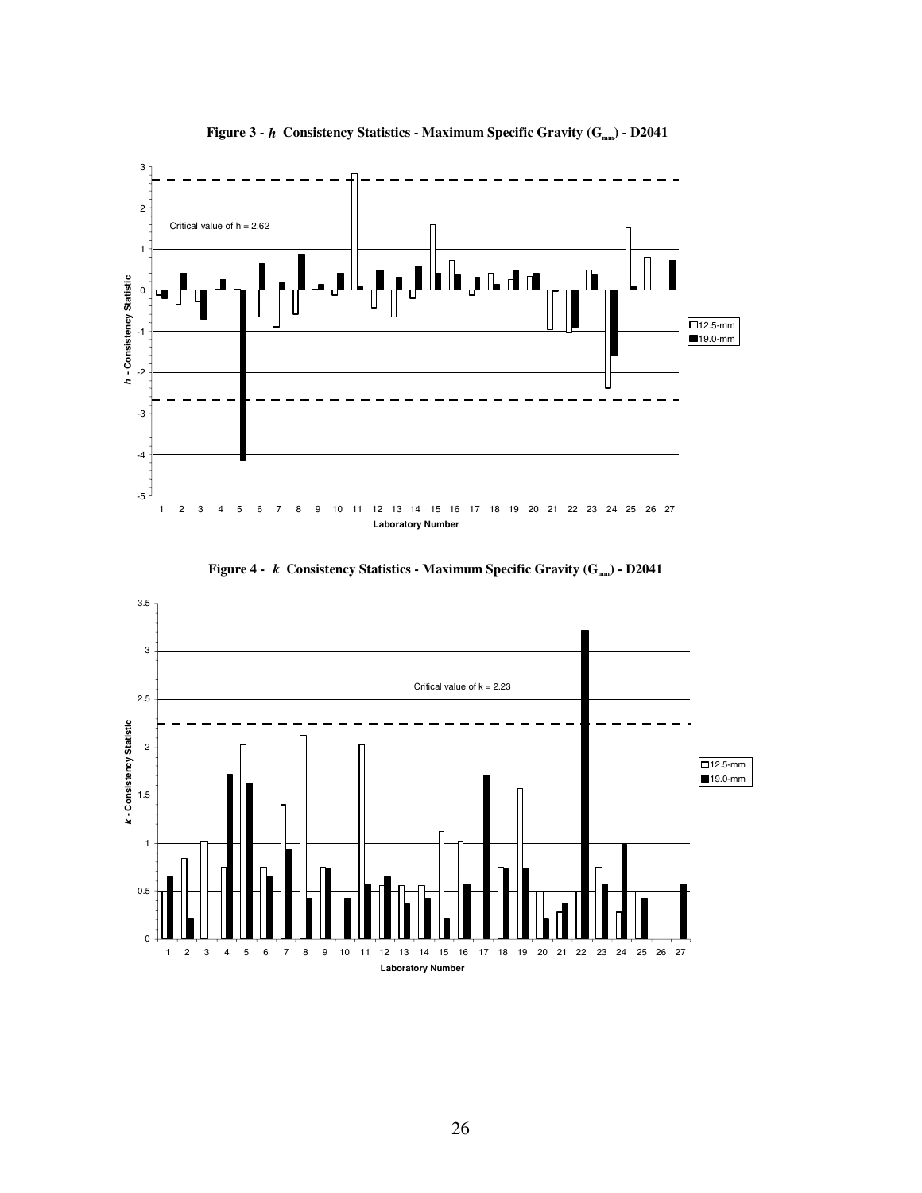**Figure 3 - *h* Consistency Statistics - Maximum Specific Gravity ($G_{mm}$) - D2041**

**Figure 4 - *k* Consistency Statistics - Maximum Specific Gravity ($G_{mm}$) - D2041**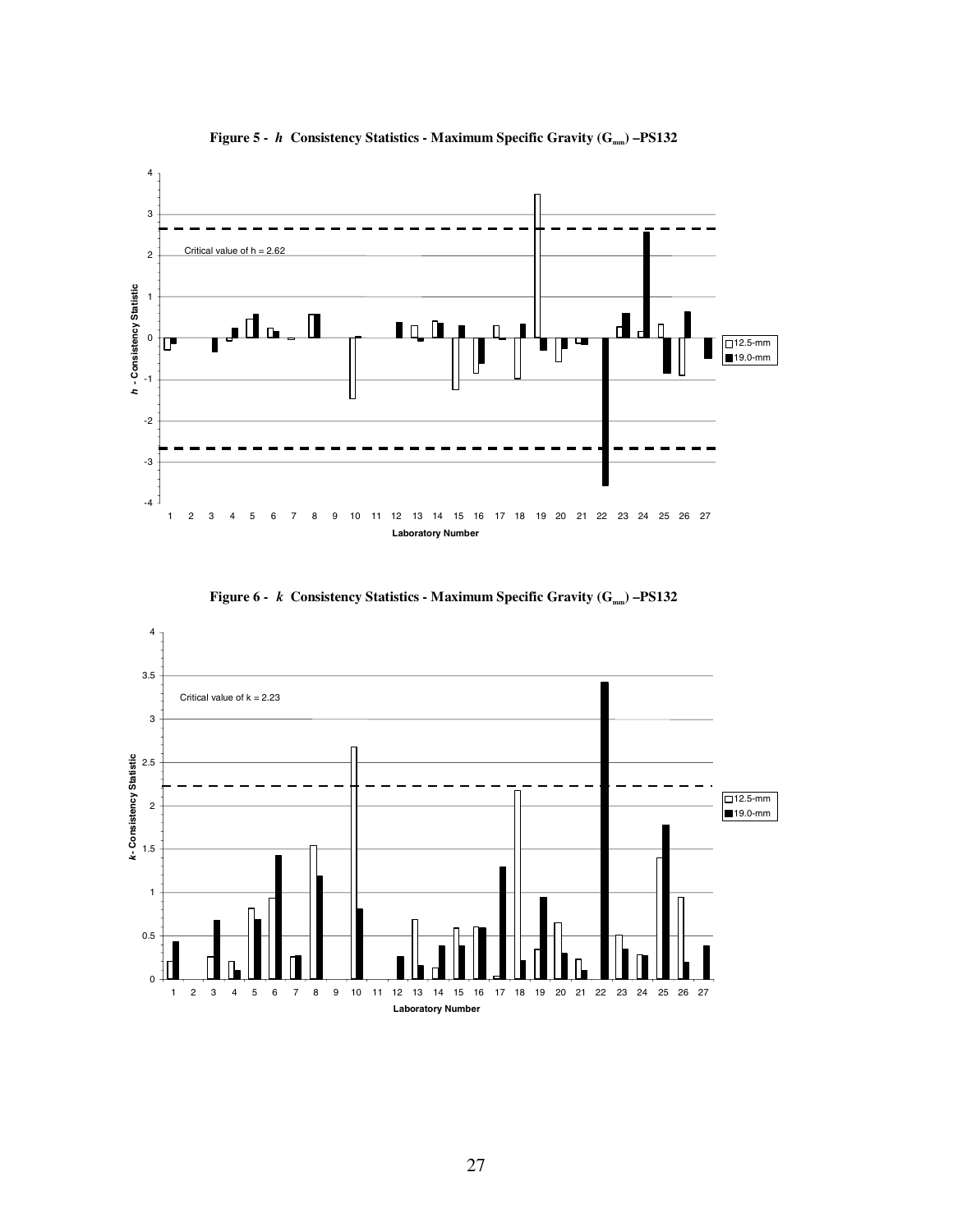**Figure 5 - *h* Consistency Statistics - Maximum Specific Gravity ($G_{mm}$) –PS132**

**Figure 6 - *k* Consistency Statistics - Maximum Specific Gravity ($G_{mm}$) –PS132**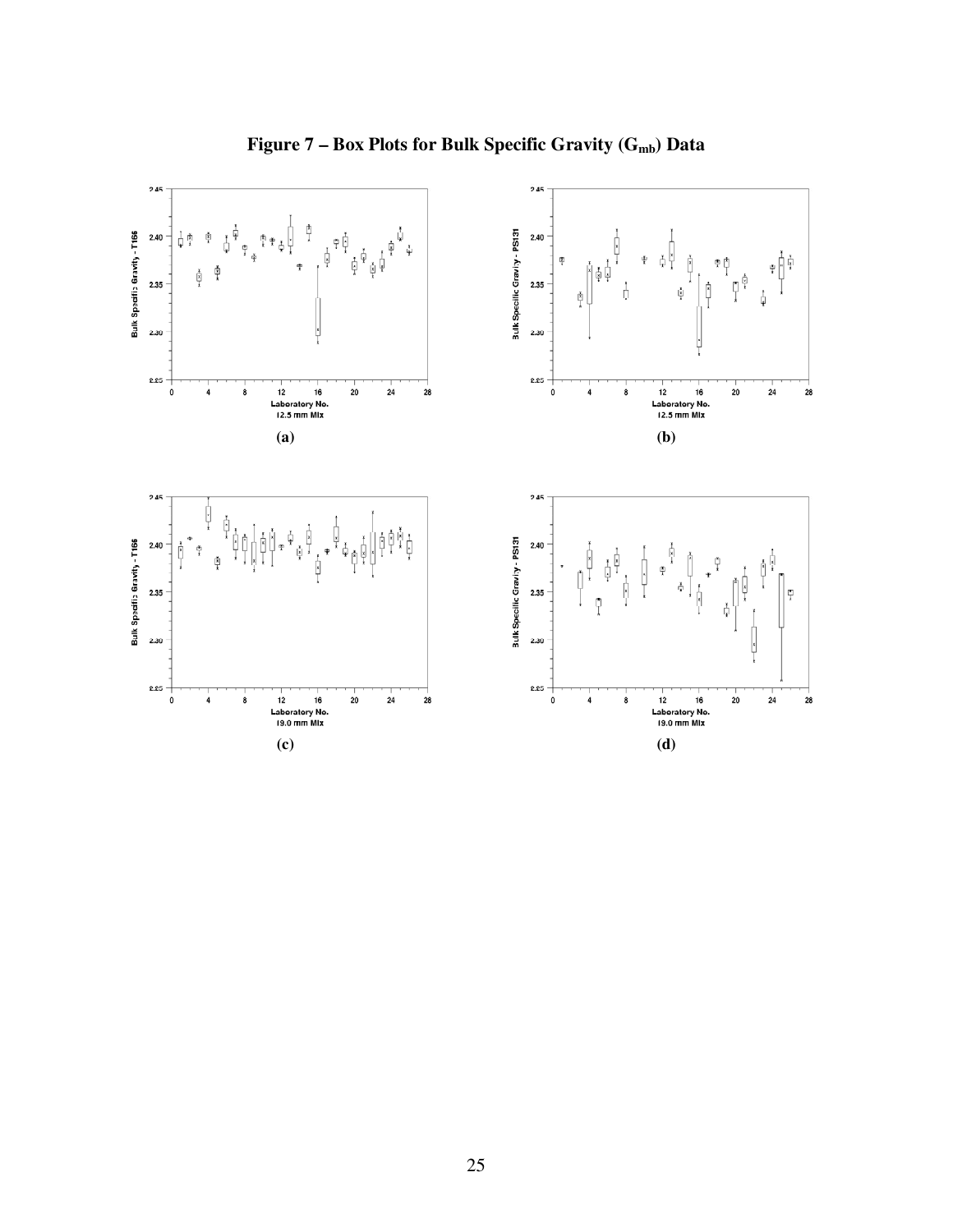# Figure 7 – Box Plots for Bulk Specific Gravity ($G_{mb}$) Data

(a)

(b)

(c)

(d)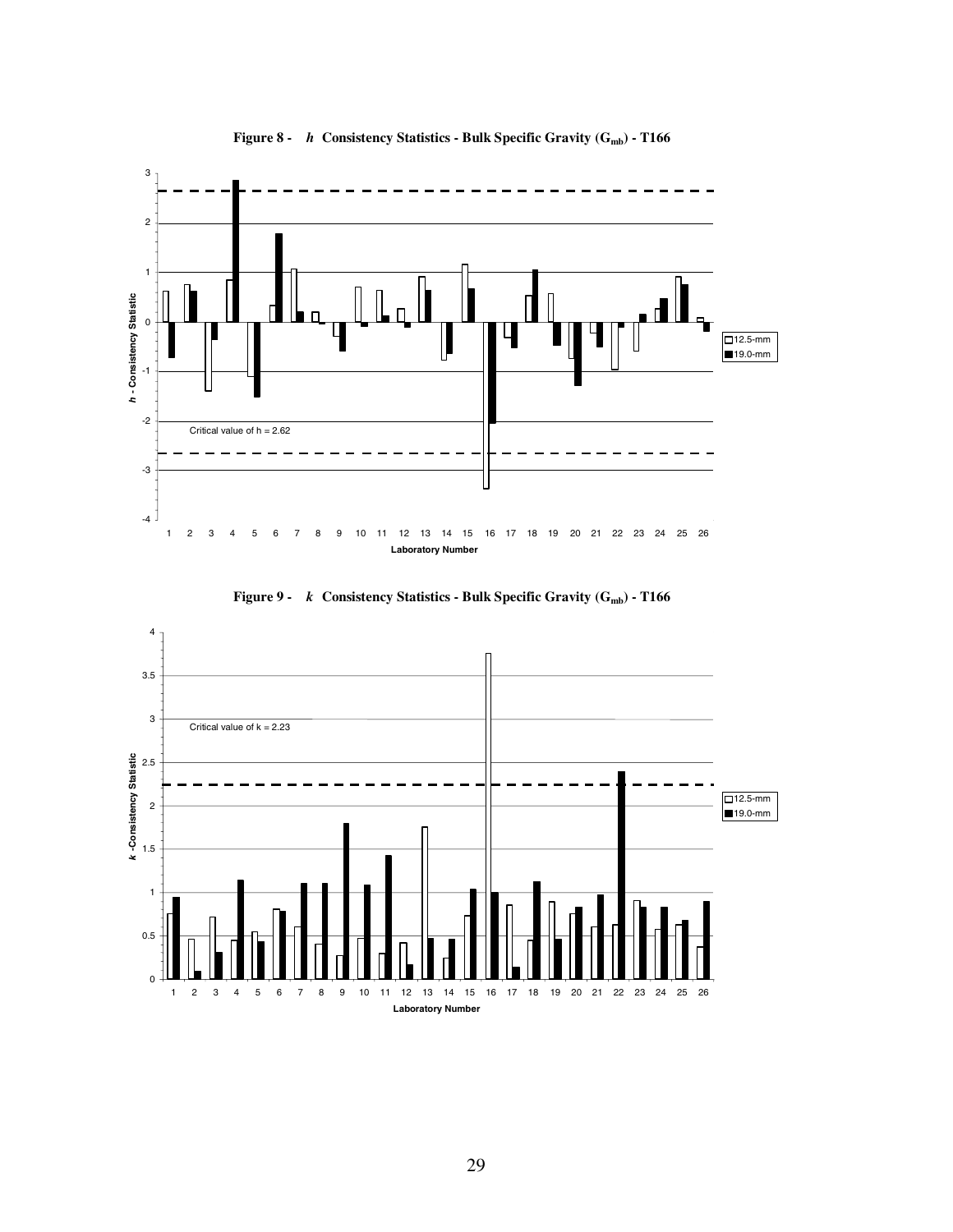**Figure 8 - *h* Consistency Statistics - Bulk Specific Gravity ($G_{mb}$) - T166**

**Figure 9 - *k* Consistency Statistics - Bulk Specific Gravity ($G_{mb}$) - T166**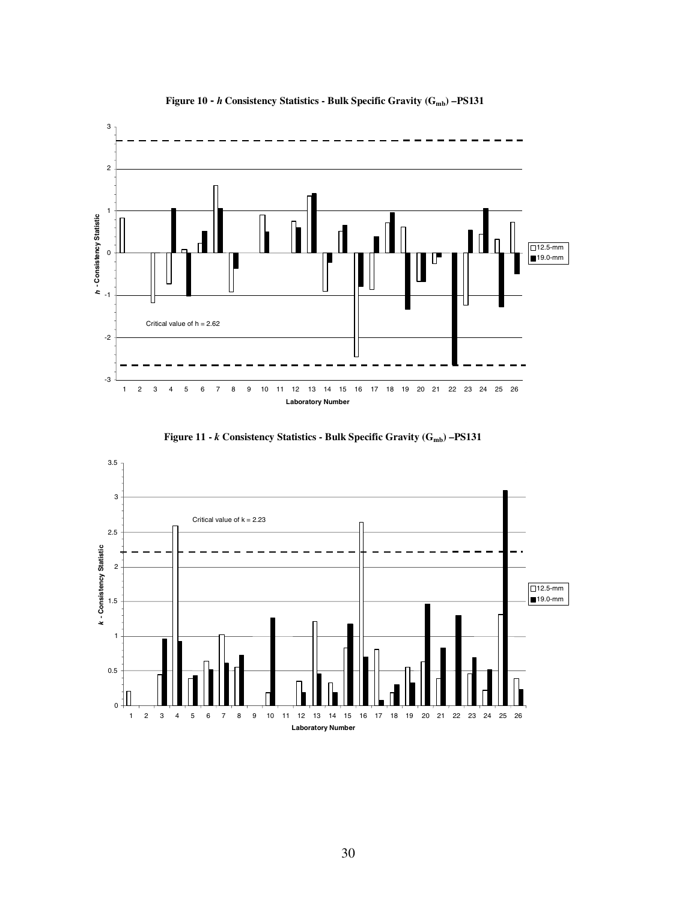**Figure 10 - *h* Consistency Statistics - Bulk Specific Gravity ($G_{mb}$) –PS131**

Critical value of h = 2.62

**Figure 11 - *k* Consistency Statistics - Bulk Specific Gravity ($G_{mb}$) –PS131**

Critical value of k = 2.23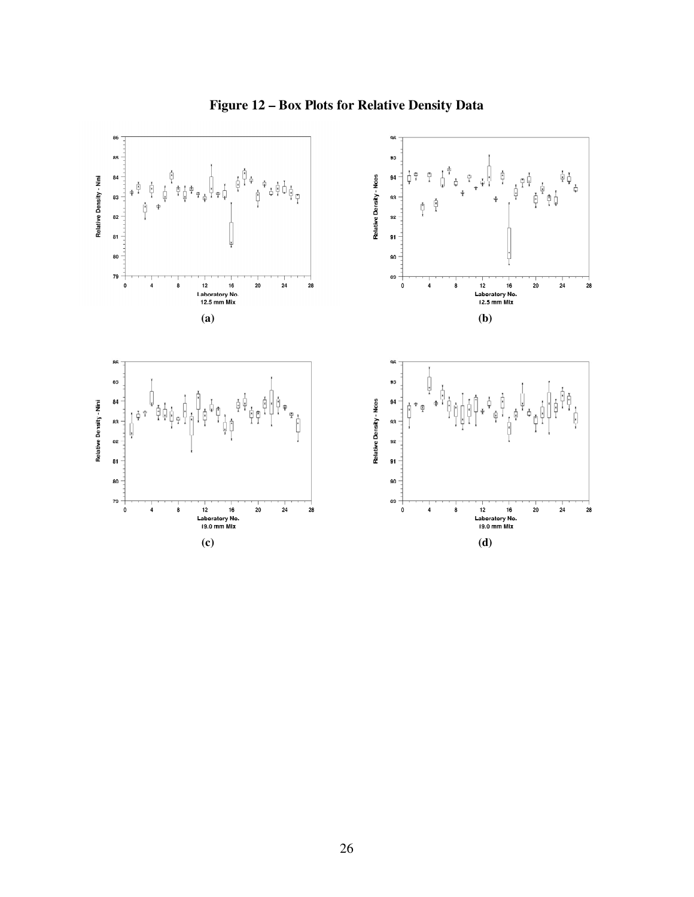# Figure 12 – Box Plots for Relative Density Data

(a)

(b)

(c)

(d)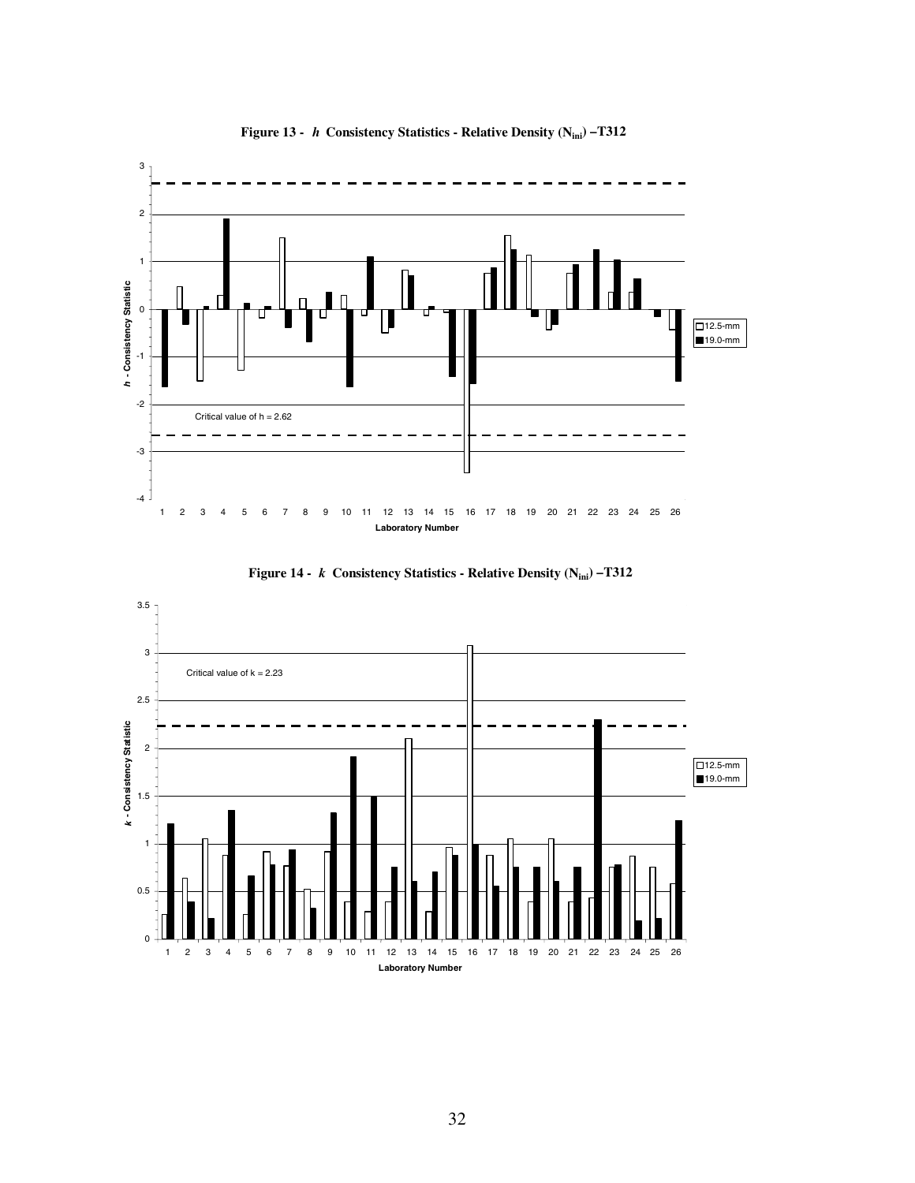**Figure 13 - *h* Consistency Statistics - Relative Density ($N_{ini}$) –T312**

**Figure 14 - *k* Consistency Statistics - Relative Density ($N_{ini}$) –T312**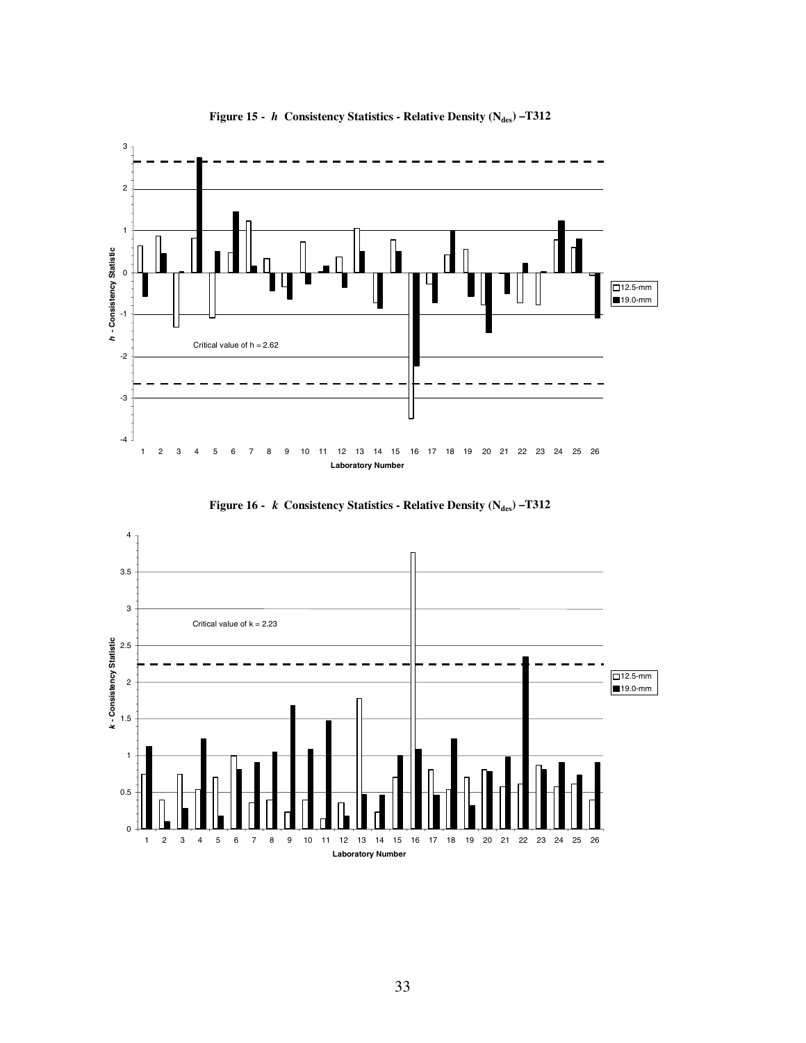**Figure 15 - *h* Consistency Statistics - Relative Density ($N_{des}$) –T312**

**Figure 16 - *k* Consistency Statistics - Relative Density ($N_{des}$) –T312**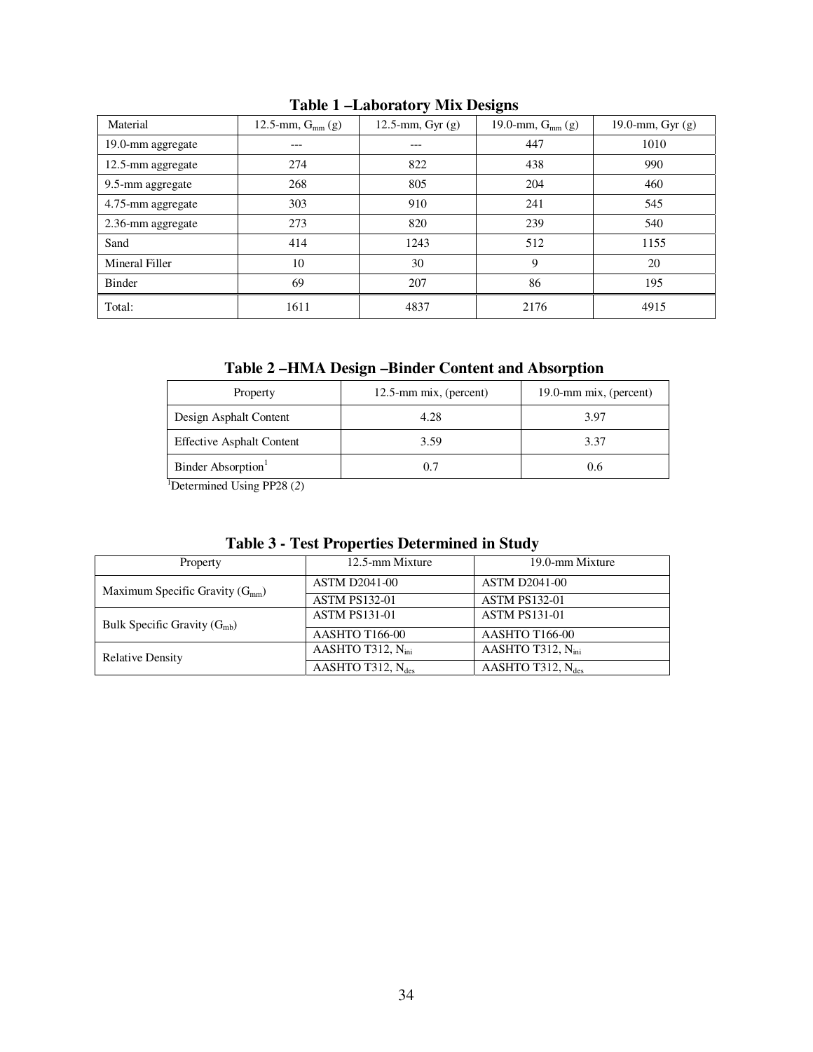**Table 1 –Laboratory Mix Designs**

| Material | 12.5-mm, $G_{mm}$ (g) | 12.5-mm, Gyr (g) | 19.0-mm, $G_{mm}$ (g) | 19.0-mm, Gyr (g) |
| --- | --- | --- | --- | --- |
| 19.0-mm aggregate | --- | --- | 447 | 1010 |
| 12.5-mm aggregate | 274 | 822 | 438 | 990 |
| 9.5-mm aggregate | 268 | 805 | 204 | 460 |
| 4.75-mm aggregate | 303 | 910 | 241 | 545 |
| 2.36-mm aggregate | 273 | 820 | 239 | 540 |
| Sand | 414 | 1243 | 512 | 1155 |
| Mineral Filler | 10 | 30 | 9 | 20 |
| Binder | 69 | 207 | 86 | 195 |
| Total: | 1611 | 4837 | 2176 | 4915 |

**Table 2 –HMA Design –Binder Content and Absorption**

| Property | 12.5-mm mix, (percent) | 19.0-mm mix, (percent) |
| --- | --- | --- |
| Design Asphalt Content | 4.28 | 3.97 |
| Effective Asphalt Content | 3.59 | 3.37 |
| Binder Absorption[1] | 0.7 | 0.6 |

[1]Determined Using PP28 (*2*)

**Table 3 - Test Properties Determined in Study**

| Property | 12.5-mm Mixture | 19.0-mm Mixture |
| --- | --- | --- |
| Maximum Specific Gravity ($G_{mm}$) | ASTM D2041-00 | ASTM D2041-00 |
| | ASTM PS132-01 | ASTM PS132-01 |
| Bulk Specific Gravity ($G_{mb}$) | ASTM PS131-01 | ASTM PS131-01 |
| | AASHTO T166-00 | AASHTO T166-00 |
| Relative Density | AASHTO T312, $N_{ini}$ | AASHTO T312, $N_{ini}$ |
| | AASHTO T312, $N_{des}$ | AASHTO T312, $N_{des}$ |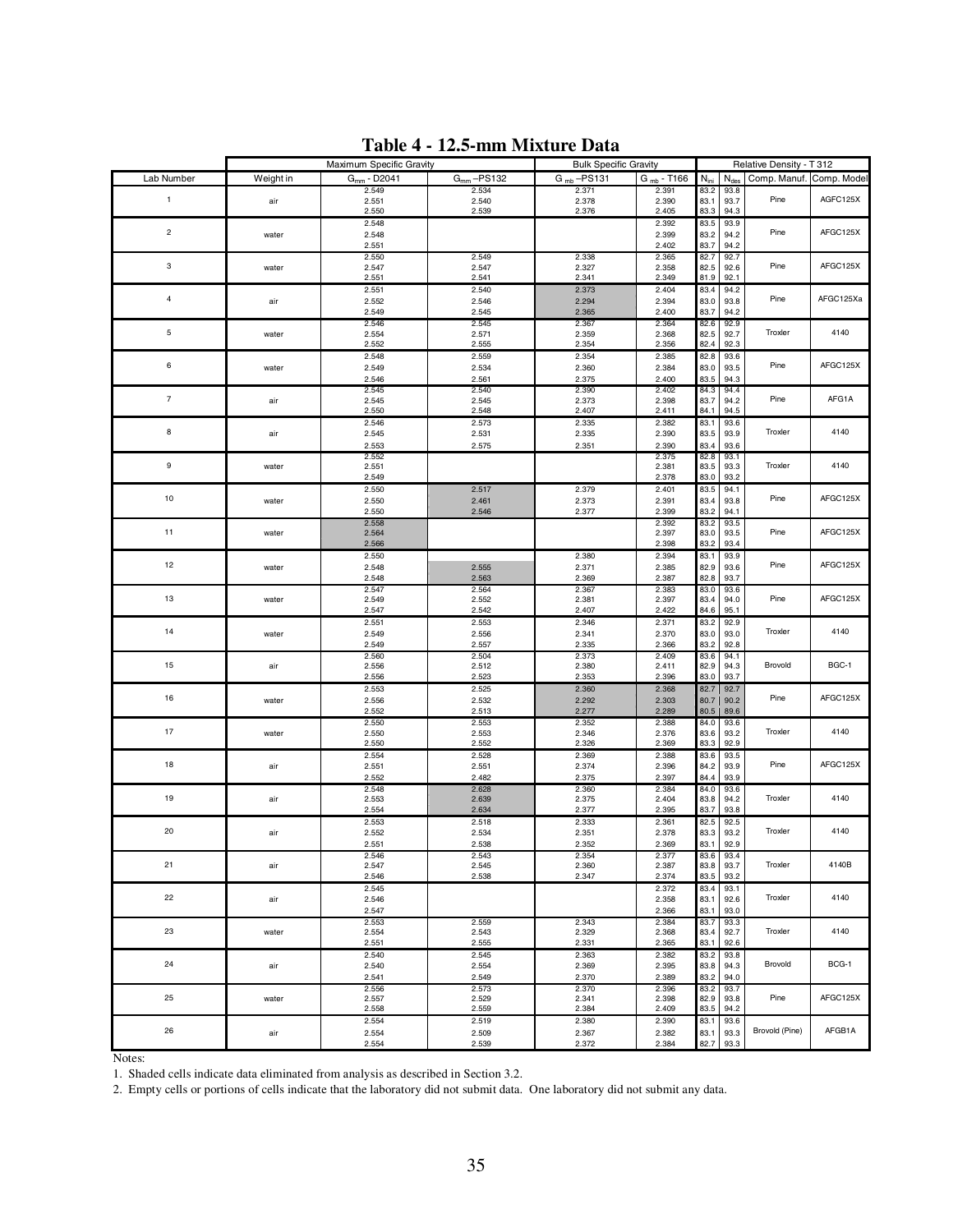# Table 4 - 12.5-mm Mixture Data

| Lab Number | Weight in | Maximum Specific Gravity | | Bulk Specific Gravity | | Relative Density - T 312 | | | |
|---|---|---|---|---|---|---|---|---|---|
| | | $G_{mm}$ - D2041 | $G_{mm}$ –PS132 | $G_{mb}$ –PS131 | $G_{mb}$ - T166 | $N_{ini}$ | $N_{des}$ | Comp. Manuf. | Comp. Model |
| 1 | air | 2.549 | 2.534 | 2.371 | 2.391 | 83.2 | 93.8 | Pine | AGFC125X |
| | | 2.551 | 2.540 | 2.378 | 2.390 | 83.1 | 93.7 | | |
| | | 2.550 | 2.539 | 2.376 | 2.405 | 83.3 | 94.3 | | |
| 2 | water | 2.548 | | | 2.392 | 83.5 | 93.9 | Pine | AFGC125X |
| | | 2.548 | | | 2.399 | 83.2 | 94.2 | | |
| | | 2.551 | | | 2.402 | 83.7 | 94.2 | | |
| 3 | water | 2.550 | 2.549 | 2.338 | 2.365 | 82.7 | 92.7 | Pine | AFGC125X |
| | | 2.547 | 2.547 | 2.327 | 2.358 | 82.5 | 92.6 | | |
| | | 2.551 | 2.541 | 2.341 | 2.349 | 81.9 | 92.1 | | |
| 4 | air | 2.551 | 2.540 | 2.373 | 2.404 | 83.4 | 94.2 | Pine | AFGC125Xa |
| | | 2.552 | 2.546 | 2.294 | 2.394 | 83.0 | 93.8 | | |
| | | 2.549 | 2.545 | 2.365 | 2.400 | 83.7 | 94.2 | | |
| 5 | water | 2.546 | 2.545 | 2.367 | 2.364 | 82.6 | 92.9 | Troxler | 4140 |
| | | 2.554 | 2.571 | 2.359 | 2.368 | 82.5 | 92.7 | | |
| | | 2.552 | 2.555 | 2.354 | 2.356 | 82.4 | 92.3 | | |
| 6 | water | 2.548 | 2.559 | 2.354 | 2.385 | 82.8 | 93.6 | Pine | AFGC125X |
| | | 2.549 | 2.534 | 2.360 | 2.384 | 83.0 | 93.5 | | |
| | | 2.546 | 2.561 | 2.375 | 2.400 | 83.5 | 94.3 | | |
| 7 | air | 2.545 | 2.540 | 2.390 | 2.402 | 84.3 | 94.4 | Pine | AFG1A |
| | | 2.545 | 2.545 | 2.373 | 2.398 | 83.7 | 94.2 | | |
| | | 2.550 | 2.548 | 2.407 | 2.411 | 84.1 | 94.5 | | |
| 8 | air | 2.546 | 2.573 | 2.335 | 2.382 | 83.1 | 93.6 | Troxler | 4140 |
| | | 2.545 | 2.531 | 2.335 | 2.390 | 83.5 | 93.9 | | |
| | | 2.553 | 2.575 | 2.351 | 2.390 | 83.4 | 93.6 | | |
| 9 | water | 2.552 | | | 2.375 | 82.8 | 93.1 | Troxler | 4140 |
| | | 2.551 | | | 2.381 | 83.5 | 93.3 | | |
| | | 2.549 | | | 2.378 | 83.0 | 93.2 | | |
| 10 | water | 2.550 | 2.517 | 2.379 | 2.401 | 83.5 | 94.1 | Pine | AFGC125X |
| | | 2.550 | 2.461 | 2.373 | 2.391 | 83.4 | 93.8 | | |
| | | 2.550 | 2.546 | 2.377 | 2.399 | 83.2 | 94.1 | | |
| 11 | water | 2.558 | | | 2.392 | 83.2 | 93.5 | Pine | AFGC125X |
| | | 2.564 | | | 2.397 | 83.0 | 93.5 | | |
| | | 2.566 | | | 2.398 | 83.2 | 93.4 | | |
| 12 | water | 2.550 | | 2.380 | 2.394 | 83.1 | 93.9 | Pine | AFGC125X |
| | | 2.548 | 2.555 | 2.371 | 2.385 | 82.9 | 93.6 | | |
| | | 2.548 | 2.563 | 2.369 | 2.387 | 82.8 | 93.7 | | |
| 13 | water | 2.547 | 2.564 | 2.367 | 2.383 | 83.0 | 93.6 | Pine | AFGC125X |
| | | 2.549 | 2.552 | 2.381 | 2.397 | 83.4 | 94.0 | | |
| | | 2.547 | 2.542 | 2.407 | 2.422 | 84.6 | 95.1 | | |
| 14 | water | 2.551 | 2.553 | 2.346 | 2.371 | 83.2 | 92.9 | Troxler | 4140 |
| | | 2.549 | 2.556 | 2.341 | 2.370 | 83.0 | 93.0 | | |
| | | 2.549 | 2.557 | 2.335 | 2.366 | 83.2 | 92.8 | | |
| 15 | air | 2.560 | 2.504 | 2.373 | 2.409 | 83.6 | 94.1 | Brovold | BGC-1 |
| | | 2.556 | 2.512 | 2.380 | 2.411 | 82.9 | 94.3 | | |
| | | 2.556 | 2.523 | 2.353 | 2.396 | 83.0 | 93.7 | | |
| 16 | water | 2.553 | 2.525 | 2.360 | 2.368 | 82.7 | 92.7 | Pine | AFGC125X |
| | | 2.556 | 2.532 | 2.292 | 2.303 | 80.7 | 90.2 | | |
| | | 2.552 | 2.513 | 2.277 | 2.289 | 80.5 | 89.6 | | |
| 17 | water | 2.550 | 2.553 | 2.352 | 2.388 | 84.0 | 93.6 | Troxler | 4140 |
| | | 2.550 | 2.553 | 2.346 | 2.376 | 83.6 | 93.2 | | |
| | | 2.550 | 2.552 | 2.326 | 2.369 | 83.3 | 92.9 | | |
| 18 | air | 2.554 | 2.528 | 2.369 | 2.388 | 83.6 | 93.5 | Pine | AFGC125X |
| | | 2.551 | 2.551 | 2.374 | 2.396 | 84.2 | 93.9 | | |
| | | 2.552 | 2.482 | 2.375 | 2.397 | 84.4 | 93.9 | | |
| 19 | air | 2.548 | 2.628 | 2.360 | 2.384 | 84.0 | 93.6 | Troxler | 4140 |
| | | 2.553 | 2.639 | 2.375 | 2.404 | 83.8 | 94.2 | | |
| | | 2.554 | 2.634 | 2.377 | 2.395 | 83.7 | 93.8 | | |
| 20 | air | 2.553 | 2.518 | 2.333 | 2.361 | 82.5 | 92.5 | Troxler | 4140 |
| | | 2.552 | 2.534 | 2.351 | 2.378 | 83.3 | 93.2 | | |
| | | 2.551 | 2.538 | 2.352 | 2.369 | 83.1 | 92.9 | | |
| 21 | air | 2.546 | 2.543 | 2.354 | 2.377 | 83.6 | 93.4 | Troxler | 4140B |
| | | 2.547 | 2.545 | 2.360 | 2.387 | 83.8 | 93.7 | | |
| | | 2.546 | 2.538 | 2.347 | 2.374 | 83.5 | 93.2 | | |
| 22 | air | 2.545 | | | 2.372 | 83.4 | 93.1 | Troxler | 4140 |
| | | 2.546 | | | 2.358 | 83.1 | 92.6 | | |
| | | 2.547 | | | 2.366 | 83.1 | 93.0 | | |
| 23 | water | 2.553 | 2.559 | 2.343 | 2.384 | 83.7 | 93.3 | Troxler | 4140 |
| | | 2.554 | 2.543 | 2.329 | 2.368 | 83.4 | 92.7 | | |
| | | 2.551 | 2.555 | 2.331 | 2.365 | 83.1 | 92.6 | | |
| 24 | air | 2.540 | 2.545 | 2.363 | 2.382 | 83.2 | 93.8 | Brovold | BCG-1 |
| | | 2.540 | 2.554 | 2.369 | 2.395 | 83.8 | 94.3 | | |
| | | 2.541 | 2.549 | 2.370 | 2.389 | 83.2 | 94.0 | | |
| 25 | water | 2.556 | 2.573 | 2.370 | 2.396 | 83.2 | 93.7 | Pine | AFGC125X |
| | | 2.557 | 2.529 | 2.341 | 2.398 | 82.9 | 93.8 | | |
| | | 2.558 | 2.559 | 2.384 | 2.409 | 83.5 | 94.2 | | |
| 26 | air | 2.554 | 2.519 | 2.380 | 2.390 | 83.1 | 93.6 | Brovold (Pine) | AFGB1A |
| | | 2.554 | 2.509 | 2.367 | 2.382 | 83.1 | 93.3 | | |
| | | 2.554 | 2.539 | 2.372 | 2.384 | 82.7 | 93.3 | | |

Notes:

1. Shaded cells indicate data eliminated from analysis as described in Section 3.2.
2. Empty cells or portions of cells indicate that the laboratory did not submit data. One laboratory did not submit any data.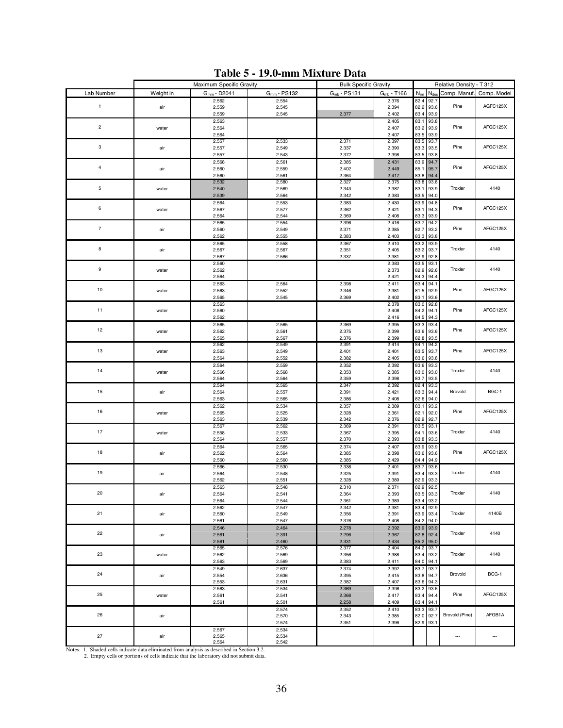# Table 5 - 19.0-mm Mixture Data

| Lab Number | Weight in | Maximum Specific Gravity | | Bulk Specific Gravity | | Relative Density - T 312 | | | |
|---|---|---|---|---|---|---|---|---|---|
| | | $G_{mm}$ - D2041 | $G_{mm}$ - PS132 | $G_{mb}$ - PS131 | $G_{mb}$ - T166 | $N_{ini}$ | $N_{des}$ | Comp. Manuf. | Comp. Model |
| 1 | air | 2.562 | 2.554 | | 2.376 | 82.4 | 92.7 | Pine | AGFC125X |
| | | 2.559 | 2.545 | | 2.394 | 82.2 | 93.6 | | |
| | | 2.559 | 2.545 | 2.377 | 2.402 | 83.4 | 93.9 | | |
| 2 | water | 2.563 | | | 2.405 | 83.1 | 93.8 | Pine | AFGC125X |
| | | 2.564 | | | 2.407 | 83.2 | 93.9 | | |
| | | 2.564 | | | 2.407 | 83.5 | 93.9 | | |
| 3 | air | 2.557 | 2.533 | 2.371 | 2.397 | 83.5 | 93.7 | Pine | AFGC125X |
| | | 2.557 | 2.549 | 2.337 | 2.390 | 83.3 | 93.5 | | |
| | | 2.557 | 2.543 | 2.372 | 2.398 | 83.5 | 93.8 | | |
| 4 | air | 2.568 | 2.561 | 2.385 | 2.431 | 83.9 | 94.7 | Pine | AFGC125X |
| | | 2.560 | 2.559 | 2.402 | 2.449 | 85.1 | 95.7 | | |
| | | 2.560 | 2.561 | 2.364 | 2.417 | 83.8 | 94.4 | | |
| 5 | water | 2.532 | 2.580 | 2.327 | 2.375 | 83.8 | 93.8 | Troxler | 4140 |
| | | 2.540 | 2.569 | 2.343 | 2.387 | 83.1 | 93.9 | | |
| | | 2.539 | 2.564 | 2.342 | 2.383 | 83.5 | 94.0 | | |
| 6 | water | 2.564 | 2.553 | 2.383 | 2.430 | 83.9 | 94.8 | Pine | AFGC125X |
| | | 2.567 | 2.577 | 2.362 | 2.421 | 83.1 | 94.3 | | |
| | | 2.564 | 2.544 | 2.369 | 2.408 | 83.3 | 93.9 | | |
| 7 | air | 2.565 | 2.554 | 2.396 | 2.416 | 83.7 | 94.2 | Pine | AFGC125X |
| | | 2.560 | 2.549 | 2.371 | 2.385 | 82.7 | 93.2 | | |
| | | 2.562 | 2.555 | 2.383 | 2.403 | 83.3 | 93.8 | | |
| 8 | air | 2.565 | 2.558 | 2.367 | 2.410 | 83.2 | 93.9 | Troxler | 4140 |
| | | 2.567 | 2.567 | 2.351 | 2.405 | 83.2 | 93.7 | | |
| | | 2.567 | 2.586 | 2.337 | 2.381 | 82.9 | 92.8 | | |
| 9 | water | 2.560 | | | 2.383 | 83.5 | 93.1 | Troxler | 4140 |
| | | 2.562 | | | 2.373 | 82.9 | 92.6 | | |
| | | 2.564 | | | 2.421 | 84.3 | 94.4 | | |
| 10 | water | 2.563 | 2.564 | 2.398 | 2.411 | 83.4 | 94.1 | Pine | AFGC125X |
| | | 2.563 | 2.552 | 2.346 | 2.381 | 81.5 | 92.9 | | |
| | | 2.565 | 2.545 | 2.369 | 2.402 | 83.1 | 93.6 | | |
| 11 | water | 2.563 | | | 2.378 | 83.0 | 92.8 | Pine | AFGC125X |
| | | 2.560 | | | 2.408 | 84.2 | 94.1 | | |
| | | 2.562 | | | 2.416 | 84.5 | 94.3 | | |
| 12 | water | 2.565 | 2.565 | 2.369 | 2.395 | 83.3 | 93.4 | Pine | AFGC125X |
| | | 2.562 | 2.561 | 2.375 | 2.399 | 83.6 | 93.6 | | |
| | | 2.565 | 2.567 | 2.376 | 2.399 | 82.8 | 93.5 | | |
| 13 | water | 2.562 | 2.549 | 2.391 | 2.414 | 84.1 | 94.2 | Pine | AFGC125X |
| | | 2.563 | 2.549 | 2.401 | 2.401 | 83.5 | 93.7 | | |
| | | 2.564 | 2.552 | 2.382 | 2.405 | 83.6 | 93.8 | | |
| 14 | water | 2.564 | 2.559 | 2.352 | 2.392 | 83.6 | 93.3 | Troxler | 4140 |
| | | 2.566 | 2.568 | 2.353 | 2.385 | 83.0 | 93.0 | | |
| | | 2.564 | 2.564 | 2.359 | 2.398 | 83.7 | 93.5 | | |
| 15 | air | 2.564 | 2.565 | 2.347 | 2.392 | 82.4 | 93.3 | Brovold | BGC-1 |
| | | 2.564 | 2.557 | 2.391 | 2.421 | 83.3 | 94.4 | | |
| | | 2.563 | 2.565 | 2.386 | 2.408 | 82.6 | 94.0 | | |
| 16 | water | 2.562 | 2.534 | 2.357 | 2.389 | 83.1 | 93.2 | Pine | AFGC125X |
| | | 2.565 | 2.525 | 2.328 | 2.361 | 82.1 | 92.0 | | |
| | | 2.563 | 2.539 | 2.342 | 2.376 | 82.9 | 92.7 | | |
| 17 | water | 2.567 | 2.562 | 2.369 | 2.391 | 83.5 | 93.1 | Troxler | 4140 |
| | | 2.558 | 2.533 | 2.367 | 2.395 | 84.1 | 93.6 | | |
| | | 2.564 | 2.557 | 2.370 | 2.393 | 83.8 | 93.3 | | |
| 18 | air | 2.564 | 2.565 | 2.374 | 2.407 | 83.9 | 93.9 | Pine | AFGC125X |
| | | 2.562 | 2.564 | 2.385 | 2.398 | 83.6 | 93.6 | | |
| | | 2.560 | 2.560 | 2.385 | 2.429 | 84.4 | 94.9 | | |
| 19 | air | 2.566 | 2.530 | 2.338 | 2.401 | 83.7 | 93.6 | Troxler | 4140 |
| | | 2.564 | 2.548 | 2.325 | 2.391 | 83.4 | 93.3 | | |
| | | 2.562 | 2.551 | 2.328 | 2.389 | 82.9 | 93.3 | | |
| 20 | air | 2.563 | 2.548 | 2.310 | 2.371 | 82.9 | 92.5 | Troxler | 4140 |
| | | 2.564 | 2.541 | 2.364 | 2.393 | 83.5 | 93.3 | | |
| | | 2.564 | 2.544 | 2.361 | 2.389 | 83.4 | 93.2 | | |
| 21 | air | 2.562 | 2.547 | 2.342 | 2.381 | 83.4 | 92.9 | Troxler | 4140B |
| | | 2.560 | 2.549 | 2.356 | 2.391 | 83.9 | 93.4 | | |
| | | 2.561 | 2.547 | 2.376 | 2.408 | 84.2 | 94.0 | | |
| 22 | air | 2.546 | 2.464 | 2.278 | 2.392 | 83.9 | 93.9 | Troxler | 4140 |
| | | 2.561 | 2.391 | 2.296 | 2.367 | 82.8 | 92.4 | | |
| | | 2.561 | 2.460 | 2.331 | 2.434 | 85.2 | 95.0 | | |
| 23 | water | 2.565 | 2.576 | 2.377 | 2.404 | 84.2 | 93.7 | Troxler | 4140 |
| | | 2.562 | 2.569 | 2.356 | 2.388 | 83.4 | 93.2 | | |
| | | 2.563 | 2.569 | 2.383 | 2.411 | 84.0 | 94.1 | | |
| 24 | air | 2.549 | 2.637 | 2.374 | 2.392 | 83.7 | 93.7 | Brovold | BCG-1 |
| | | 2.554 | 2.636 | 2.395 | 2.415 | 83.8 | 94.7 | | |
| | | 2.553 | 2.631 | 2.382 | 2.407 | 83.6 | 94.3 | | |
| 25 | water | 2.563 | 2.534 | 2.369 | 2.398 | 83.2 | 93.6 | Pine | AFGC125X |
| | | 2.561 | 2.541 | 2.368 | 2.417 | 83.4 | 94.4 | | |
| | | 2.561 | 2.501 | 2.258 | 2.409 | 83.4 | 94.1 | | |
| 26 | air | | 2.574 | 2.352 | 2.410 | 83.3 | 93.7 | Brovold (Pine) | AFGB1A |
| | | | 2.570 | 2.343 | 2.385 | 82.0 | 92.7 | | |
| | | | 2.574 | 2.351 | 2.396 | 82.9 | 93.1 | | |
| 27 | air | 2.567 | 2.534 | | | | | --- | --- |
| | | 2.565 | 2.534 | | | | | | |
| | | 2.564 | 2.542 | | | | | | |

Notes: 1. Shaded cells indicate data eliminated from analysis as described in Section 3.2.
2. Empty cells or portions of cells indicate that the laboratory did not submit data.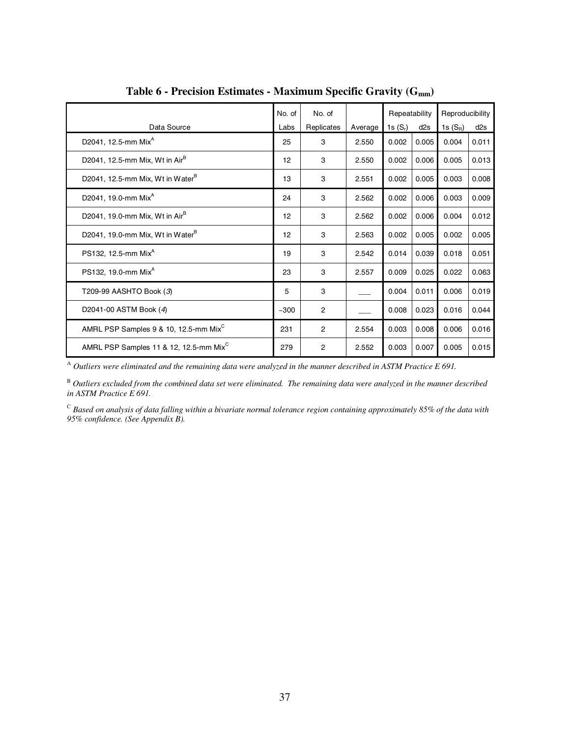**Table 6 - Precision Estimates - Maximum Specific Gravity ($G_{mm}$)**

| Data Source | No. of Labs | No. of Replicates | Average | Repeatability 1s ($S_r$) | Repeatability d2s | Reproducibility 1s ($S_R$) | Reproducibility d2s |
|---|---|---|---|---|---|---|---|
| D2041, 12.5-mm Mix[A] | 25 | 3 | 2.550 | 0.002 | 0.005 | 0.004 | 0.011 |
| D2041, 12.5-mm Mix, Wt in Air[B] | 12 | 3 | 2.550 | 0.002 | 0.006 | 0.005 | 0.013 |
| D2041, 12.5-mm Mix, Wt in Water[B] | 13 | 3 | 2.551 | 0.002 | 0.005 | 0.003 | 0.008 |
| D2041, 19.0-mm Mix[A] | 24 | 3 | 2.562 | 0.002 | 0.006 | 0.003 | 0.009 |
| D2041, 19.0-mm Mix, Wt in Air[B] | 12 | 3 | 2.562 | 0.002 | 0.006 | 0.004 | 0.012 |
| D2041, 19.0-mm Mix, Wt in Water[B] | 12 | 3 | 2.563 | 0.002 | 0.005 | 0.002 | 0.005 |
| PS132, 12.5-mm Mix[A] | 19 | 3 | 2.542 | 0.014 | 0.039 | 0.018 | 0.051 |
| PS132, 19.0-mm Mix[A] | 23 | 3 | 2.557 | 0.009 | 0.025 | 0.022 | 0.063 |
| T209-99 AASHTO Book (*3*) | 5 | 3 | ___ | 0.004 | 0.011 | 0.006 | 0.019 |
| D2041-00 ASTM Book (*4*) | ~300 | 2 | ___ | 0.008 | 0.023 | 0.016 | 0.044 |
| AMRL PSP Samples 9 & 10, 12.5-mm Mix[C] | 231 | 2 | 2.554 | 0.003 | 0.008 | 0.006 | 0.016 |
| AMRL PSP Samples 11 & 12, 12.5-mm Mix[C] | 279 | 2 | 2.552 | 0.003 | 0.007 | 0.005 | 0.015 |

[A] *Outliers were eliminated and the remaining data were analyzed in the manner described in ASTM Practice E 691.*

[B] *Outliers excluded from the combined data set were eliminated. The remaining data were analyzed in the manner described in ASTM Practice E 691.*

[C] *Based on analysis of data falling within a bivariate normal tolerance region containing approximately 85% of the data with 95% confidence. (See Appendix B).*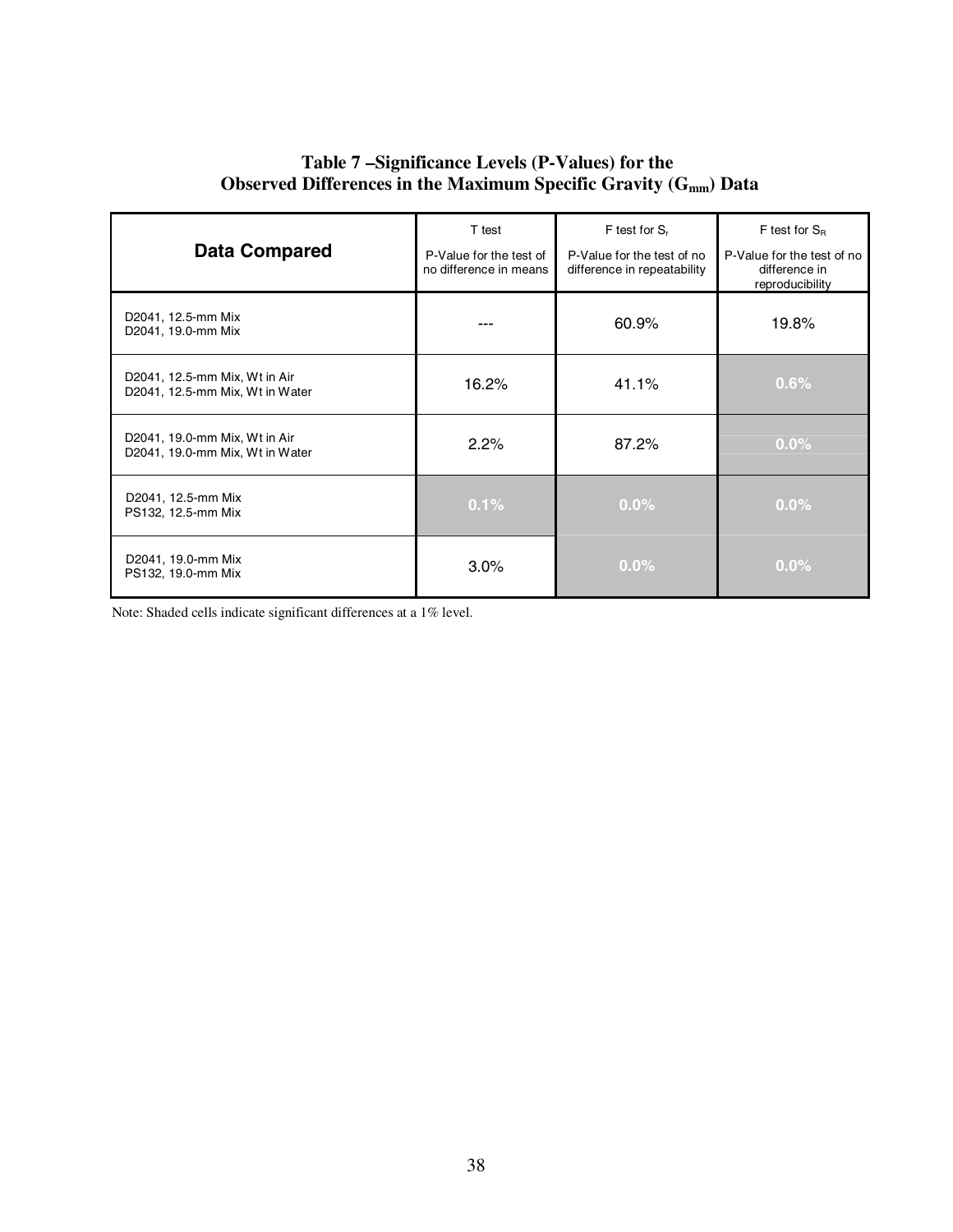# Table 7 –Significance Levels (P-Values) for the Observed Differences in the Maximum Specific Gravity ($G_{mm}$) Data

| Data Compared | T test<br>P-Value for the test of no difference in means | F test for $S_r$<br>P-Value for the test of no difference in repeatability | F test for $S_R$<br>P-Value for the test of no difference in reproducibility |
|---|---|---|---|
| D2041, 12.5-mm Mix<br>D2041, 19.0-mm Mix | --- | 60.9% | 19.8% |
| D2041, 12.5-mm Mix, Wt in Air<br>D2041, 12.5-mm Mix, Wt in Water | 16.2% | 41.1% | 0.6% |
| D2041, 19.0-mm Mix, Wt in Air<br>D2041, 19.0-mm Mix, Wt in Water | 2.2% | 87.2% | 0.0% |
| D2041, 12.5-mm Mix<br>PS132, 12.5-mm Mix | 0.1% | 0.0% | 0.0% |
| D2041, 19.0-mm Mix<br>PS132, 19.0-mm Mix | 3.0% | 0.0% | 0.0% |

Note: Shaded cells indicate significant differences at a 1% level.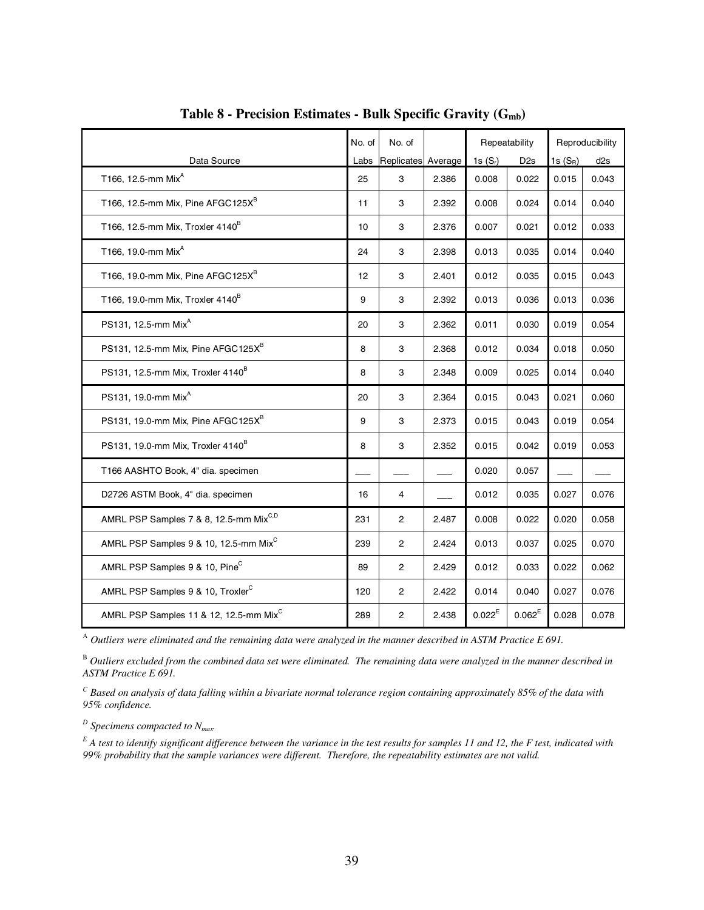## Table 8 - Precision Estimates - Bulk Specific Gravity ($G_{mb}$)

| Data Source | No. of Labs | No. of Replicates | Average | Repeatability | | Reproducibility | |
|---|---|---|---|---|---|---|---|
| | | | | 1s ($S_r$) | D2s | 1s ($S_R$) | d2s |
| T166, 12.5-mm Mix[A] | 25 | 3 | 2.386 | 0.008 | 0.022 | 0.015 | 0.043 |
| T166, 12.5-mm Mix, Pine AFGC125X[B] | 11 | 3 | 2.392 | 0.008 | 0.024 | 0.014 | 0.040 |
| T166, 12.5-mm Mix, Troxler 4140[B] | 10 | 3 | 2.376 | 0.007 | 0.021 | 0.012 | 0.033 |
| T166, 19.0-mm Mix[A] | 24 | 3 | 2.398 | 0.013 | 0.035 | 0.014 | 0.040 |
| T166, 19.0-mm Mix, Pine AFGC125X[B] | 12 | 3 | 2.401 | 0.012 | 0.035 | 0.015 | 0.043 |
| T166, 19.0-mm Mix, Troxler 4140[B] | 9 | 3 | 2.392 | 0.013 | 0.036 | 0.013 | 0.036 |
| PS131, 12.5-mm Mix[A] | 20 | 3 | 2.362 | 0.011 | 0.030 | 0.019 | 0.054 |
| PS131, 12.5-mm Mix, Pine AFGC125X[B] | 8 | 3 | 2.368 | 0.012 | 0.034 | 0.018 | 0.050 |
| PS131, 12.5-mm Mix, Troxler 4140[B] | 8 | 3 | 2.348 | 0.009 | 0.025 | 0.014 | 0.040 |
| PS131, 19.0-mm Mix[A] | 20 | 3 | 2.364 | 0.015 | 0.043 | 0.021 | 0.060 |
| PS131, 19.0-mm Mix, Pine AFGC125X[B] | 9 | 3 | 2.373 | 0.015 | 0.043 | 0.019 | 0.054 |
| PS131, 19.0-mm Mix, Troxler 4140[B] | 8 | 3 | 2.352 | 0.015 | 0.042 | 0.019 | 0.053 |
| T166 AASHTO Book, 4" dia. specimen | ___ | ___ | ___ | 0.020 | 0.057 | ___ | ___ |
| D2726 ASTM Book, 4" dia. specimen | 16 | 4 | ___ | 0.012 | 0.035 | 0.027 | 0.076 |
| AMRL PSP Samples 7 & 8, 12.5-mm Mix[C,D] | 231 | 2 | 2.487 | 0.008 | 0.022 | 0.020 | 0.058 |
| AMRL PSP Samples 9 & 10, 12.5-mm Mix[C] | 239 | 2 | 2.424 | 0.013 | 0.037 | 0.025 | 0.070 |
| AMRL PSP Samples 9 & 10, Pine[C] | 89 | 2 | 2.429 | 0.012 | 0.033 | 0.022 | 0.062 |
| AMRL PSP Samples 9 & 10, Troxler[C] | 120 | 2 | 2.422 | 0.014 | 0.040 | 0.027 | 0.076 |
| AMRL PSP Samples 11 & 12, 12.5-mm Mix[C] | 289 | 2 | 2.438 | 0.022[E] | 0.062[E] | 0.028 | 0.078 |

[A] *Outliers were eliminated and the remaining data were analyzed in the manner described in ASTM Practice E 691.*

[B] *Outliers excluded from the combined data set were eliminated. The remaining data were analyzed in the manner described in ASTM Practice E 691.*

[C] *Based on analysis of data falling within a bivariate normal tolerance region containing approximately 85% of the data with 95% confidence.*

[D] *Specimens compacted to $N_{max}$.*

[E] *A test to identify significant difference between the variance in the test results for samples 11 and 12, the F test, indicated with 99% probability that the sample variances were different. Therefore, the repeatability estimates are not valid.*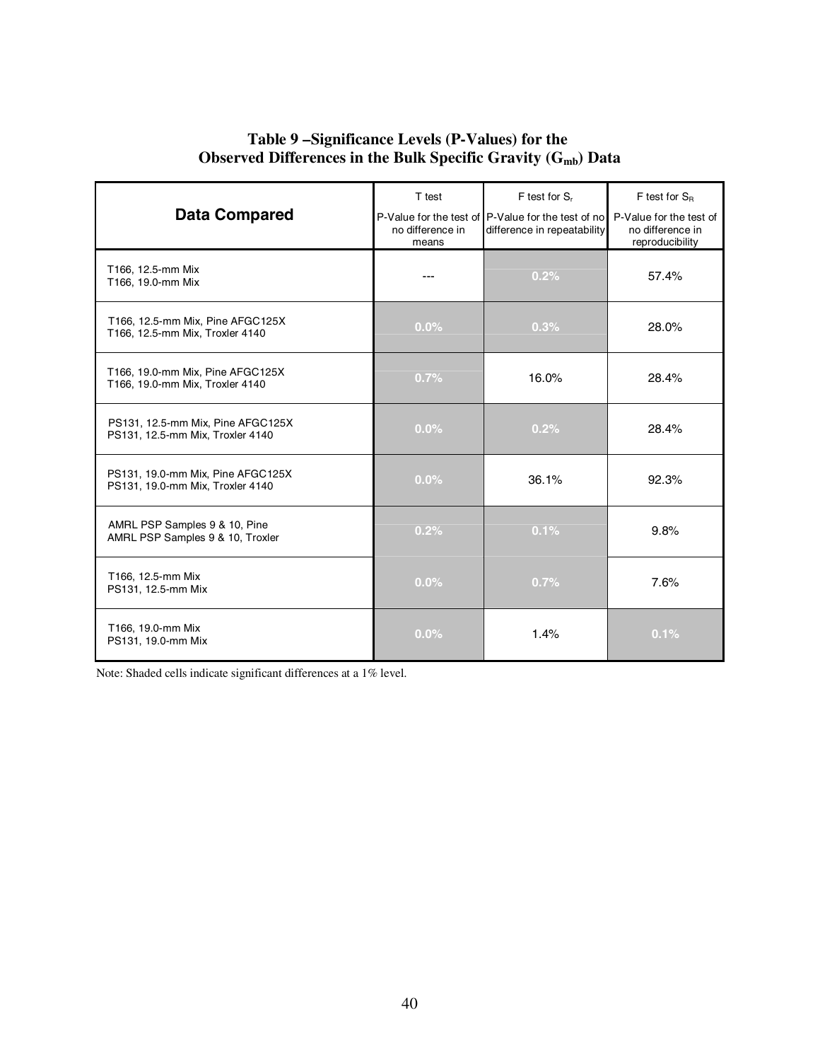**Table 9 –Significance Levels (P-Values) for the Observed Differences in the Bulk Specific Gravity ($G_{mb}$) Data**

| Data Compared | T test<br>P-Value for the test of no difference in means | F test for $S_r$<br>P-Value for the test of no difference in repeatability | F test for $S_R$<br>P-Value for the test of no difference in reproducibility |
|---|---|---|---|
| T166, 12.5-mm Mix<br>T166, 19.0-mm Mix | --- | 0.2% | 57.4% |
| T166, 12.5-mm Mix, Pine AFGC125X<br>T166, 12.5-mm Mix, Troxler 4140 | 0.0% | 0.3% | 28.0% |
| T166, 19.0-mm Mix, Pine AFGC125X<br>T166, 19.0-mm Mix, Troxler 4140 | 0.7% | 16.0% | 28.4% |
| PS131, 12.5-mm Mix, Pine AFGC125X<br>PS131, 12.5-mm Mix, Troxler 4140 | 0.0% | 0.2% | 28.4% |
| PS131, 19.0-mm Mix, Pine AFGC125X<br>PS131, 19.0-mm Mix, Troxler 4140 | 0.0% | 36.1% | 92.3% |
| AMRL PSP Samples 9 & 10, Pine<br>AMRL PSP Samples 9 & 10, Troxler | 0.2% | 0.1% | 9.8% |
| T166, 12.5-mm Mix<br>PS131, 12.5-mm Mix | 0.0% | 0.7% | 7.6% |
| T166, 19.0-mm Mix<br>PS131, 19.0-mm Mix | 0.0% | 1.4% | 0.1% |

Note: Shaded cells indicate significant differences at a 1% level.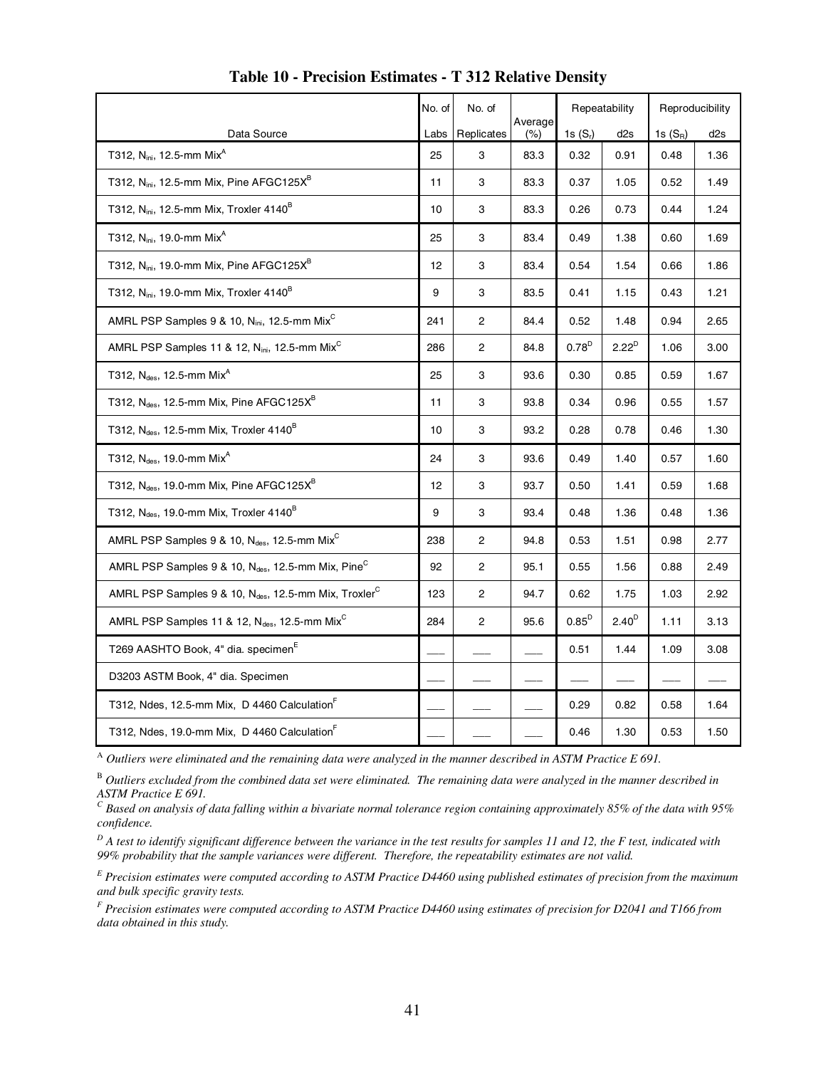# Table 10 - Precision Estimates - T 312 Relative Density

| Data Source | No. of Labs | No. of Replicates | Average (%) | Repeatability | | Reproducibility | |
|---|---|---|---|---|---|---|---|
| | | | | 1s ($S_r$) | d2s | 1s ($S_R$) | d2s |
| T312, $N_{ini}$, 12.5-mm Mix[A] | 25 | 3 | 83.3 | 0.32 | 0.91 | 0.48 | 1.36 |
| T312, $N_{ini}$, 12.5-mm Mix, Pine AFGC125X[B] | 11 | 3 | 83.3 | 0.37 | 1.05 | 0.52 | 1.49 |
| T312, $N_{ini}$, 12.5-mm Mix, Troxler 4140[B] | 10 | 3 | 83.3 | 0.26 | 0.73 | 0.44 | 1.24 |
| T312, $N_{ini}$, 19.0-mm Mix[A] | 25 | 3 | 83.4 | 0.49 | 1.38 | 0.60 | 1.69 |
| T312, $N_{ini}$, 19.0-mm Mix, Pine AFGC125X[B] | 12 | 3 | 83.4 | 0.54 | 1.54 | 0.66 | 1.86 |
| T312, $N_{ini}$, 19.0-mm Mix, Troxler 4140[B] | 9 | 3 | 83.5 | 0.41 | 1.15 | 0.43 | 1.21 |
| AMRL PSP Samples 9 & 10, $N_{ini}$, 12.5-mm Mix[C] | 241 | 2 | 84.4 | 0.52 | 1.48 | 0.94 | 2.65 |
| AMRL PSP Samples 11 & 12, $N_{ini}$, 12.5-mm Mix[C] | 286 | 2 | 84.8 | 0.78[D] | 2.22[D] | 1.06 | 3.00 |
| T312, $N_{des}$, 12.5-mm Mix[A] | 25 | 3 | 93.6 | 0.30 | 0.85 | 0.59 | 1.67 |
| T312, $N_{des}$, 12.5-mm Mix, Pine AFGC125X[B] | 11 | 3 | 93.8 | 0.34 | 0.96 | 0.55 | 1.57 |
| T312, $N_{des}$, 12.5-mm Mix, Troxler 4140[B] | 10 | 3 | 93.2 | 0.28 | 0.78 | 0.46 | 1.30 |
| T312, $N_{des}$, 19.0-mm Mix[A] | 24 | 3 | 93.6 | 0.49 | 1.40 | 0.57 | 1.60 |
| T312, $N_{des}$, 19.0-mm Mix, Pine AFGC125X[B] | 12 | 3 | 93.7 | 0.50 | 1.41 | 0.59 | 1.68 |
| T312, $N_{des}$, 19.0-mm Mix, Troxler 4140[B] | 9 | 3 | 93.4 | 0.48 | 1.36 | 0.48 | 1.36 |
| AMRL PSP Samples 9 & 10, $N_{des}$, 12.5-mm Mix[C] | 238 | 2 | 94.8 | 0.53 | 1.51 | 0.98 | 2.77 |
| AMRL PSP Samples 9 & 10, $N_{des}$, 12.5-mm Mix, Pine[C] | 92 | 2 | 95.1 | 0.55 | 1.56 | 0.88 | 2.49 |
| AMRL PSP Samples 9 & 10, $N_{des}$, 12.5-mm Mix, Troxler[C] | 123 | 2 | 94.7 | 0.62 | 1.75 | 1.03 | 2.92 |
| AMRL PSP Samples 11 & 12, $N_{des}$, 12.5-mm Mix[C] | 284 | 2 | 95.6 | 0.85[D] | 2.40[D] | 1.11 | 3.13 |
| T269 AASHTO Book, 4" dia. specimen[E] | ___ | ___ | ___ | 0.51 | 1.44 | 1.09 | 3.08 |
| D3203 ASTM Book, 4" dia. Specimen | ___ | ___ | ___ | ___ | ___ | ___ | ___ |
| T312, Ndes, 12.5-mm Mix, D 4460 Calculation[F] | ___ | ___ | ___ | 0.29 | 0.82 | 0.58 | 1.64 |
| T312, Ndes, 19.0-mm Mix, D 4460 Calculation[F] | ___ | ___ | ___ | 0.46 | 1.30 | 0.53 | 1.50 |

[A] *Outliers were eliminated and the remaining data were analyzed in the manner described in ASTM Practice E 691.*

[B] *Outliers excluded from the combined data set were eliminated. The remaining data were analyzed in the manner described in ASTM Practice E 691.*

[C] *Based on analysis of data falling within a bivariate normal tolerance region containing approximately 85% of the data with 95% confidence.*

[D] *A test to identify significant difference between the variance in the test results for samples 11 and 12, the F test, indicated with 99% probability that the sample variances were different. Therefore, the repeatability estimates are not valid.*

[E] *Precision estimates were computed according to ASTM Practice D4460 using published estimates of precision from the maximum and bulk specific gravity tests.*

[F] *Precision estimates were computed according to ASTM Practice D4460 using estimates of precision for D2041 and T166 from data obtained in this study.*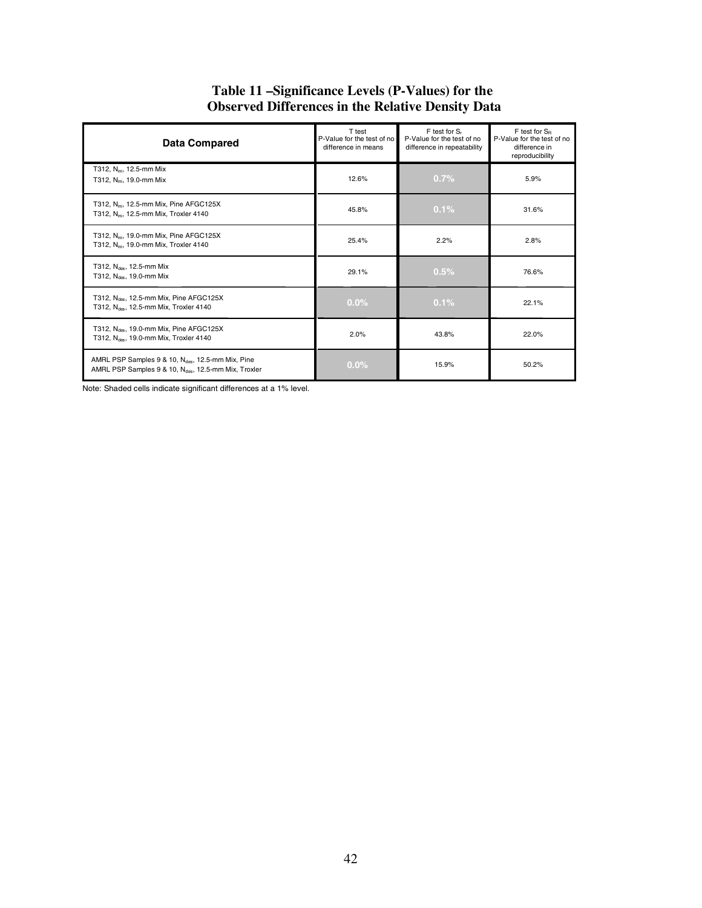# Table 11 –Significance Levels (P-Values) for the Observed Differences in the Relative Density Data

| Data Compared | T test P-Value for the test of no difference in means | F test for $S_r$ P-Value for the test of no difference in repeatability | F test for $S_R$ P-Value for the test of no difference in reproducibility |
|---|---|---|---|
| T312, $N_{ini}$, 12.5-mm Mix<br>T312, $N_{ini}$, 19.0-mm Mix | 12.6% | 0.7% | 5.9% |
| T312, $N_{ini}$, 12.5-mm Mix, Pine AFGC125X<br>T312, $N_{ini}$, 12.5-mm Mix, Troxler 4140 | 45.8% | 0.1% | 31.6% |
| T312, $N_{ini}$, 19.0-mm Mix, Pine AFGC125X<br>T312, $N_{ini}$, 19.0-mm Mix, Troxler 4140 | 25.4% | 2.2% | 2.8% |
| T312, $N_{des}$, 12.5-mm Mix<br>T312, $N_{des}$, 19.0-mm Mix | 29.1% | 0.5% | 76.6% |
| T312, $N_{des}$, 12.5-mm Mix, Pine AFGC125X<br>T312, $N_{des}$, 12.5-mm Mix, Troxler 4140 | 0.0% | 0.1% | 22.1% |
| T312, $N_{des}$, 19.0-mm Mix, Pine AFGC125X<br>T312, $N_{des}$, 19.0-mm Mix, Troxler 4140 | 2.0% | 43.8% | 22.0% |
| AMRL PSP Samples 9 & 10, $N_{des}$, 12.5-mm Mix, Pine<br>AMRL PSP Samples 9 & 10, $N_{des}$, 12.5-mm Mix, Troxler | 0.0% | 15.9% | 50.2% |

Note: Shaded cells indicate significant differences at a 1% level.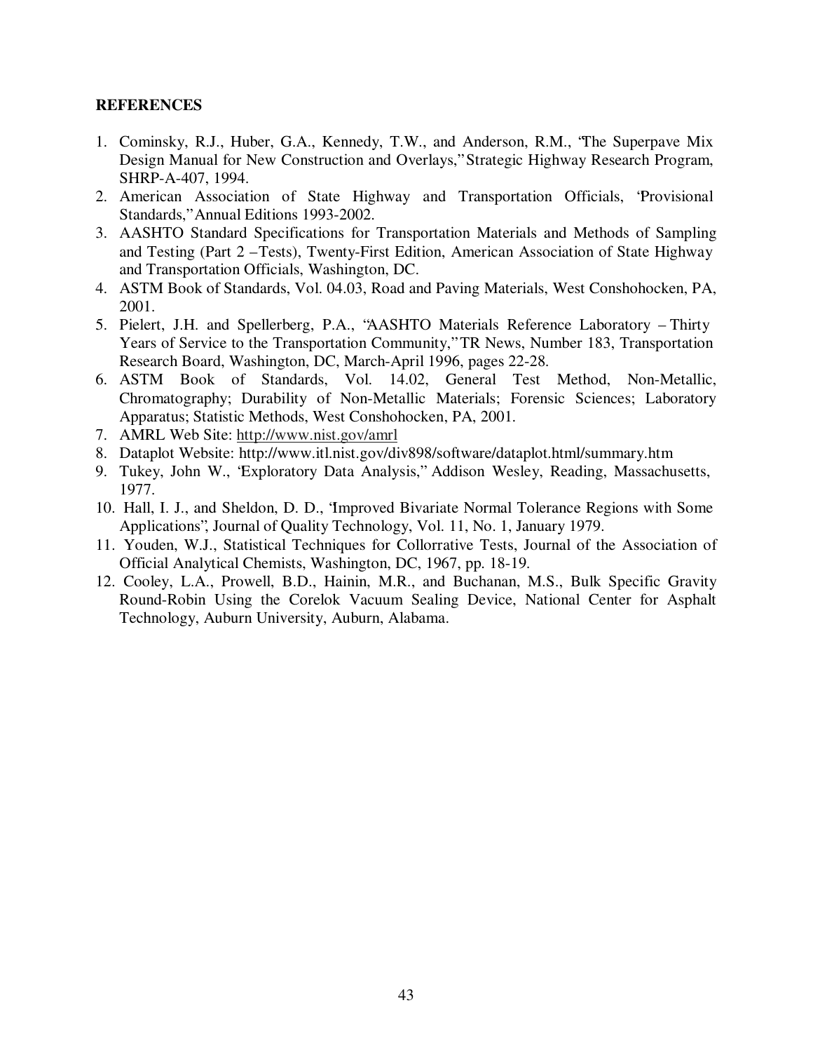## REFERENCES

1. Cominsky, R.J., Huber, G.A., Kennedy, T.W., and Anderson, R.M., "The Superpave Mix Design Manual for New Construction and Overlays," Strategic Highway Research Program, SHRP-A-407, 1994.
2. American Association of State Highway and Transportation Officials, "Provisional Standards," Annual Editions 1993-2002.
3. AASHTO Standard Specifications for Transportation Materials and Methods of Sampling and Testing (Part 2 – Tests), Twenty-First Edition, American Association of State Highway and Transportation Officials, Washington, DC.
4. ASTM Book of Standards, Vol. 04.03, Road and Paving Materials, West Conshohocken, PA, 2001.
5. Pielert, J.H. and Spellerberg, P.A., "AASHTO Materials Reference Laboratory – Thirty Years of Service to the Transportation Community," TR News, Number 183, Transportation Research Board, Washington, DC, March-April 1996, pages 22-28.
6. ASTM Book of Standards, Vol. 14.02, General Test Method, Non-Metallic, Chromatography; Durability of Non-Metallic Materials; Forensic Sciences; Laboratory Apparatus; Statistic Methods, West Conshohocken, PA, 2001.
7. AMRL Web Site: http://www.nist.gov/amrl
8. Dataplot Website: http://www.itl.nist.gov/div898/software/dataplot.html/summary.htm
9. Tukey, John W., "Exploratory Data Analysis," Addison Wesley, Reading, Massachusetts, 1977.
10. Hall, I. J., and Sheldon, D. D., "Improved Bivariate Normal Tolerance Regions with Some Applications", Journal of Quality Technology, Vol. 11, No. 1, January 1979.
11. Youden, W.J., Statistical Techniques for Collorrative Tests, Journal of the Association of Official Analytical Chemists, Washington, DC, 1967, pp. 18-19.
12. Cooley, L.A., Prowell, B.D., Hainin, M.R., and Buchanan, M.S., Bulk Specific Gravity Round-Robin Using the Corelok Vacuum Sealing Device, National Center for Asphalt Technology, Auburn University, Auburn, Alabama.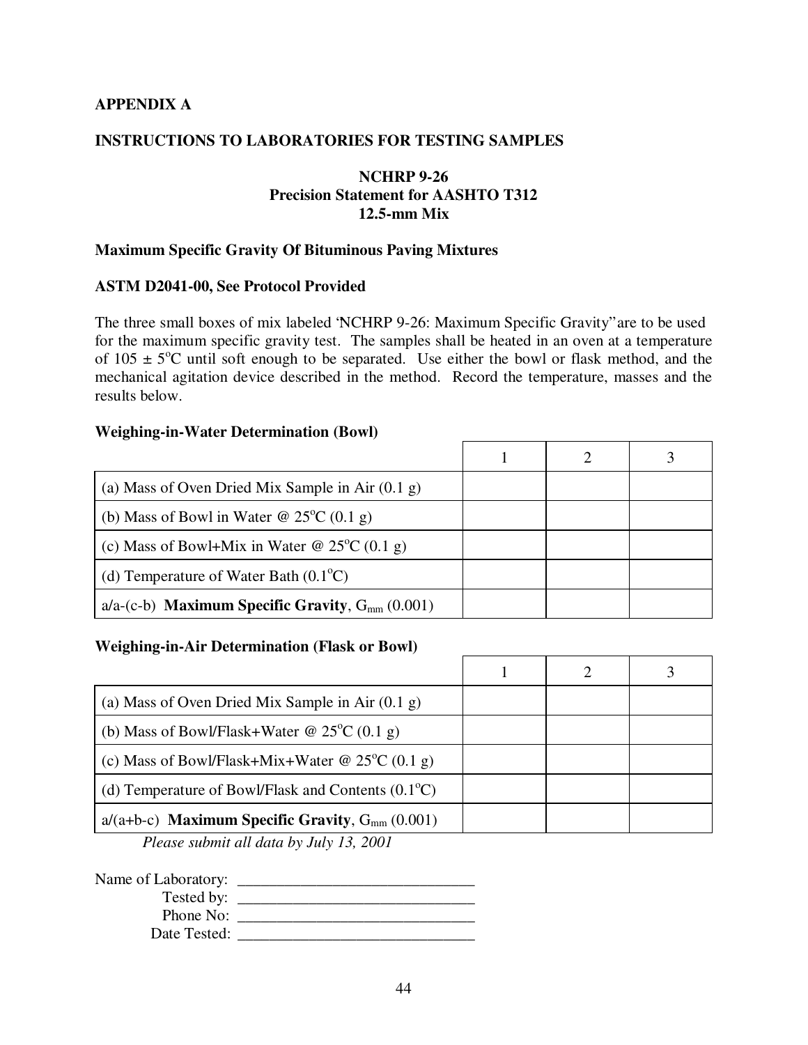## APPENDIX A

## INSTRUCTIONS TO LABORATORIES FOR TESTING SAMPLES

**NCHRP 9-26**
**Precision Statement for AASHTO T312**
**12.5-mm Mix**

### Maximum Specific Gravity Of Bituminous Paving Mixtures

### ASTM D2041-00, See Protocol Provided

The three small boxes of mix labeled 'NCHRP 9-26: Maximum Specific Gravity" are to be used for the maximum specific gravity test. The samples shall be heated in an oven at a temperature of 105 ± 5°C until soft enough to be separated. Use either the bowl or flask method, and the mechanical agitation device described in the method. Record the temperature, masses and the results below.

**Weighing-in-Water Determination (Bowl)**

| | 1 | 2 | 3 |
|---|---|---|---|
| (a) Mass of Oven Dried Mix Sample in Air (0.1 g) | | | |
| (b) Mass of Bowl in Water @ 25°C (0.1 g) | | | |
| (c) Mass of Bowl+Mix in Water @ 25°C (0.1 g) | | | |
| (d) Temperature of Water Bath (0.1°C) | | | |
| a/a-(c-b) **Maximum Specific Gravity**, $G_{mm}$ (0.001) | | | |

**Weighing-in-Air Determination (Flask or Bowl)**

| | 1 | 2 | 3 |
|---|---|---|---|
| (a) Mass of Oven Dried Mix Sample in Air (0.1 g) | | | |
| (b) Mass of Bowl/Flask+Water @ 25°C (0.1 g) | | | |
| (c) Mass of Bowl/Flask+Mix+Water @ 25°C (0.1 g) | | | |
| (d) Temperature of Bowl/Flask and Contents (0.1°C) | | | |
| a/(a+b-c) **Maximum Specific Gravity**, $G_{mm}$ (0.001) | | | |

*Please submit all data by July 13, 2001*

Name of Laboratory: ______________________________
Tested by: ______________________________
Phone No: ______________________________
Date Tested: ______________________________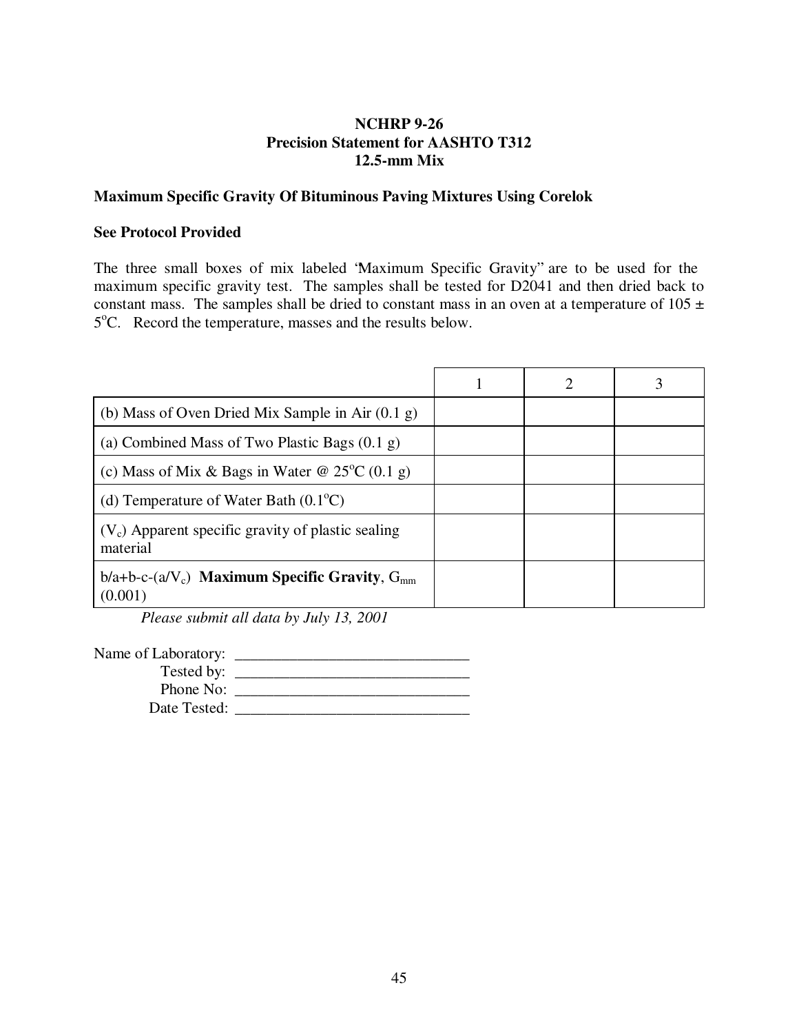**NCHRP 9-26**
**Precision Statement for AASHTO T312**
**12.5-mm Mix**

**Maximum Specific Gravity Of Bituminous Paving Mixtures Using Corelok**

**See Protocol Provided**

The three small boxes of mix labeled "Maximum Specific Gravity" are to be used for the maximum specific gravity test. The samples shall be tested for D2041 and then dried back to constant mass. The samples shall be dried to constant mass in an oven at a temperature of 105 ± 5°C. Record the temperature, masses and the results below.

| | 1 | 2 | 3 |
|---|---|---|---|
| (b) Mass of Oven Dried Mix Sample in Air (0.1 g) | | | |
| (a) Combined Mass of Two Plastic Bags (0.1 g) | | | |
| (c) Mass of Mix & Bags in Water @ 25°C (0.1 g) | | | |
| (d) Temperature of Water Bath (0.1°C) | | | |
| ($V_c$) Apparent specific gravity of plastic sealing material | | | |
| $b/a+b-c-(a/V_c)$ **Maximum Specific Gravity**, $G_{mm}$ (0.001) | | | |

*Please submit all data by July 13, 2001*

Name of Laboratory: ______________________________
Tested by: ______________________________
Phone No: ______________________________
Date Tested: ______________________________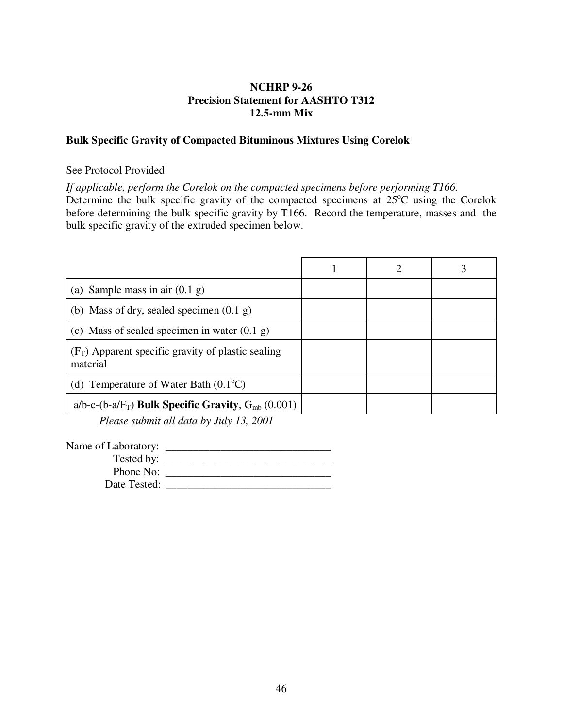**NCHRP 9-26**
**Precision Statement for AASHTO T312**
**12.5-mm Mix**

**Bulk Specific Gravity of Compacted Bituminous Mixtures Using Corelok**

See Protocol Provided

*If applicable, perform the Corelok on the compacted specimens before performing T166.*
Determine the bulk specific gravity of the compacted specimens at 25°C using the Corelok before determining the bulk specific gravity by T166. Record the temperature, masses and the bulk specific gravity of the extruded specimen below.

| | 1 | 2 | 3 |
|---|---|---|---|
| (a) Sample mass in air (0.1 g) | | | |
| (b) Mass of dry, sealed specimen (0.1 g) | | | |
| (c) Mass of sealed specimen in water (0.1 g) | | | |
| ($F_T$) Apparent specific gravity of plastic sealing material | | | |
| (d) Temperature of Water Bath (0.1°C) | | | |
| a/b-c-(b-a/$F_T$) **Bulk Specific Gravity**, $G_{mb}$ (0.001) | | | |

*Please submit all data by July 13, 2001*

Name of Laboratory: ______________________________
Tested by: ______________________________
Phone No: ______________________________
Date Tested: ______________________________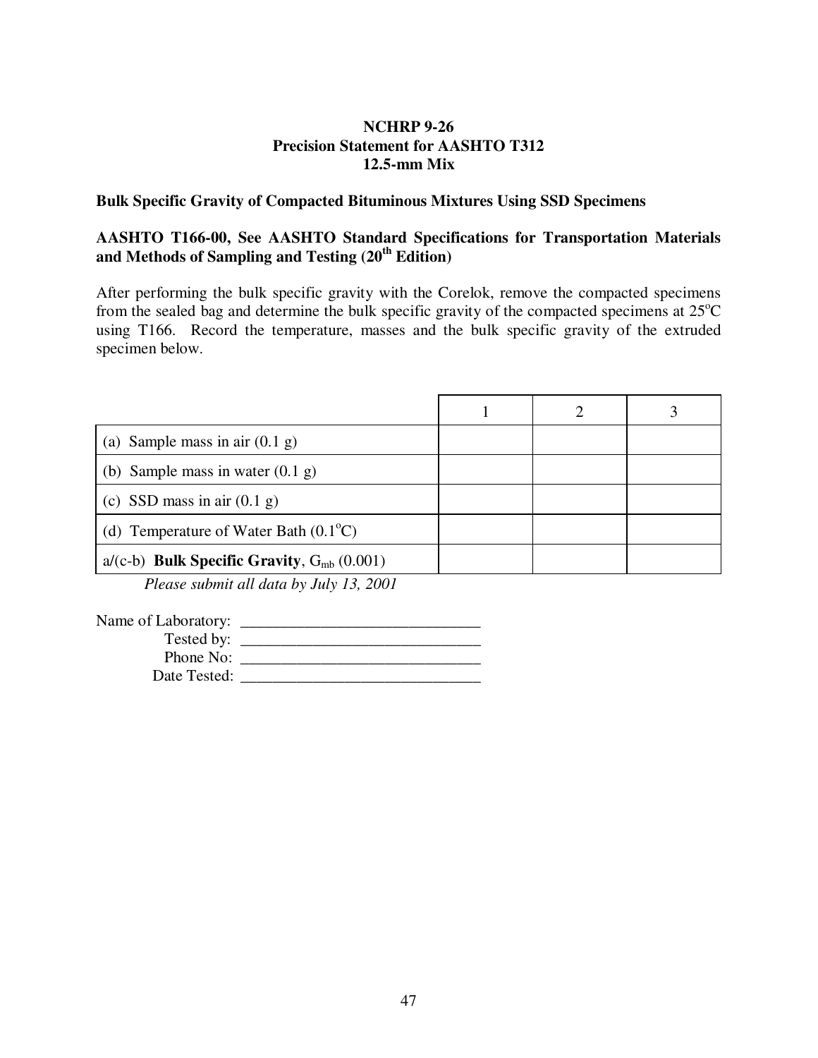**NCHRP 9-26**
**Precision Statement for AASHTO T312**
**12.5-mm Mix**

**Bulk Specific Gravity of Compacted Bituminous Mixtures Using SSD Specimens**

**AASHTO T166-00, See AASHTO Standard Specifications for Transportation Materials and Methods of Sampling and Testing (20th Edition)**

After performing the bulk specific gravity with the Corelok, remove the compacted specimens from the sealed bag and determine the bulk specific gravity of the compacted specimens at 25°C using T166. Record the temperature, masses and the bulk specific gravity of the extruded specimen below.

| | 1 | 2 | 3 |
|---|---|---|---|
| (a) Sample mass in air (0.1 g) | | | |
| (b) Sample mass in water (0.1 g) | | | |
| (c) SSD mass in air (0.1 g) | | | |
| (d) Temperature of Water Bath (0.1°C) | | | |
| a/(c-b) **Bulk Specific Gravity**, $G_{mb}$ (0.001) | | | |

*Please submit all data by July 13, 2001*

Name of Laboratory: ______________________________
Tested by: ______________________________
Phone No: ______________________________
Date Tested: ______________________________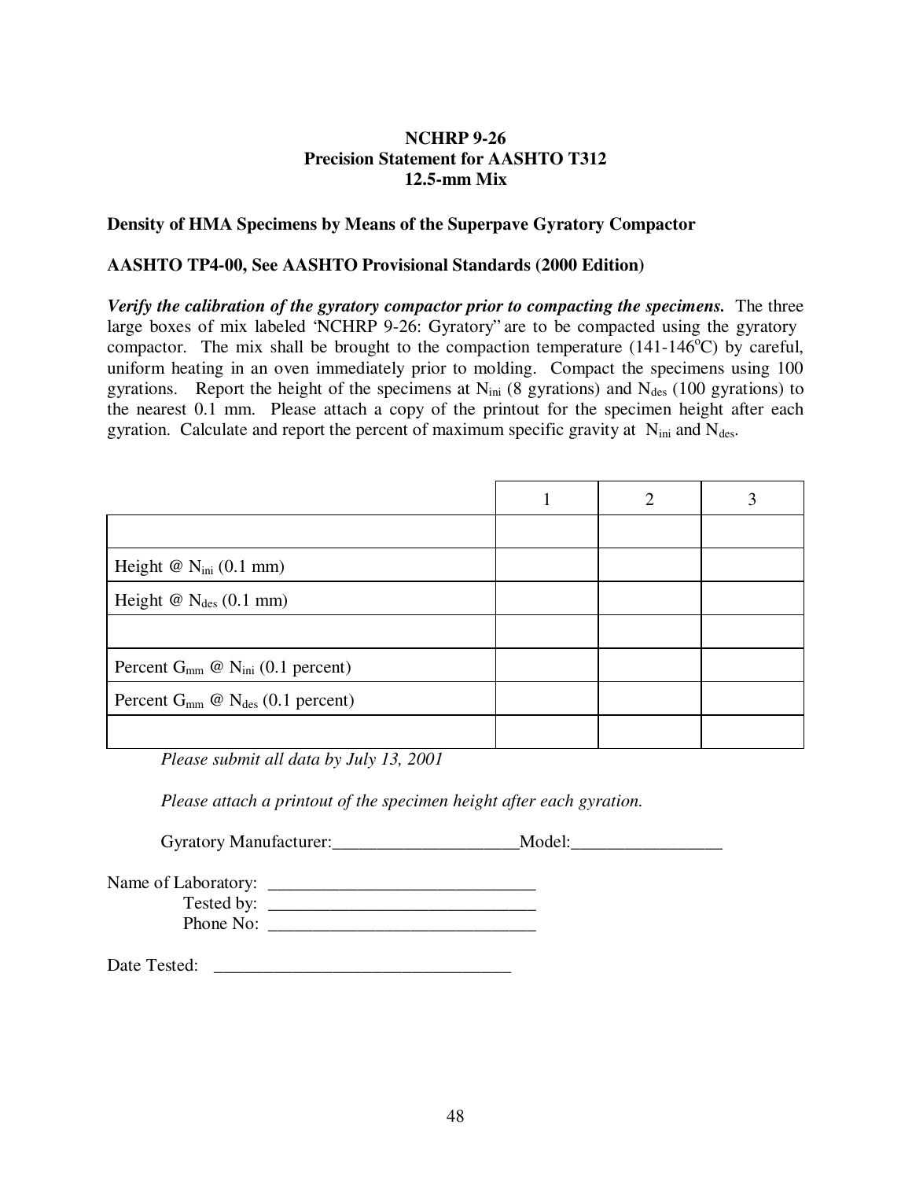**NCHRP 9-26**
**Precision Statement for AASHTO T312**
**12.5-mm Mix**

**Density of HMA Specimens by Means of the Superpave Gyratory Compactor**

**AASHTO TP4-00, See AASHTO Provisional Standards (2000 Edition)**

***Verify the calibration of the gyratory compactor prior to compacting the specimens.*** The three large boxes of mix labeled 'NCHRP 9-26: Gyratory' are to be compacted using the gyratory compactor. The mix shall be brought to the compaction temperature (141-146$^{o}$C) by careful, uniform heating in an oven immediately prior to molding. Compact the specimens using 100 gyrations. Report the height of the specimens at $N_{ini}$ (8 gyrations) and $N_{des}$ (100 gyrations) to the nearest 0.1 mm. Please attach a copy of the printout for the specimen height after each gyration. Calculate and report the percent of maximum specific gravity at $N_{ini}$ and $N_{des}$.

| | 1 | 2 | 3 |
|---|---|---|---|
| | | | |
| Height @ $N_{ini}$ (0.1 mm) | | | |
| Height @ $N_{des}$ (0.1 mm) | | | |
| | | | |
| Percent $G_{mm}$ @ $N_{ini}$ (0.1 percent) | | | |
| Percent $G_{mm}$ @ $N_{des}$ (0.1 percent) | | | |
| | | | |

*Please submit all data by July 13, 2001*

*Please attach a printout of the specimen height after each gyration.*

Gyratory Manufacturer:_____________________Model:_________________

Name of Laboratory: ______________________________
Tested by: ______________________________
Phone No: ______________________________

Date Tested: __________________________________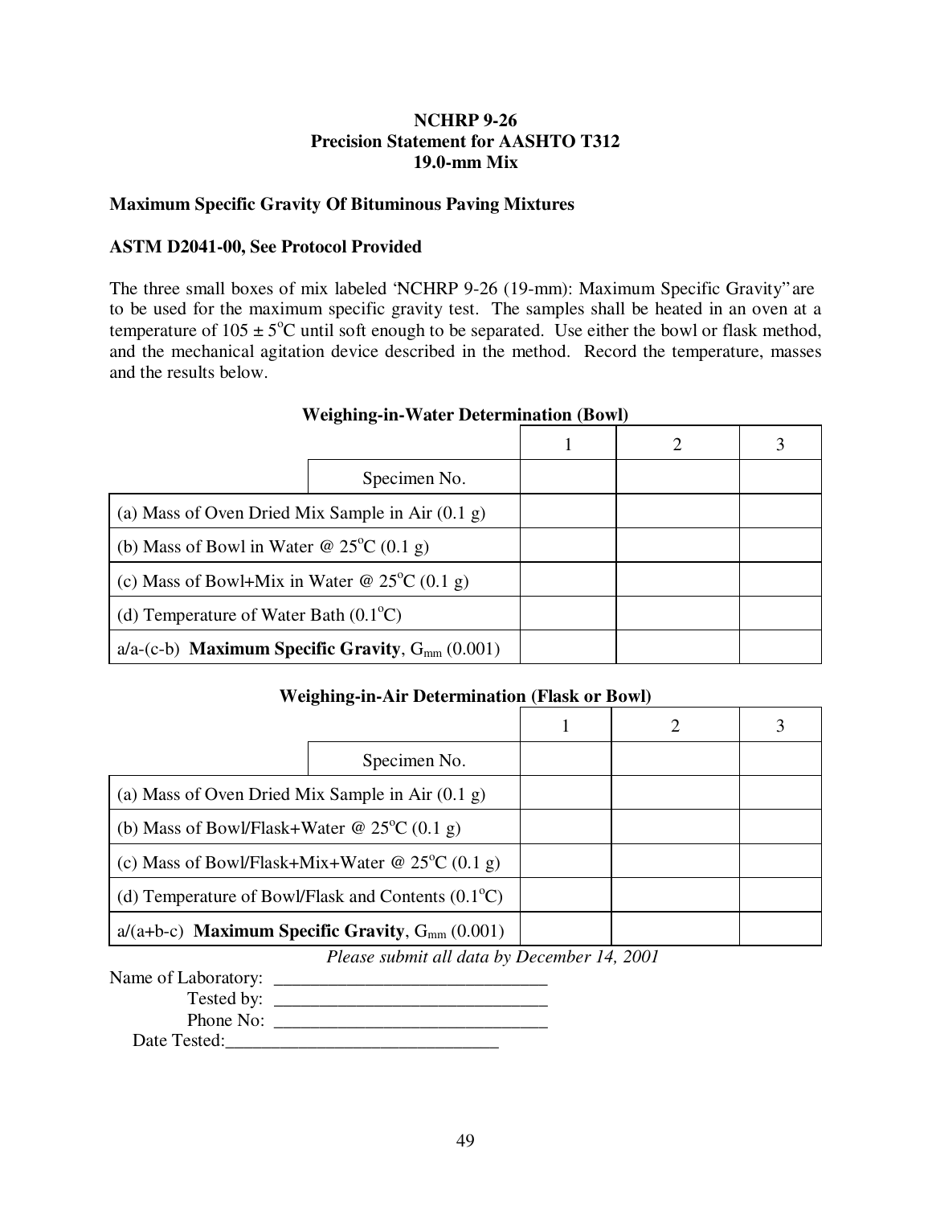**NCHRP 9-26**
**Precision Statement for AASHTO T312**
**19.0-mm Mix**

**Maximum Specific Gravity Of Bituminous Paving Mixtures**

**ASTM D2041-00, See Protocol Provided**

The three small boxes of mix labeled 'NCHRP 9-26 (19-mm): Maximum Specific Gravity" are to be used for the maximum specific gravity test. The samples shall be heated in an oven at a temperature of 105 ± 5°C until soft enough to be separated. Use either the bowl or flask method, and the mechanical agitation device described in the method. Record the temperature, masses and the results below.

**Weighing-in-Water Determination (Bowl)**

| | 1 | 2 | 3 |
|---|---|---|---|
| Specimen No. | | | |
| (a) Mass of Oven Dried Mix Sample in Air (0.1 g) | | | |
| (b) Mass of Bowl in Water @ 25°C (0.1 g) | | | |
| (c) Mass of Bowl+Mix in Water @ 25°C (0.1 g) | | | |
| (d) Temperature of Water Bath (0.1°C) | | | |
| a/a-(c-b) **Maximum Specific Gravity**, $G_{mm}$ (0.001) | | | |

**Weighing-in-Air Determination (Flask or Bowl)**

| | 1 | 2 | 3 |
|---|---|---|---|
| Specimen No. | | | |
| (a) Mass of Oven Dried Mix Sample in Air (0.1 g) | | | |
| (b) Mass of Bowl/Flask+Water @ 25°C (0.1 g) | | | |
| (c) Mass of Bowl/Flask+Mix+Water @ 25°C (0.1 g) | | | |
| (d) Temperature of Bowl/Flask and Contents (0.1°C) | | | |
| a/(a+b-c) **Maximum Specific Gravity**, $G_{mm}$ (0.001) | | | |

*Please submit all data by December 14, 2001*

Name of Laboratory: ______________________________

Tested by: ______________________________

Phone No: ______________________________

Date Tested: ______________________________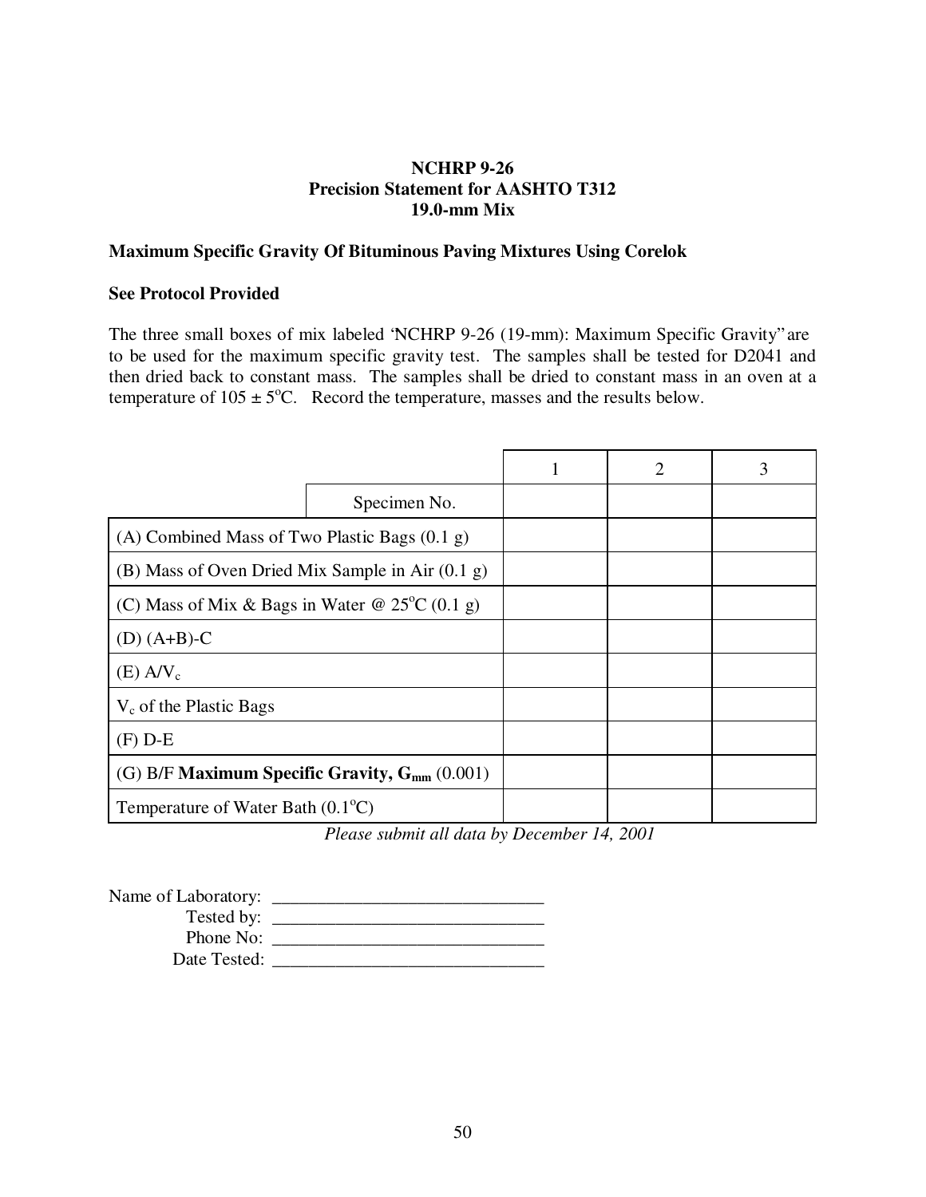**NCHRP 9-26**
**Precision Statement for AASHTO T312**
**19.0-mm Mix**

**Maximum Specific Gravity Of Bituminous Paving Mixtures Using Corelok**

**See Protocol Provided**

The three small boxes of mix labeled "NCHRP 9-26 (19-mm): Maximum Specific Gravity" are to be used for the maximum specific gravity test. The samples shall be tested for D2041 and then dried back to constant mass. The samples shall be dried to constant mass in an oven at a temperature of 105 ± 5°C. Record the temperature, masses and the results below.

| | | 1 | 2 | 3 |
|---|---|---|---|---|
| | Specimen No. | | | |
| (A) Combined Mass of Two Plastic Bags (0.1 g) | | | | |
| (B) Mass of Oven Dried Mix Sample in Air (0.1 g) | | | | |
| (C) Mass of Mix & Bags in Water @ 25°C (0.1 g) | | | | |
| (D) (A+B)-C | | | | |
| (E) $A/V_c$ | | | | |
| $V_c$ of the Plastic Bags | | | | |
| (F) D-E | | | | |
| (G) B/F **Maximum Specific Gravity, $G_{mm}$** (0.001) | | | | |
| Temperature of Water Bath (0.1°C) | | | | |

*Please submit all data by December 14, 2001*

Name of Laboratory: ______________________________
Tested by: ______________________________
Phone No: ______________________________
Date Tested: ______________________________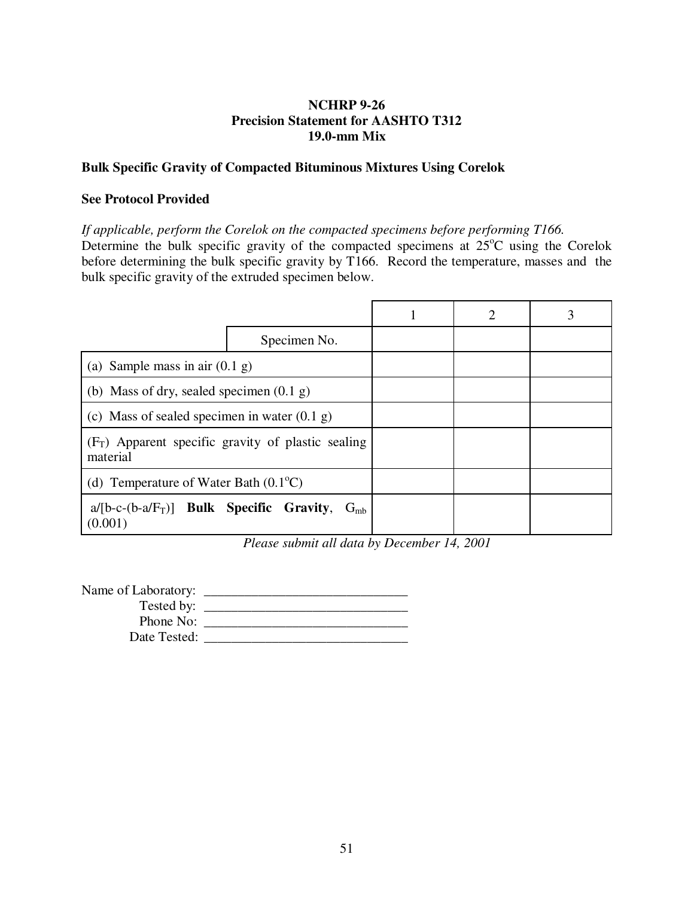**NCHRP 9-26**
**Precision Statement for AASHTO T312**
**19.0-mm Mix**

**Bulk Specific Gravity of Compacted Bituminous Mixtures Using Corelok**

**See Protocol Provided**

*If applicable, perform the Corelok on the compacted specimens before performing T166.*
Determine the bulk specific gravity of the compacted specimens at 25°C using the Corelok before determining the bulk specific gravity by T166. Record the temperature, masses and the bulk specific gravity of the extruded specimen below.

| | | 1 | 2 | 3 |
|---|---|---|---|---|
| | Specimen No. | | | |
| (a) Sample mass in air (0.1 g) | | | | |
| (b) Mass of dry, sealed specimen (0.1 g) | | | | |
| (c) Mass of sealed specimen in water (0.1 g) | | | | |
| ($F_T$) Apparent specific gravity of plastic sealing material | | | | |
| (d) Temperature of Water Bath (0.1°C) | | | | |
| $a/[b-c-(b-a/F_T)]$ **Bulk Specific Gravity**, $G_{mb}$ (0.001) | | | | |

*Please submit all data by December 14, 2001*

Name of Laboratory: ______________________________
Tested by: ______________________________
Phone No: ______________________________
Date Tested: ______________________________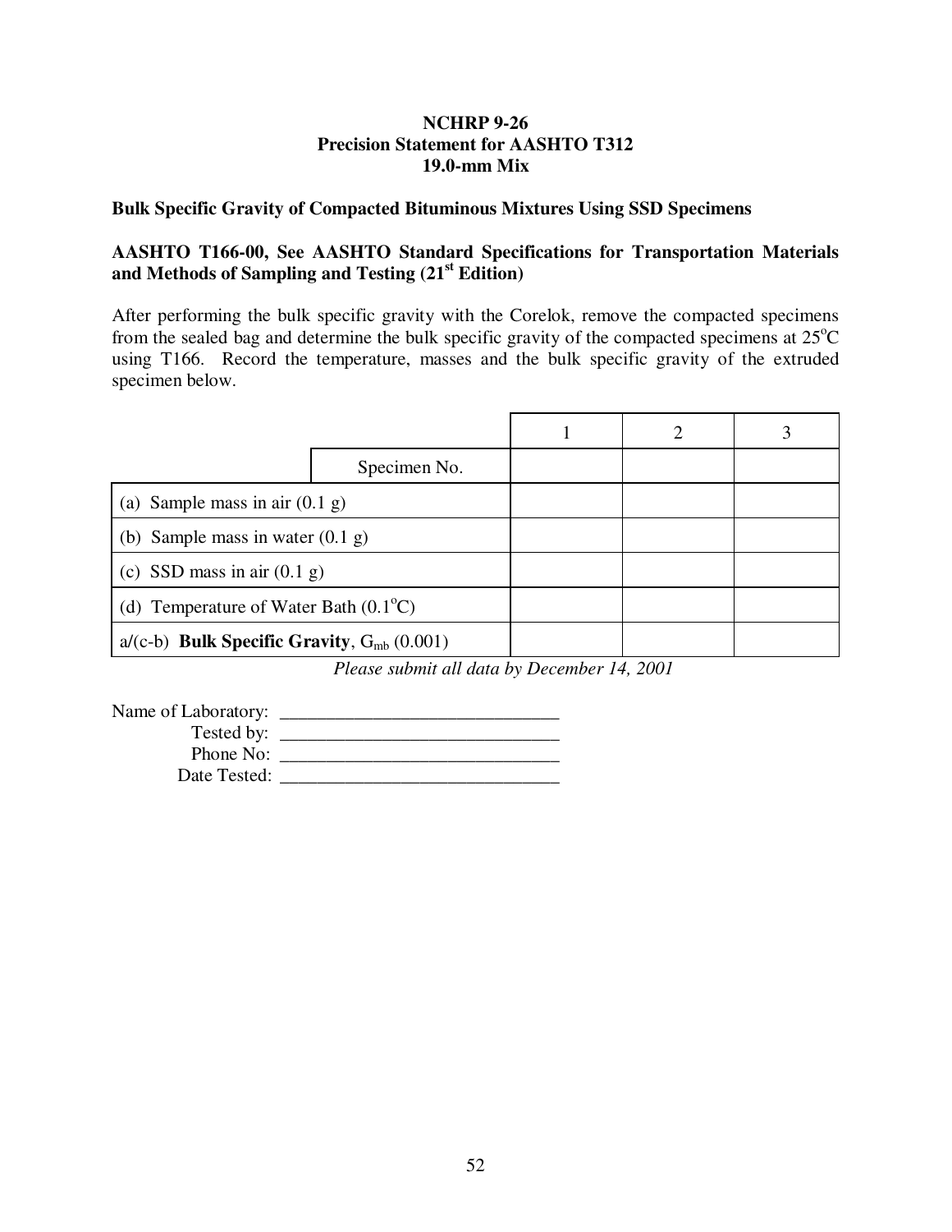**NCHRP 9-26**
**Precision Statement for AASHTO T312**
**19.0-mm Mix**

**Bulk Specific Gravity of Compacted Bituminous Mixtures Using SSD Specimens**

**AASHTO T166-00, See AASHTO Standard Specifications for Transportation Materials and Methods of Sampling and Testing (21st Edition)**

After performing the bulk specific gravity with the Corelok, remove the compacted specimens from the sealed bag and determine the bulk specific gravity of the compacted specimens at 25°C using T166. Record the temperature, masses and the bulk specific gravity of the extruded specimen below.

| | | 1 | 2 | 3 |
|---|---|---|---|---|
| | Specimen No. | | | |
| (a) Sample mass in air (0.1 g) | | | | |
| (b) Sample mass in water (0.1 g) | | | | |
| (c) SSD mass in air (0.1 g) | | | | |
| (d) Temperature of Water Bath (0.1°C) | | | | |
| a/(c-b) **Bulk Specific Gravity**, $G_{mb}$ (0.001) | | | | |

*Please submit all data by December 14, 2001*

Name of Laboratory: ______________________________
Tested by: ______________________________
Phone No: ______________________________
Date Tested: ______________________________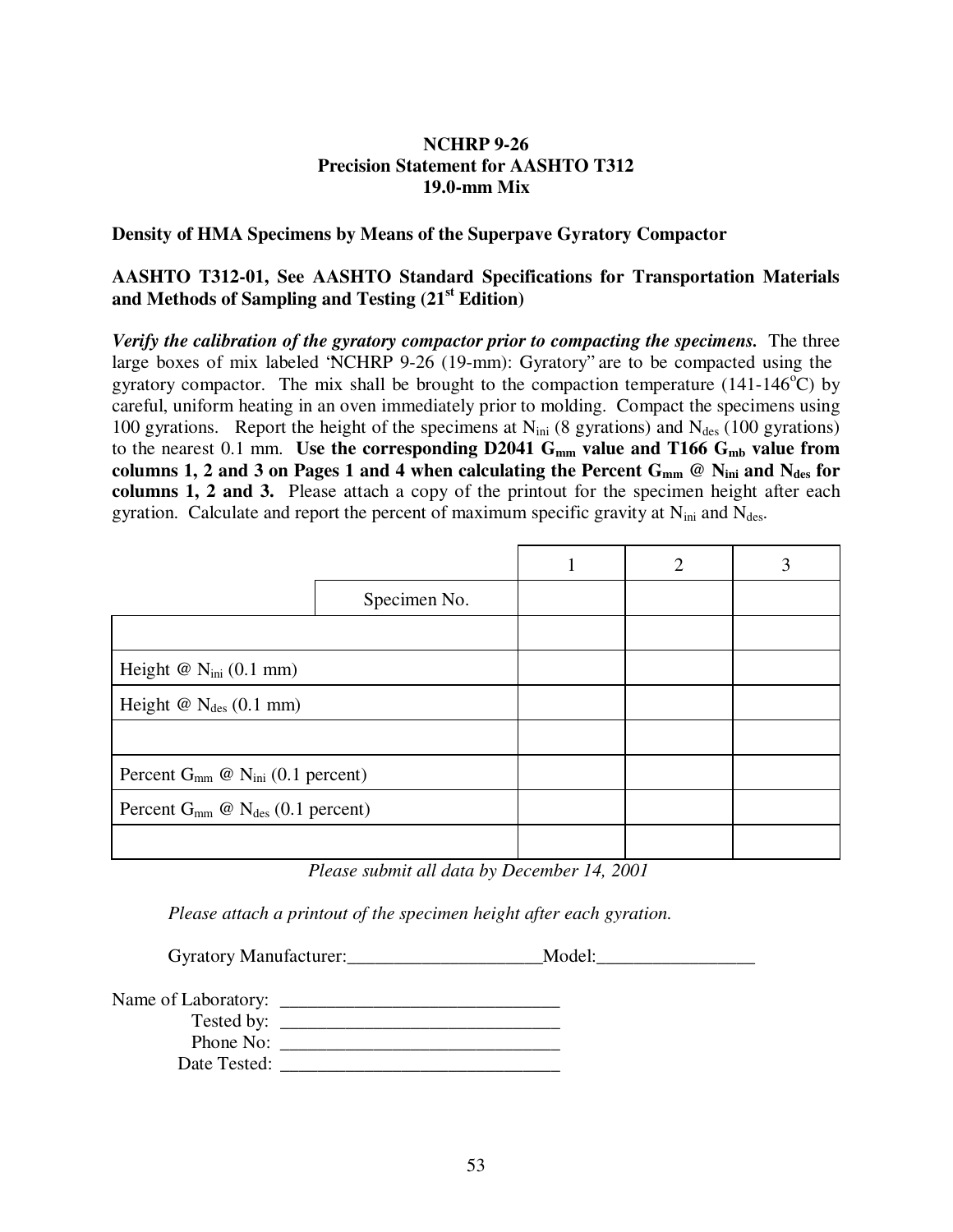**NCHRP 9-26**
**Precision Statement for AASHTO T312**
**19.0-mm Mix**

**Density of HMA Specimens by Means of the Superpave Gyratory Compactor**

**AASHTO T312-01, See AASHTO Standard Specifications for Transportation Materials and Methods of Sampling and Testing (21st Edition)**

***Verify the calibration of the gyratory compactor prior to compacting the specimens.*** The three large boxes of mix labeled 'NCHRP 9-26 (19-mm): Gyratory" are to be compacted using the gyratory compactor. The mix shall be brought to the compaction temperature (141-146°C) by careful, uniform heating in an oven immediately prior to molding. Compact the specimens using 100 gyrations. Report the height of the specimens at $N_{ini}$ (8 gyrations) and $N_{des}$ (100 gyrations) to the nearest 0.1 mm. **Use the corresponding D2041 $G_{mm}$ value and T166 $G_{mb}$ value from columns 1, 2 and 3 on Pages 1 and 4 when calculating the Percent $G_{mm}$ @ $N_{ini}$ and $N_{des}$ for columns 1, 2 and 3.** Please attach a copy of the printout for the specimen height after each gyration. Calculate and report the percent of maximum specific gravity at $N_{ini}$ and $N_{des}$.

| | | 1 | 2 | 3 |
|---|---|---|---|---|
| | Specimen No. | | | |
| | | | | |
| Height @ $N_{ini}$ (0.1 mm) | | | | |
| Height @ $N_{des}$ (0.1 mm) | | | | |
| | | | | |
| Percent $G_{mm}$ @ $N_{ini}$ (0.1 percent) | | | | |
| Percent $G_{mm}$ @ $N_{des}$ (0.1 percent) | | | | |
| | | | | |

*Please submit all data by December 14, 2001*

*Please attach a printout of the specimen height after each gyration.*

Gyratory Manufacturer:_____________________Model:_________________

Name of Laboratory: ______________________________
Tested by: ______________________________
Phone No: ______________________________
Date Tested: ______________________________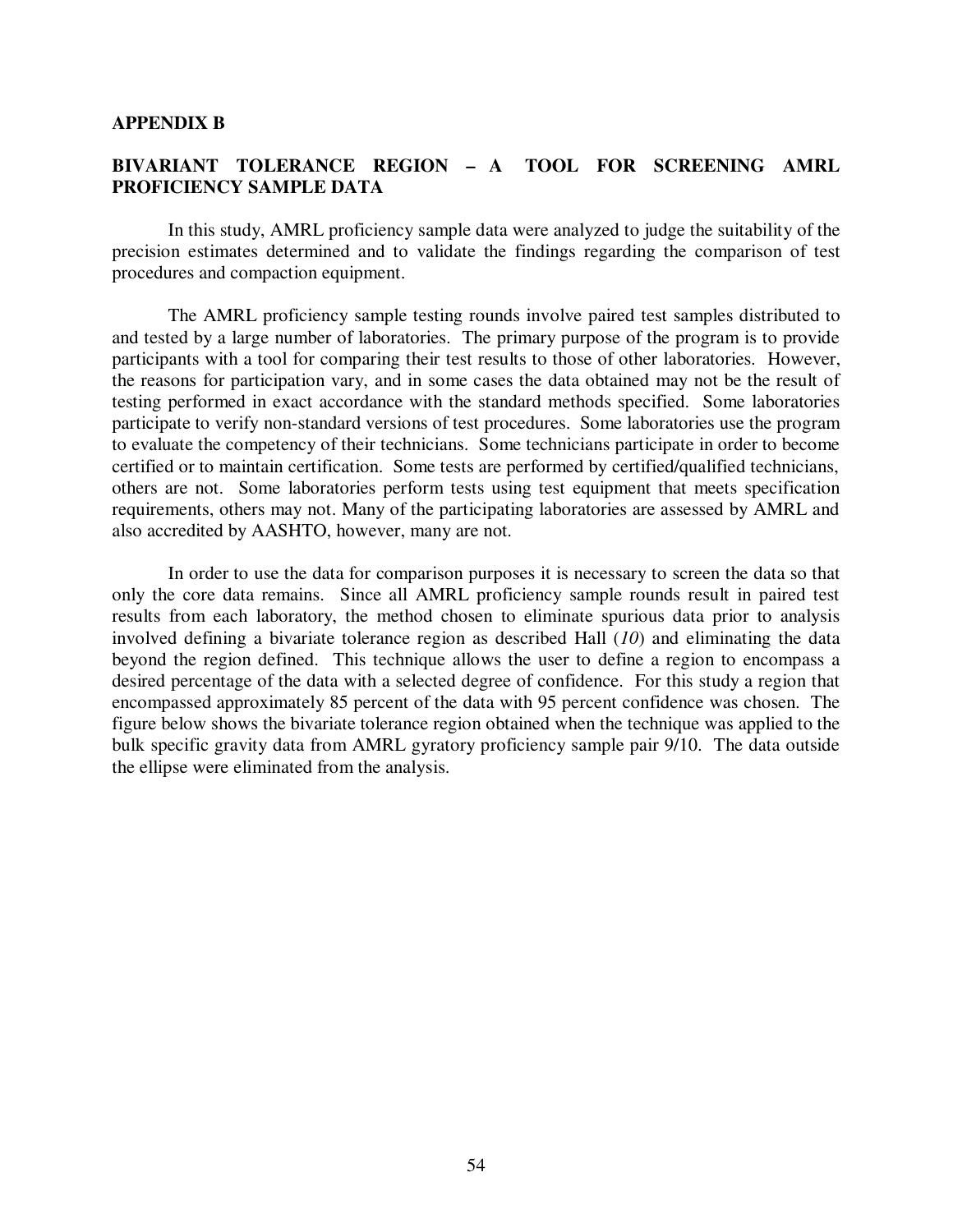## APPENDIX B

## BIVARIANT TOLERANCE REGION – A TOOL FOR SCREENING AMRL PROFICIENCY SAMPLE DATA

In this study, AMRL proficiency sample data were analyzed to judge the suitability of the precision estimates determined and to validate the findings regarding the comparison of test procedures and compaction equipment.

The AMRL proficiency sample testing rounds involve paired test samples distributed to and tested by a large number of laboratories. The primary purpose of the program is to provide participants with a tool for comparing their test results to those of other laboratories. However, the reasons for participation vary, and in some cases the data obtained may not be the result of testing performed in exact accordance with the standard methods specified. Some laboratories participate to verify non-standard versions of test procedures. Some laboratories use the program to evaluate the competency of their technicians. Some technicians participate in order to become certified or to maintain certification. Some tests are performed by certified/qualified technicians, others are not. Some laboratories perform tests using test equipment that meets specification requirements, others may not. Many of the participating laboratories are assessed by AMRL and also accredited by AASHTO, however, many are not.

In order to use the data for comparison purposes it is necessary to screen the data so that only the core data remains. Since all AMRL proficiency sample rounds result in paired test results from each laboratory, the method chosen to eliminate spurious data prior to analysis involved defining a bivariate tolerance region as described Hall (*10*) and eliminating the data beyond the region defined. This technique allows the user to define a region to encompass a desired percentage of the data with a selected degree of confidence. For this study a region that encompassed approximately 85 percent of the data with 95 percent confidence was chosen. The figure below shows the bivariate tolerance region obtained when the technique was applied to the bulk specific gravity data from AMRL gyratory proficiency sample pair 9/10. The data outside the ellipse were eliminated from the analysis.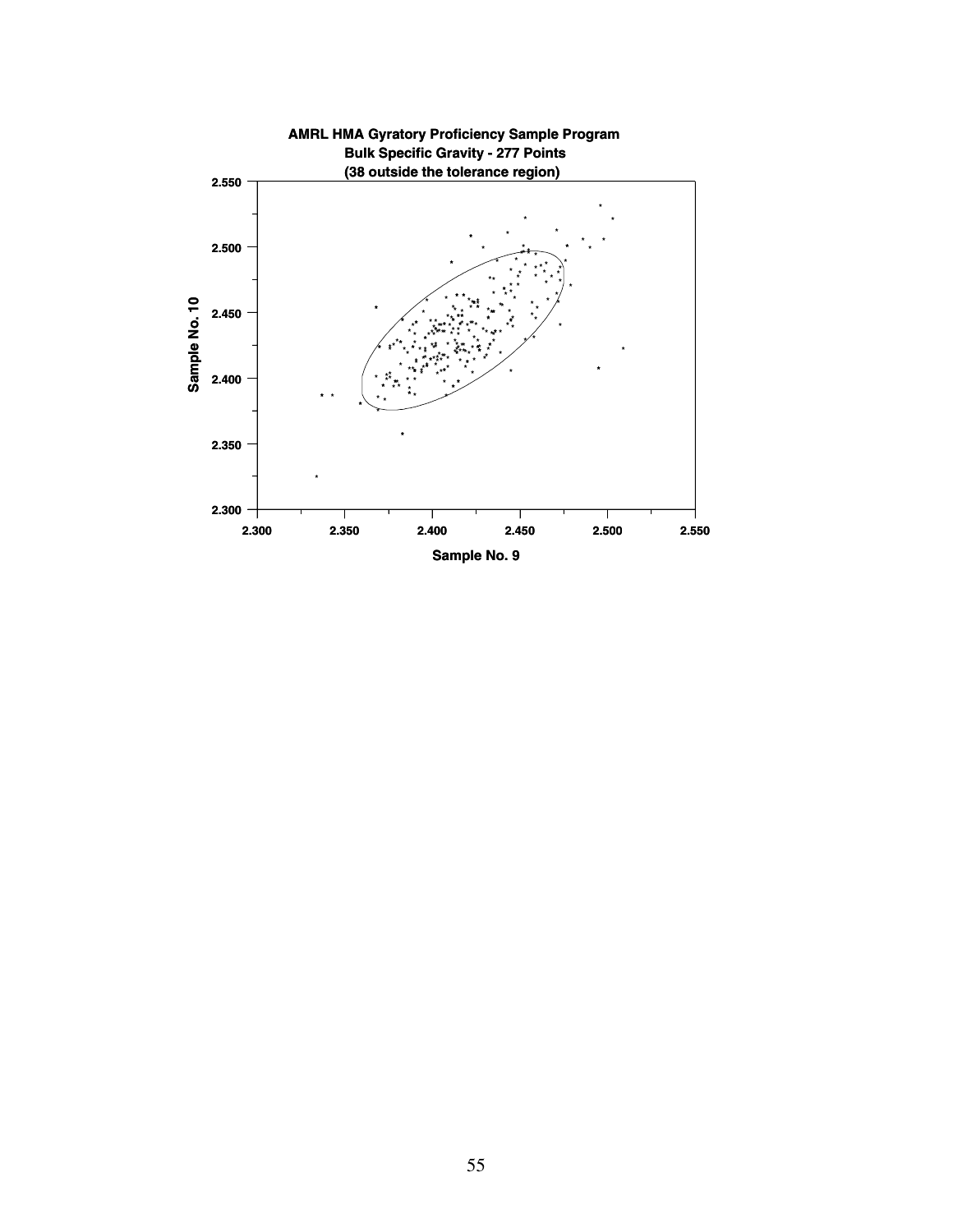**AMRL HMA Gyratory Proficiency Sample Program**
**Bulk Specific Gravity - 277 Points**
**(38 outside the tolerance region)**

**Sample No. 10**

2.550
2.500
2.450
2.400
2.350
2.300

2.300 2.350 2.400 2.450 2.500 2.550

**Sample No. 9**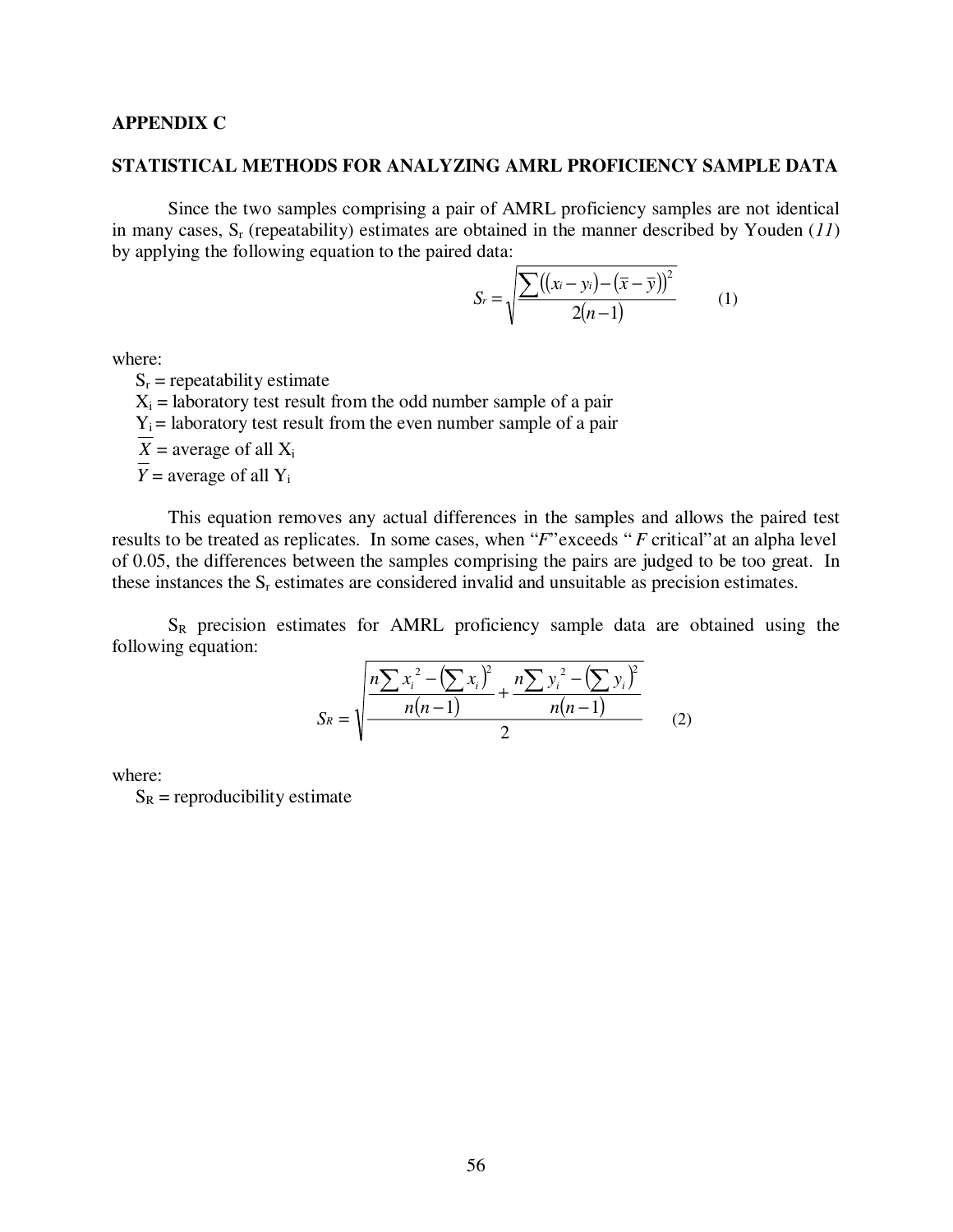## APPENDIX C

## STATISTICAL METHODS FOR ANALYZING AMRL PROFICIENCY SAMPLE DATA

Since the two samples comprising a pair of AMRL proficiency samples are not identical in many cases, $S_r$ (repeatability) estimates are obtained in the manner described by Youden (*11*) by applying the following equation to the paired data:

$$S_r = \sqrt{\frac{\sum\left((x_i - y_i) - (\bar{x} - \bar{y})\right)^2}{2(n-1)}} \qquad (1)$$

where:

- $S_r$ = repeatability estimate
- $X_i$ = laboratory test result from the odd number sample of a pair
- $Y_i$ = laboratory test result from the even number sample of a pair
- $\overline{X}$ = average of all $X_i$
- $\overline{Y}$ = average of all $Y_i$

This equation removes any actual differences in the samples and allows the paired test results to be treated as replicates. In some cases, when "*F*" exceeds "*F* critical" at an alpha level of 0.05, the differences between the samples comprising the pairs are judged to be too great. In these instances the $S_r$ estimates are considered invalid and unsuitable as precision estimates.

$S_R$ precision estimates for AMRL proficiency sample data are obtained using the following equation:

$$S_R = \sqrt{\frac{\dfrac{n\sum x_i^2 - \left(\sum x_i\right)^2}{n(n-1)} + \dfrac{n\sum y_i^2 - \left(\sum y_i\right)^2}{n(n-1)}}{2}} \qquad (2)$$

where:

- $S_R$ = reproducibility estimate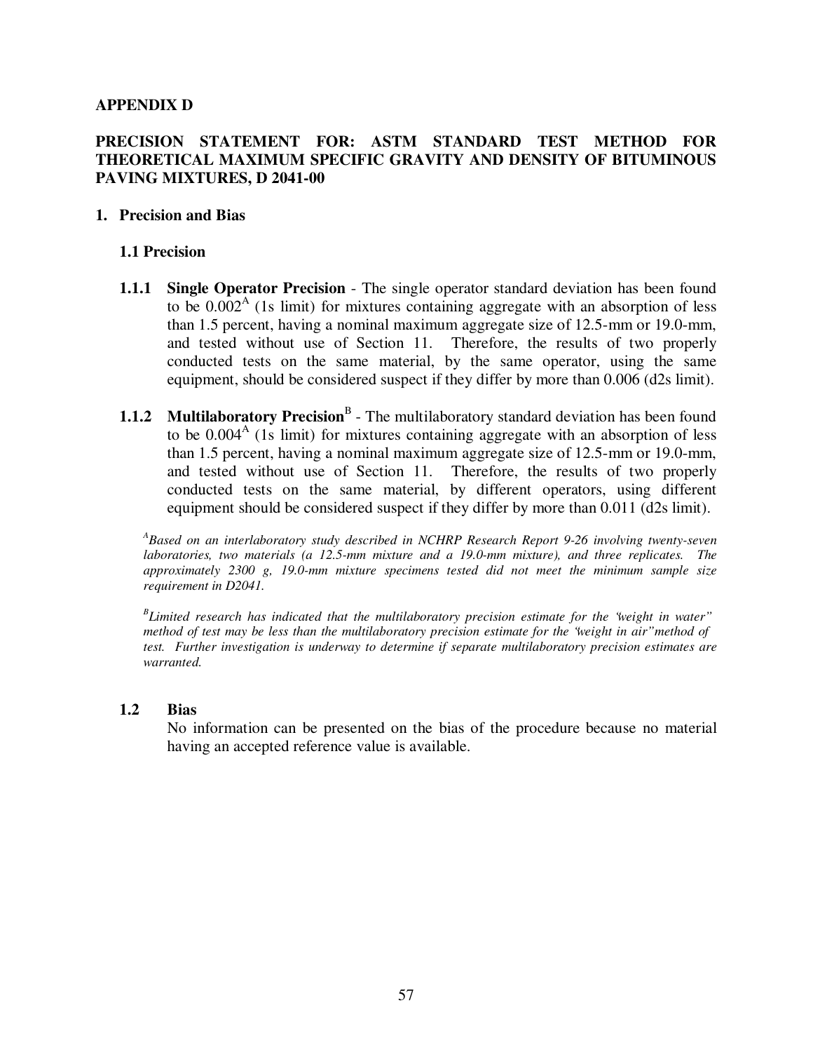# APPENDIX D

## PRECISION STATEMENT FOR: ASTM STANDARD TEST METHOD FOR THEORETICAL MAXIMUM SPECIFIC GRAVITY AND DENSITY OF BITUMINOUS PAVING MIXTURES, D 2041-00

### 1. Precision and Bias

#### 1.1 Precision

**1.1.1 Single Operator Precision** - The single operator standard deviation has been found to be 0.002[A] (1s limit) for mixtures containing aggregate with an absorption of less than 1.5 percent, having a nominal maximum aggregate size of 12.5-mm or 19.0-mm, and tested without use of Section 11. Therefore, the results of two properly conducted tests on the same material, by the same operator, using the same equipment, should be considered suspect if they differ by more than 0.006 (d2s limit).

**1.1.2 Multilaboratory Precision**[B] - The multilaboratory standard deviation has been found to be 0.004[A] (1s limit) for mixtures containing aggregate with an absorption of less than 1.5 percent, having a nominal maximum aggregate size of 12.5-mm or 19.0-mm, and tested without use of Section 11. Therefore, the results of two properly conducted tests on the same material, by different operators, using different equipment should be considered suspect if they differ by more than 0.011 (d2s limit).

*[A]Based on an interlaboratory study described in NCHRP Research Report 9-26 involving twenty-seven laboratories, two materials (a 12.5-mm mixture and a 19.0-mm mixture), and three replicates. The approximately 2300 g, 19.0-mm mixture specimens tested did not meet the minimum sample size requirement in D2041.*

*[B]Limited research has indicated that the multilaboratory precision estimate for the "weight in water" method of test may be less than the multilaboratory precision estimate for the "weight in air" method of test. Further investigation is underway to determine if separate multilaboratory precision estimates are warranted.*

#### 1.2 Bias

No information can be presented on the bias of the procedure because no material having an accepted reference value is available.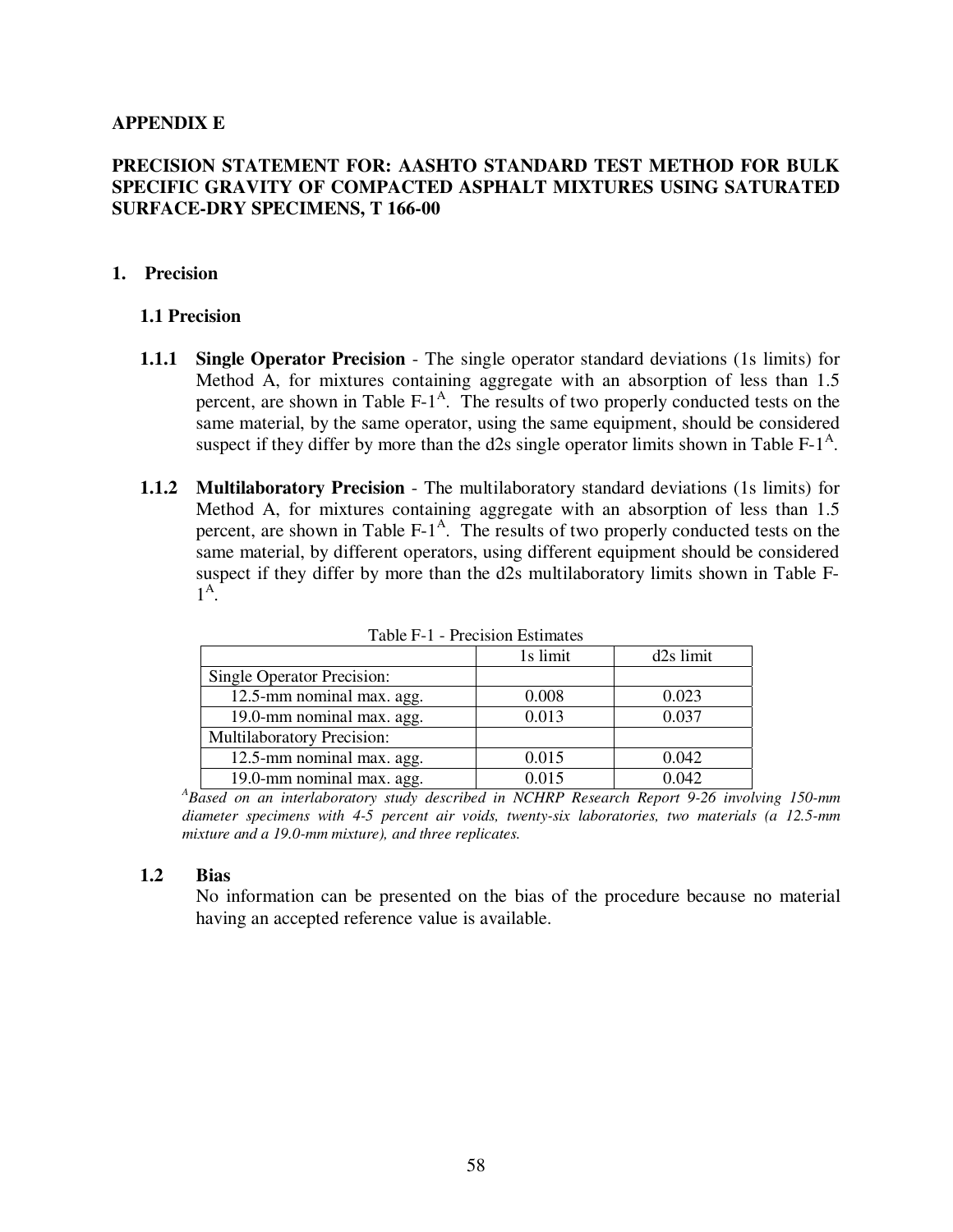## APPENDIX E

## PRECISION STATEMENT FOR: AASHTO STANDARD TEST METHOD FOR BULK SPECIFIC GRAVITY OF COMPACTED ASPHALT MIXTURES USING SATURATED SURFACE-DRY SPECIMENS, T 166-00

### 1. Precision

#### 1.1 Precision

**1.1.1 Single Operator Precision** - The single operator standard deviations (1s limits) for Method A, for mixtures containing aggregate with an absorption of less than 1.5 percent, are shown in Table F-1[A]. The results of two properly conducted tests on the same material, by the same operator, using the same equipment, should be considered suspect if they differ by more than the d2s single operator limits shown in Table F-1[A].

**1.1.2 Multilaboratory Precision** - The multilaboratory standard deviations (1s limits) for Method A, for mixtures containing aggregate with an absorption of less than 1.5 percent, are shown in Table F-1[A]. The results of two properly conducted tests on the same material, by different operators, using different equipment should be considered suspect if they differ by more than the d2s multilaboratory limits shown in Table F-1[A].

Table F-1 - Precision Estimates

| | 1s limit | d2s limit |
|---|---|---|
| Single Operator Precision: | | |
| 12.5-mm nominal max. agg. | 0.008 | 0.023 |
| 19.0-mm nominal max. agg. | 0.013 | 0.037 |
| Multilaboratory Precision: | | |
| 12.5-mm nominal max. agg. | 0.015 | 0.042 |
| 19.0-mm nominal max. agg. | 0.015 | 0.042 |

[A]*Based on an interlaboratory study described in NCHRP Research Report 9-26 involving 150-mm diameter specimens with 4-5 percent air voids, twenty-six laboratories, two materials (a 12.5-mm mixture and a 19.0-mm mixture), and three replicates.*

#### 1.2 Bias

No information can be presented on the bias of the procedure because no material having an accepted reference value is available.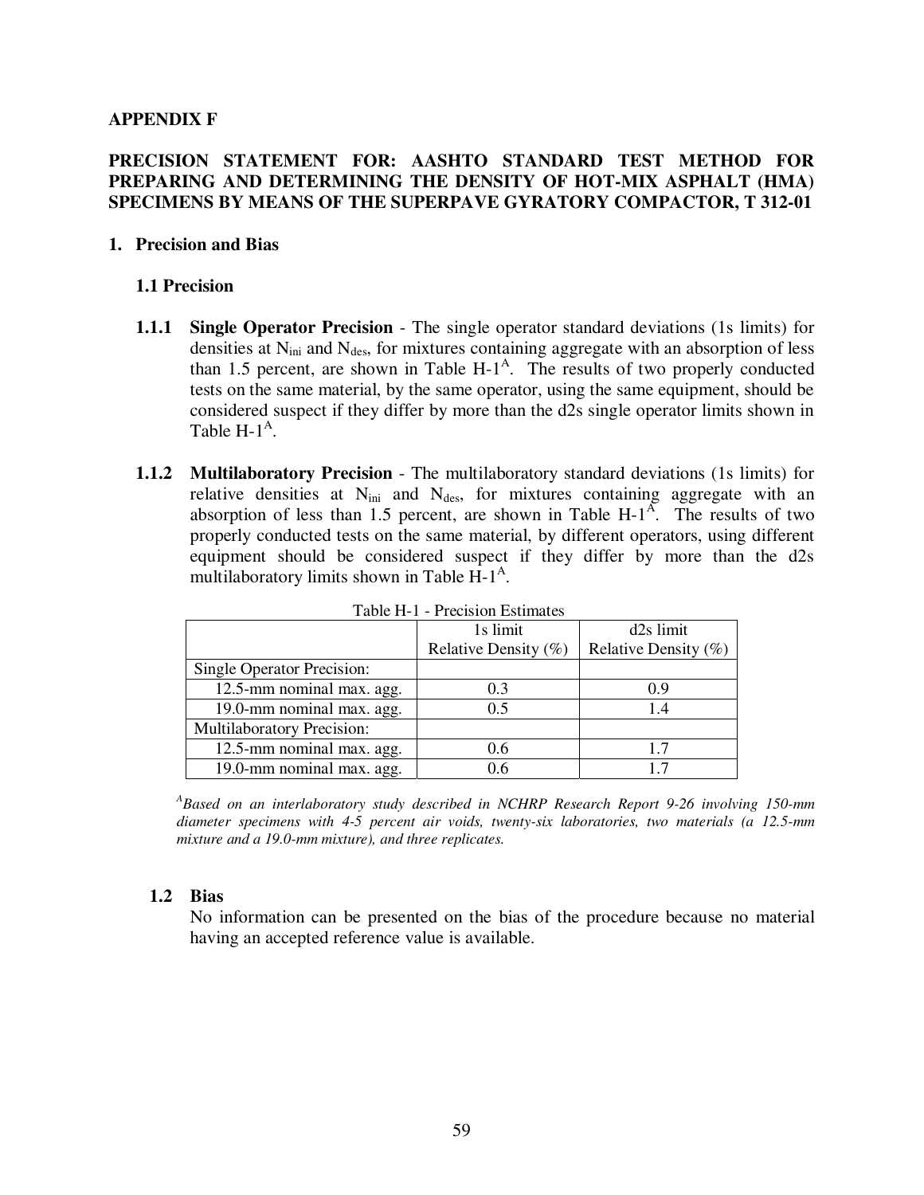## APPENDIX F

## PRECISION STATEMENT FOR: AASHTO STANDARD TEST METHOD FOR PREPARING AND DETERMINING THE DENSITY OF HOT-MIX ASPHALT (HMA) SPECIMENS BY MEANS OF THE SUPERPAVE GYRATORY COMPACTOR, T 312-01

### 1. Precision and Bias

#### 1.1 Precision

**1.1.1 Single Operator Precision** - The single operator standard deviations (1s limits) for densities at $N_{ini}$ and $N_{des}$, for mixtures containing aggregate with an absorption of less than 1.5 percent, are shown in Table H-1[A]. The results of two properly conducted tests on the same material, by the same operator, using the same equipment, should be considered suspect if they differ by more than the d2s single operator limits shown in Table H-1[A].

**1.1.2 Multilaboratory Precision** - The multilaboratory standard deviations (1s limits) for relative densities at $N_{ini}$ and $N_{des}$, for mixtures containing aggregate with an absorption of less than 1.5 percent, are shown in Table H-1[A]. The results of two properly conducted tests on the same material, by different operators, using different equipment should be considered suspect if they differ by more than the d2s multilaboratory limits shown in Table H-1[A].

Table H-1 - Precision Estimates

| | 1s limit Relative Density (%) | d2s limit Relative Density (%) |
|---|---|---|
| Single Operator Precision: | | |
| 12.5-mm nominal max. agg. | 0.3 | 0.9 |
| 19.0-mm nominal max. agg. | 0.5 | 1.4 |
| Multilaboratory Precision: | | |
| 12.5-mm nominal max. agg. | 0.6 | 1.7 |
| 19.0-mm nominal max. agg. | 0.6 | 1.7 |

[A]*Based on an interlaboratory study described in NCHRP Research Report 9-26 involving 150-mm diameter specimens with 4-5 percent air voids, twenty-six laboratories, two materials (a 12.5-mm mixture and a 19.0-mm mixture), and three replicates.*

#### 1.2 Bias

No information can be presented on the bias of the procedure because no material having an accepted reference value is available.